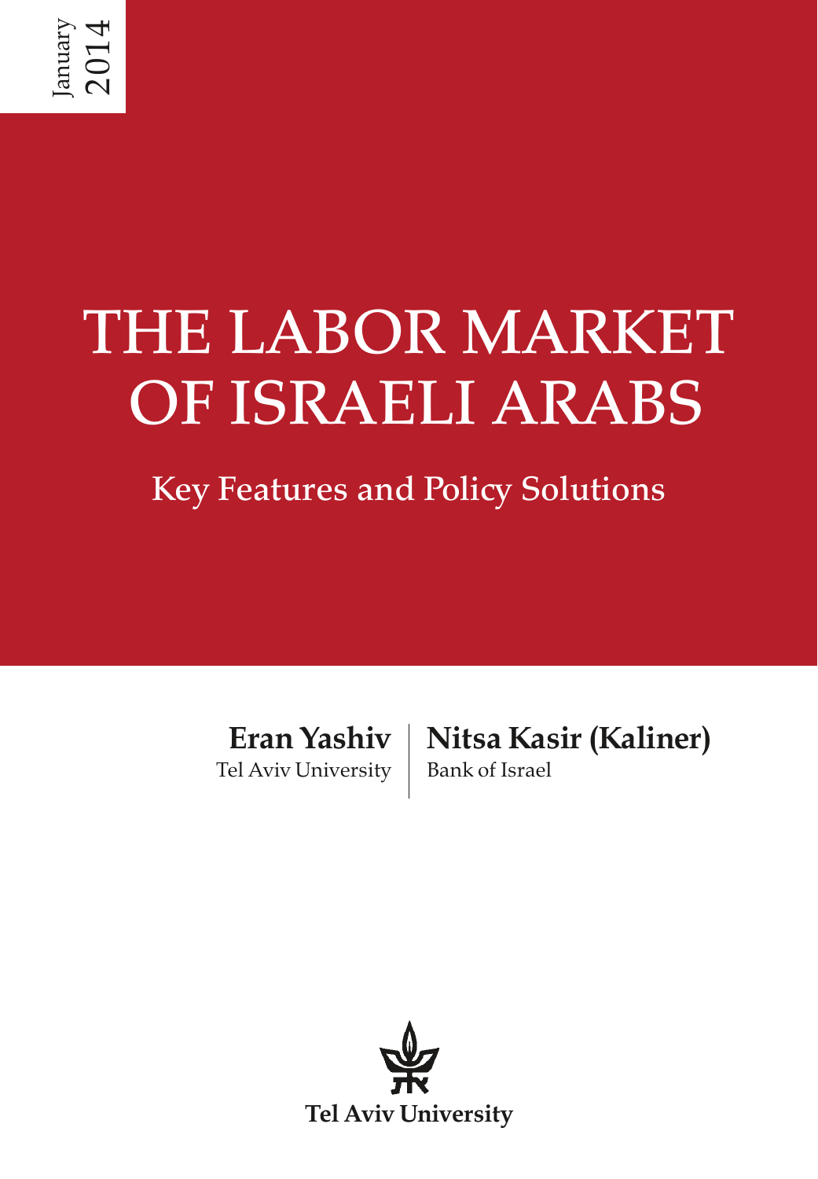January 2014

# THE LABOR MARKET OF ISRAELI ARABS

## Key Features and Policy Solutions

**Eran Yashiv**
Tel Aviv University

**Nitsa Kasir (Kaliner)**
Bank of Israel

**Tel Aviv University**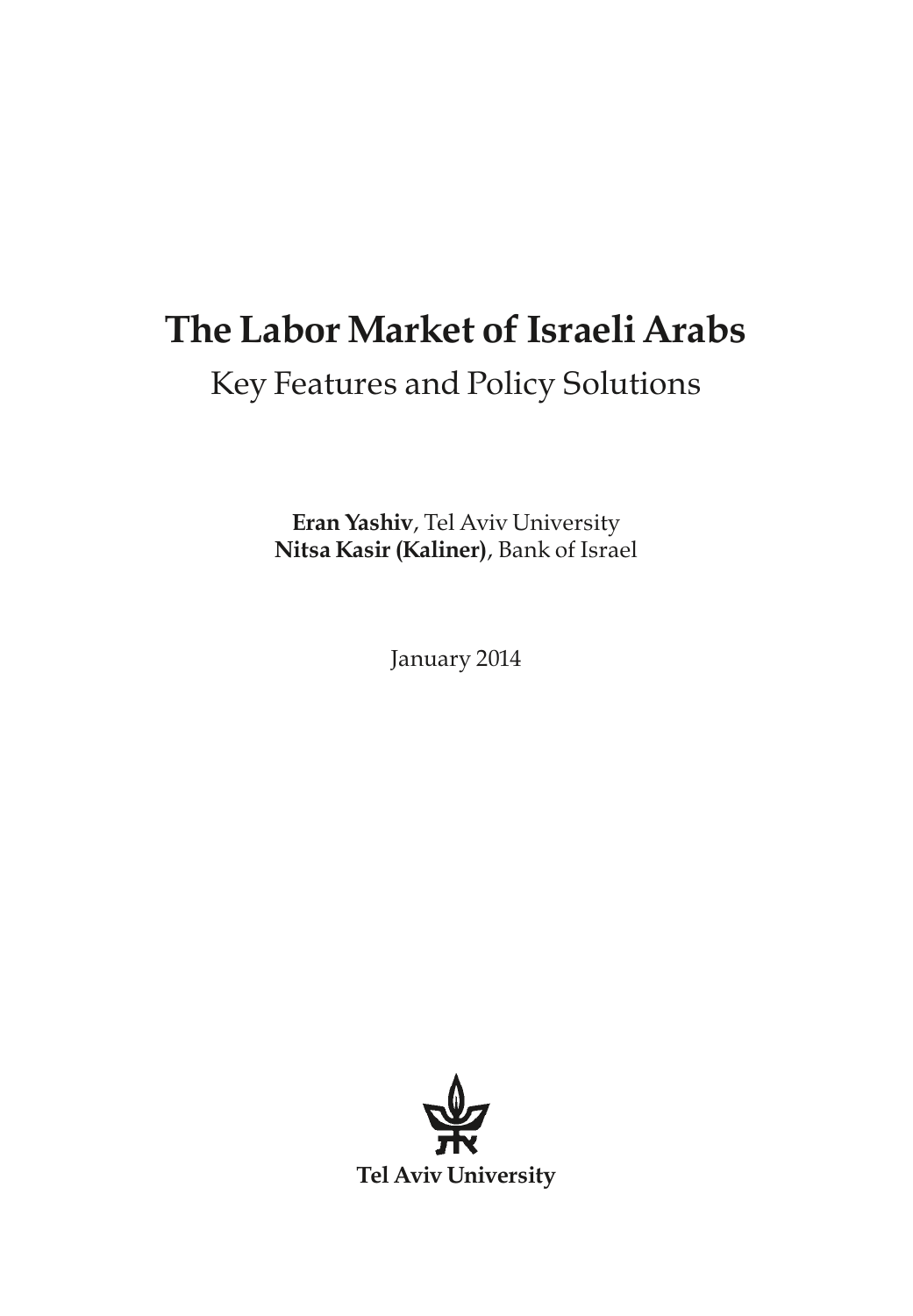# The Labor Market of Israeli Arabs

## Key Features and Policy Solutions

**Eran Yashiv**, Tel Aviv University
**Nitsa Kasir (Kaliner)**, Bank of Israel

January 2014

**Tel Aviv University**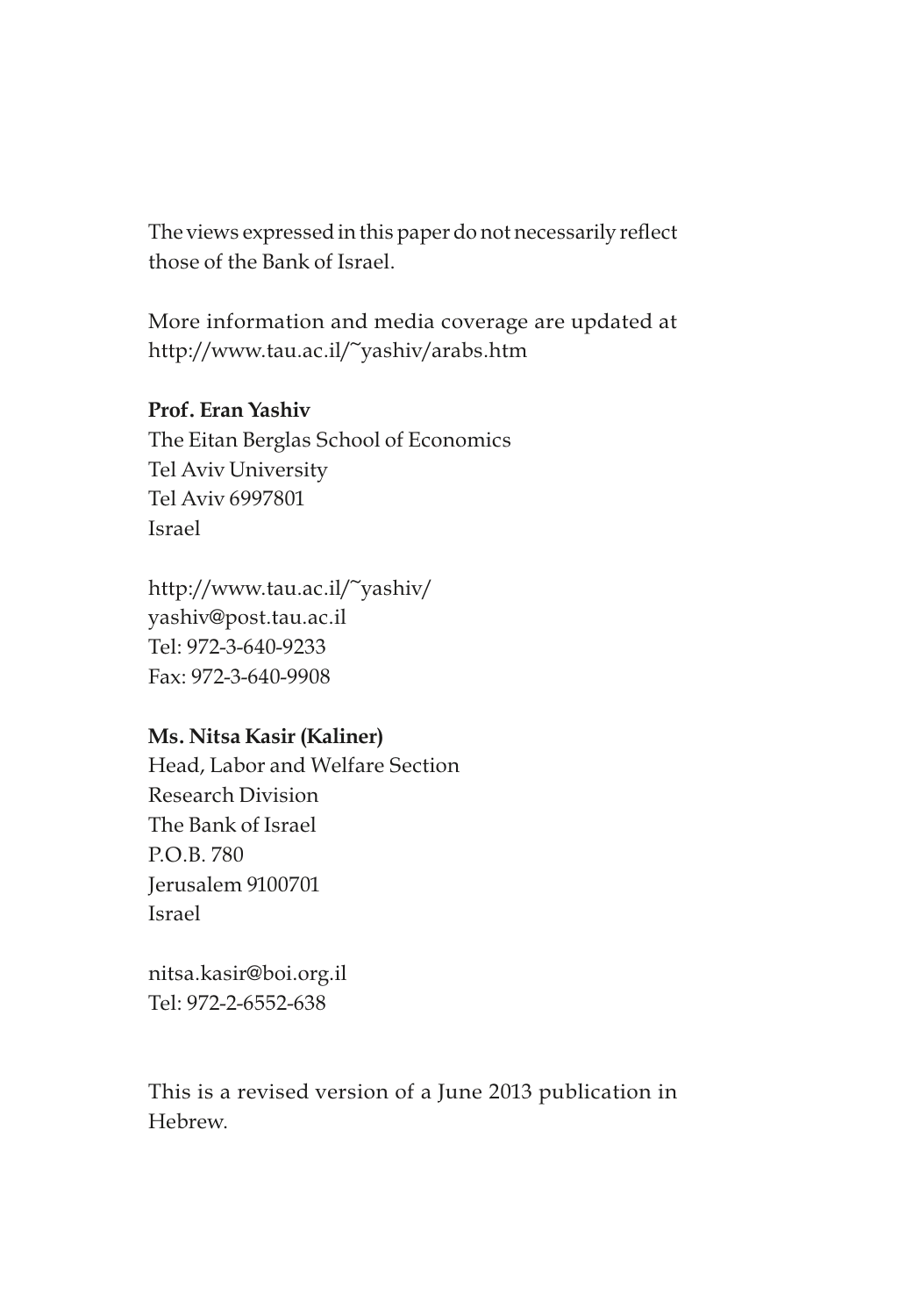The views expressed in this paper do not necessarily reflect those of the Bank of Israel.

More information and media coverage are updated at http://www.tau.ac.il/~yashiv/arabs.htm

**Prof. Eran Yashiv**
The Eitan Berglas School of Economics
Tel Aviv University
Tel Aviv 6997801
Israel

http://www.tau.ac.il/~yashiv/
yashiv@post.tau.ac.il
Tel: 972-3-640-9233
Fax: 972-3-640-9908

**Ms. Nitsa Kasir (Kaliner)**
Head, Labor and Welfare Section
Research Division
The Bank of Israel
P.O.B. 780
Jerusalem 9100701
Israel

nitsa.kasir@boi.org.il
Tel: 972-2-6552-638

This is a revised version of a June 2013 publication in Hebrew.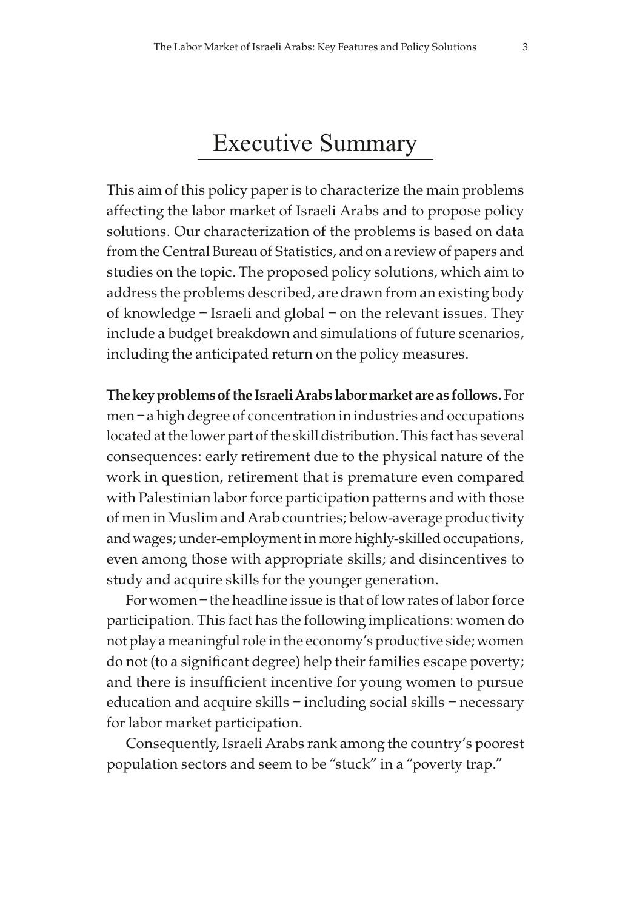# Executive Summary

This aim of this policy paper is to characterize the main problems affecting the labor market of Israeli Arabs and to propose policy solutions. Our characterization of the problems is based on data from the Central Bureau of Statistics, and on a review of papers and studies on the topic. The proposed policy solutions, which aim to address the problems described, are drawn from an existing body of knowledge – Israeli and global – on the relevant issues. They include a budget breakdown and simulations of future scenarios, including the anticipated return on the policy measures.

**The key problems of the Israeli Arabs labor market are as follows.** For men – a high degree of concentration in industries and occupations located at the lower part of the skill distribution. This fact has several consequences: early retirement due to the physical nature of the work in question, retirement that is premature even compared with Palestinian labor force participation patterns and with those of men in Muslim and Arab countries; below-average productivity and wages; under-employment in more highly-skilled occupations, even among those with appropriate skills; and disincentives to study and acquire skills for the younger generation.

For women – the headline issue is that of low rates of labor force participation. This fact has the following implications: women do not play a meaningful role in the economy's productive side; women do not (to a significant degree) help their families escape poverty; and there is insufficient incentive for young women to pursue education and acquire skills – including social skills – necessary for labor market participation.

Consequently, Israeli Arabs rank among the country's poorest population sectors and seem to be "stuck" in a "poverty trap."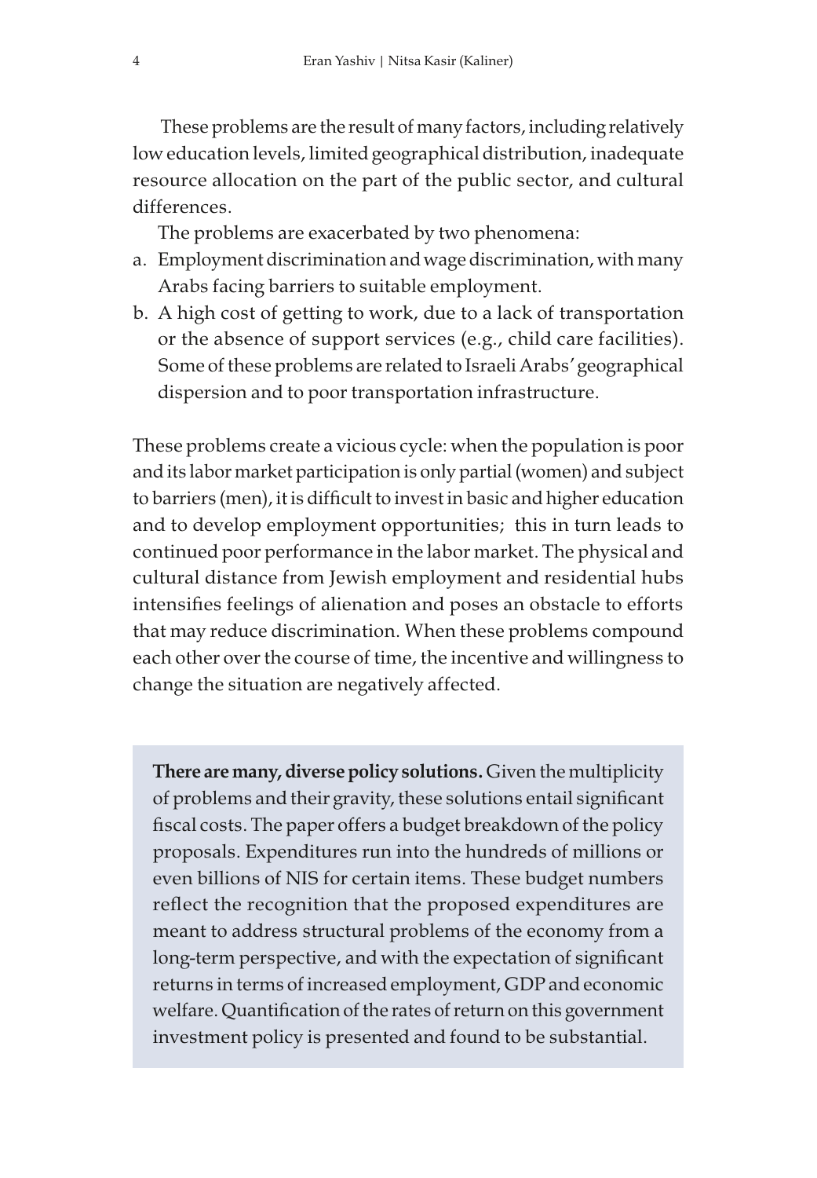These problems are the result of many factors, including relatively low education levels, limited geographical distribution, inadequate resource allocation on the part of the public sector, and cultural differences.

The problems are exacerbated by two phenomena:

a. Employment discrimination and wage discrimination, with many Arabs facing barriers to suitable employment.
b. A high cost of getting to work, due to a lack of transportation or the absence of support services (e.g., child care facilities). Some of these problems are related to Israeli Arabs' geographical dispersion and to poor transportation infrastructure.

These problems create a vicious cycle: when the population is poor and its labor market participation is only partial (women) and subject to barriers (men), it is difficult to invest in basic and higher education and to develop employment opportunities; this in turn leads to continued poor performance in the labor market. The physical and cultural distance from Jewish employment and residential hubs intensifies feelings of alienation and poses an obstacle to efforts that may reduce discrimination. When these problems compound each other over the course of time, the incentive and willingness to change the situation are negatively affected.

**There are many, diverse policy solutions.** Given the multiplicity of problems and their gravity, these solutions entail significant fiscal costs. The paper offers a budget breakdown of the policy proposals. Expenditures run into the hundreds of millions or even billions of NIS for certain items. These budget numbers reflect the recognition that the proposed expenditures are meant to address structural problems of the economy from a long-term perspective, and with the expectation of significant returns in terms of increased employment, GDP and economic welfare. Quantification of the rates of return on this government investment policy is presented and found to be substantial.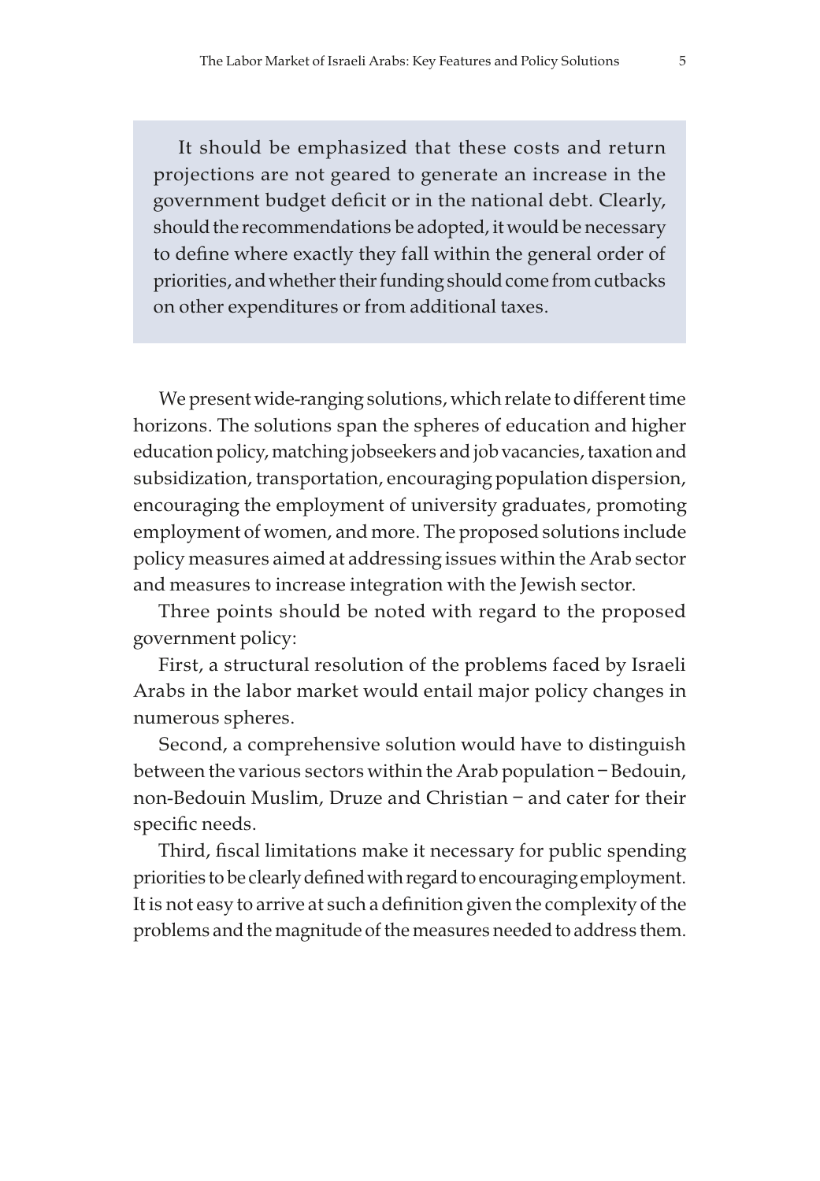> It should be emphasized that these costs and return projections are not geared to generate an increase in the government budget deficit or in the national debt. Clearly, should the recommendations be adopted, it would be necessary to define where exactly they fall within the general order of priorities, and whether their funding should come from cutbacks on other expenditures or from additional taxes.

We present wide-ranging solutions, which relate to different time horizons. The solutions span the spheres of education and higher education policy, matching jobseekers and job vacancies, taxation and subsidization, transportation, encouraging population dispersion, encouraging the employment of university graduates, promoting employment of women, and more. The proposed solutions include policy measures aimed at addressing issues within the Arab sector and measures to increase integration with the Jewish sector.

Three points should be noted with regard to the proposed government policy:

First, a structural resolution of the problems faced by Israeli Arabs in the labor market would entail major policy changes in numerous spheres.

Second, a comprehensive solution would have to distinguish between the various sectors within the Arab population – Bedouin, non-Bedouin Muslim, Druze and Christian – and cater for their specific needs.

Third, fiscal limitations make it necessary for public spending priorities to be clearly defined with regard to encouraging employment. It is not easy to arrive at such a definition given the complexity of the problems and the magnitude of the measures needed to address them.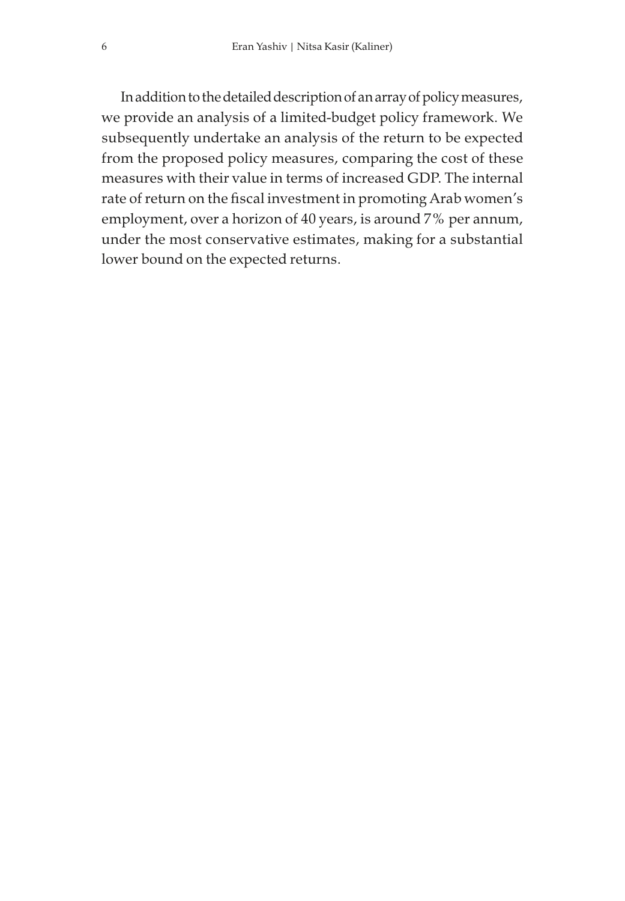In addition to the detailed description of an array of policy measures, we provide an analysis of a limited-budget policy framework. We subsequently undertake an analysis of the return to be expected from the proposed policy measures, comparing the cost of these measures with their value in terms of increased GDP. The internal rate of return on the fiscal investment in promoting Arab women's employment, over a horizon of 40 years, is around 7% per annum, under the most conservative estimates, making for a substantial lower bound on the expected returns.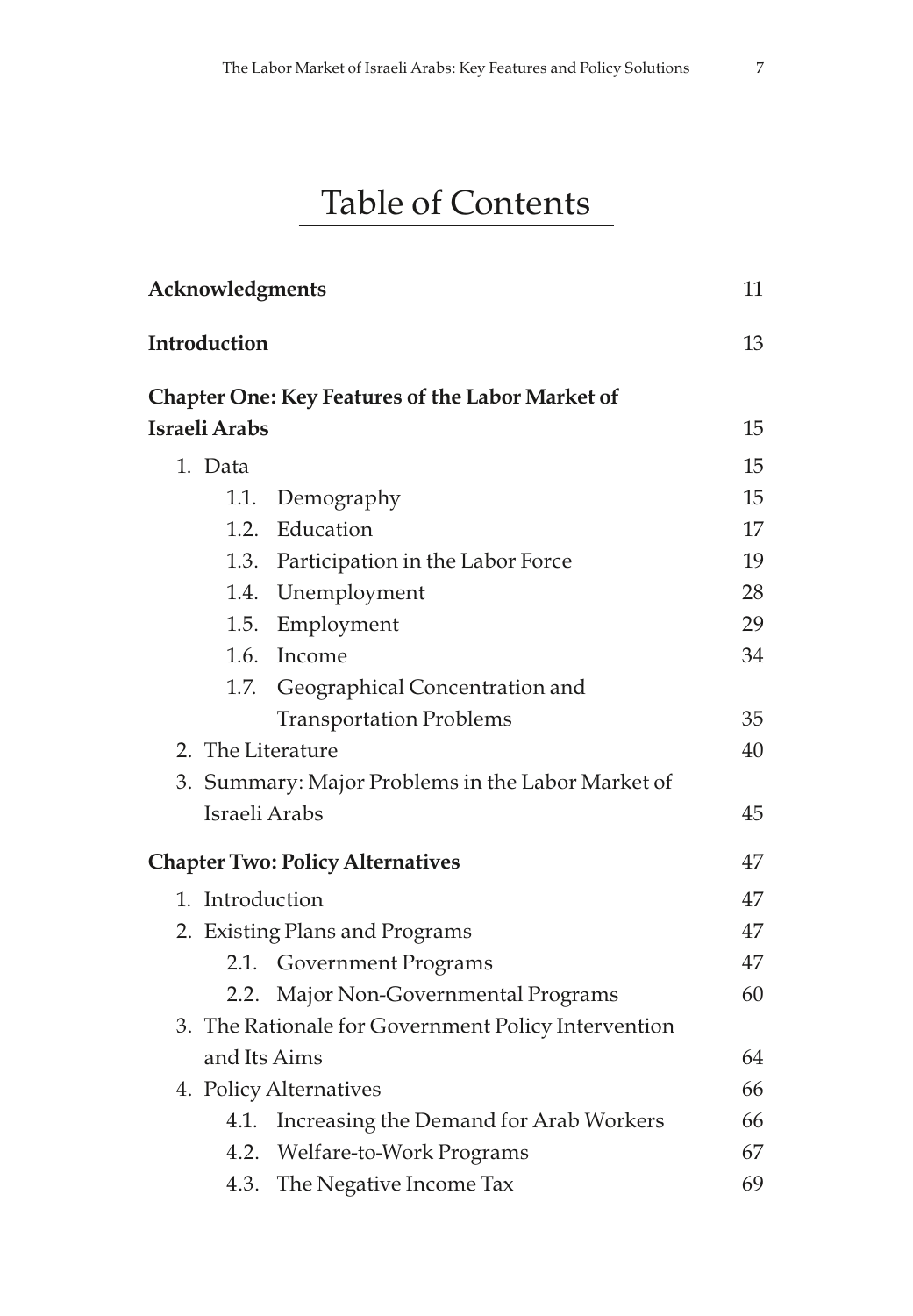# Table of Contents

| | |
|---|---|
| **Acknowledgments** | 11 |
| **Introduction** | 13 |
| **Chapter One: Key Features of the Labor Market of Israeli Arabs** | 15 |
| 1. Data | 15 |
| 1.1. Demography | 15 |
| 1.2. Education | 17 |
| 1.3. Participation in the Labor Force | 19 |
| 1.4. Unemployment | 28 |
| 1.5. Employment | 29 |
| 1.6. Income | 34 |
| 1.7. Geographical Concentration and Transportation Problems | 35 |
| 2. The Literature | 40 |
| 3. Summary: Major Problems in the Labor Market of Israeli Arabs | 45 |
| **Chapter Two: Policy Alternatives** | 47 |
| 1. Introduction | 47 |
| 2. Existing Plans and Programs | 47 |
| 2.1. Government Programs | 47 |
| 2.2. Major Non-Governmental Programs | 60 |
| 3. The Rationale for Government Policy Intervention and Its Aims | 64 |
| 4. Policy Alternatives | 66 |
| 4.1. Increasing the Demand for Arab Workers | 66 |
| 4.2. Welfare-to-Work Programs | 67 |
| 4.3. The Negative Income Tax | 69 |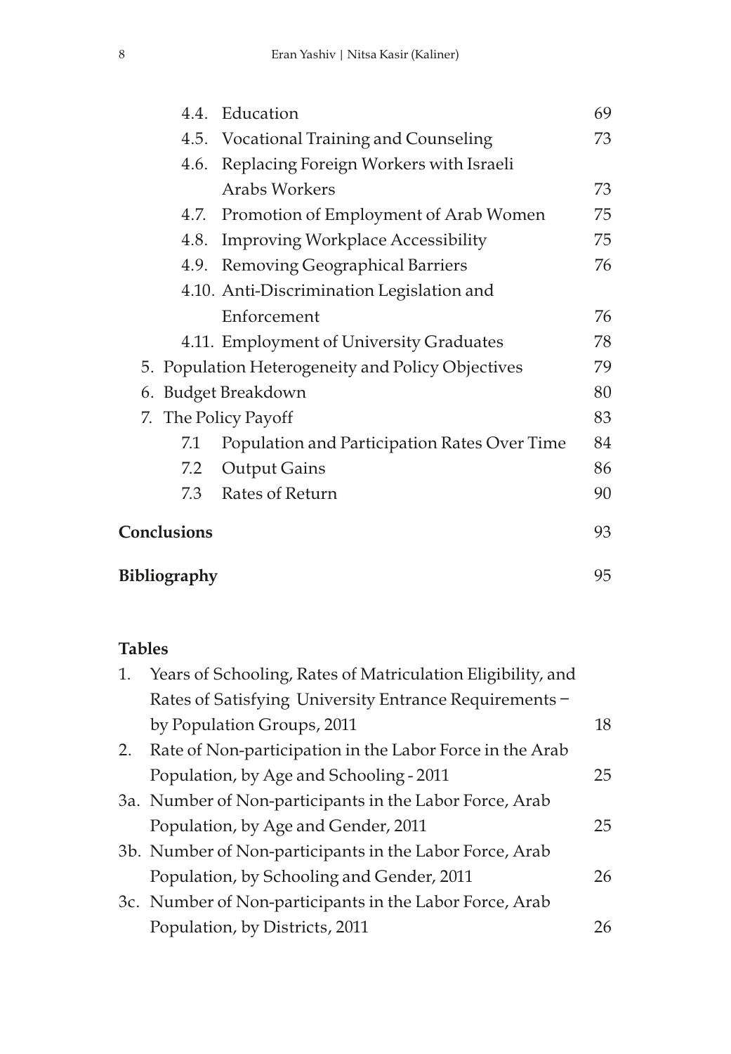4.4. Education 69
4.5. Vocational Training and Counseling 73
4.6. Replacing Foreign Workers with Israeli Arabs Workers 73
4.7. Promotion of Employment of Arab Women 75
4.8. Improving Workplace Accessibility 75
4.9. Removing Geographical Barriers 76
4.10. Anti-Discrimination Legislation and Enforcement 76
4.11. Employment of University Graduates 78

5. Population Heterogeneity and Policy Objectives 79
6. Budget Breakdown 80
7. The Policy Payoff 83

7.1 Population and Participation Rates Over Time 84
7.2 Output Gains 86
7.3 Rates of Return 90

**Conclusions** 93

**Bibliography** 95

**Tables**

1. Years of Schooling, Rates of Matriculation Eligibility, and Rates of Satisfying University Entrance Requirements – by Population Groups, 2011 18
2. Rate of Non-participation in the Labor Force in the Arab Population, by Age and Schooling - 2011 25

3a. Number of Non-participants in the Labor Force, Arab Population, by Age and Gender, 2011 25
3b. Number of Non-participants in the Labor Force, Arab Population, by Schooling and Gender, 2011 26
3c. Number of Non-participants in the Labor Force, Arab Population, by Districts, 2011 26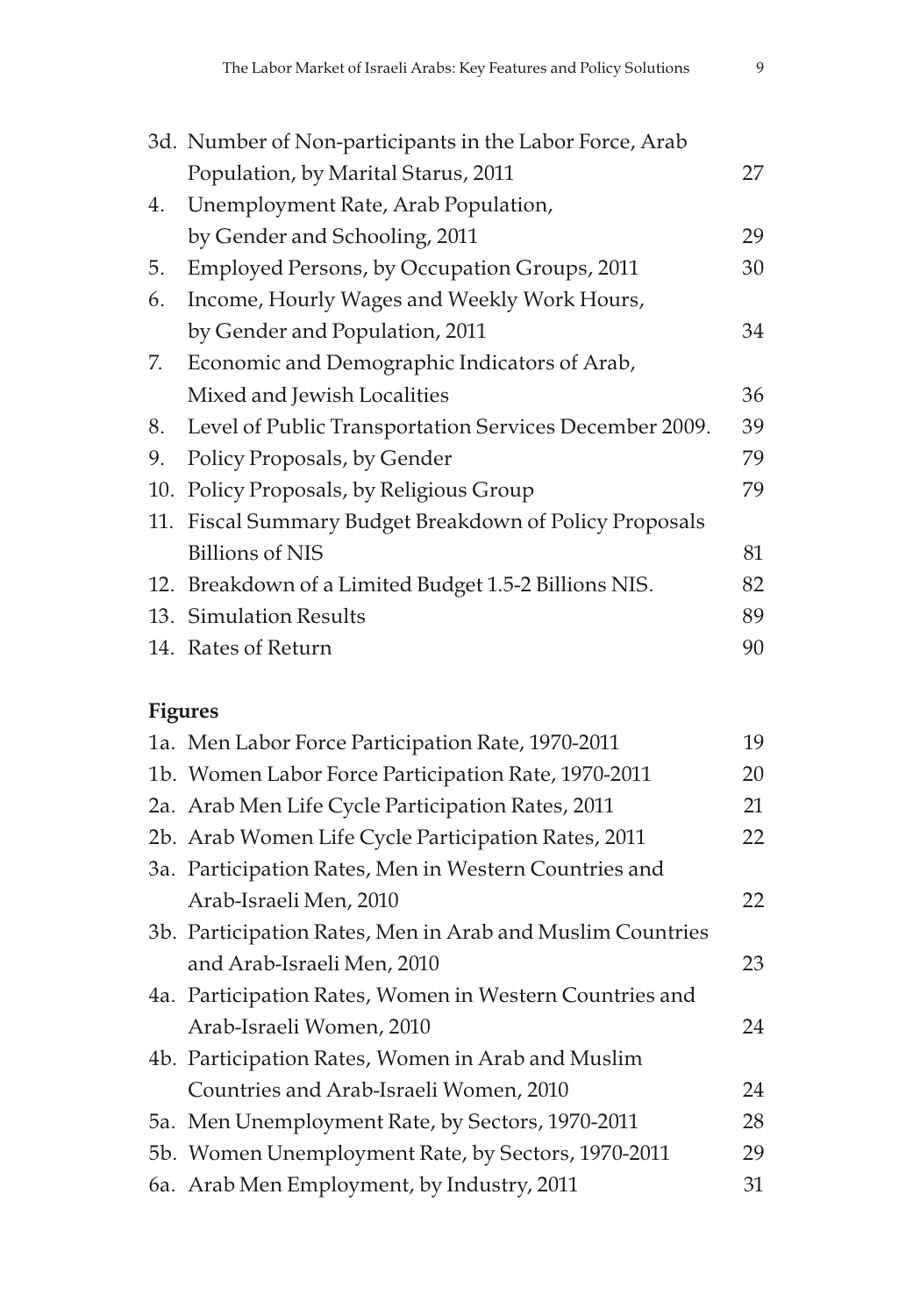3d. Number of Non-participants in the Labor Force, Arab Population, by Marital Starus, 2011 — 27
4. Unemployment Rate, Arab Population, by Gender and Schooling, 2011 — 29
5. Employed Persons, by Occupation Groups, 2011 — 30
6. Income, Hourly Wages and Weekly Work Hours, by Gender and Population, 2011 — 34
7. Economic and Demographic Indicators of Arab, Mixed and Jewish Localities — 36
8. Level of Public Transportation Services December 2009. — 39
9. Policy Proposals, by Gender — 79
10. Policy Proposals, by Religious Group — 79
11. Fiscal Summary Budget Breakdown of Policy Proposals Billions of NIS — 81
12. Breakdown of a Limited Budget 1.5-2 Billions NIS. — 82
13. Simulation Results — 89
14. Rates of Return — 90

**Figures**

1a. Men Labor Force Participation Rate, 1970-2011 — 19
1b. Women Labor Force Participation Rate, 1970-2011 — 20
2a. Arab Men Life Cycle Participation Rates, 2011 — 21
2b. Arab Women Life Cycle Participation Rates, 2011 — 22
3a. Participation Rates, Men in Western Countries and Arab-Israeli Men, 2010 — 22
3b. Participation Rates, Men in Arab and Muslim Countries and Arab-Israeli Men, 2010 — 23
4a. Participation Rates, Women in Western Countries and Arab-Israeli Women, 2010 — 24
4b. Participation Rates, Women in Arab and Muslim Countries and Arab-Israeli Women, 2010 — 24
5a. Men Unemployment Rate, by Sectors, 1970-2011 — 28
5b. Women Unemployment Rate, by Sectors, 1970-2011 — 29
6a. Arab Men Employment, by Industry, 2011 — 31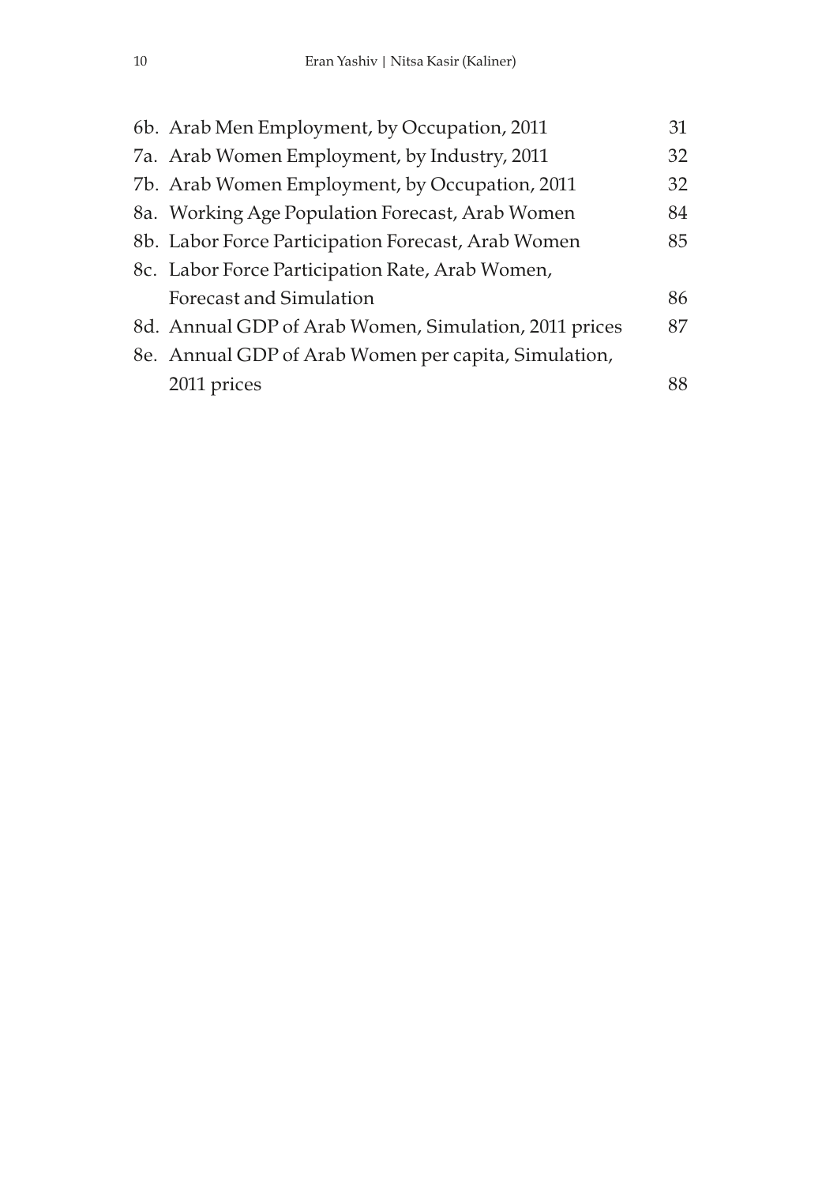6b. Arab Men Employment, by Occupation, 2011 31
7a. Arab Women Employment, by Industry, 2011 32
7b. Arab Women Employment, by Occupation, 2011 32
8a. Working Age Population Forecast, Arab Women 84
8b. Labor Force Participation Forecast, Arab Women 85
8c. Labor Force Participation Rate, Arab Women, Forecast and Simulation 86
8d. Annual GDP of Arab Women, Simulation, 2011 prices 87
8e. Annual GDP of Arab Women per capita, Simulation, 2011 prices 88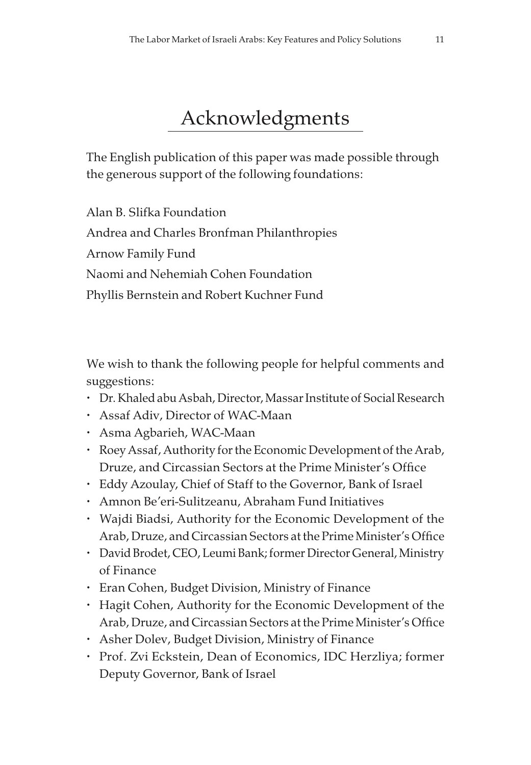# Acknowledgments

The English publication of this paper was made possible through the generous support of the following foundations:

Alan B. Slifka Foundation

Andrea and Charles Bronfman Philanthropies

Arnow Family Fund

Naomi and Nehemiah Cohen Foundation

Phyllis Bernstein and Robert Kuchner Fund

We wish to thank the following people for helpful comments and suggestions:

- Dr. Khaled abu Asbah, Director, Massar Institute of Social Research
- Assaf Adiv, Director of WAC-Maan
- Asma Agbarieh, WAC-Maan
- Roey Assaf, Authority for the Economic Development of the Arab, Druze, and Circassian Sectors at the Prime Minister's Office
- Eddy Azoulay, Chief of Staff to the Governor, Bank of Israel
- Amnon Be'eri-Sulitzeanu, Abraham Fund Initiatives
- Wajdi Biadsi, Authority for the Economic Development of the Arab, Druze, and Circassian Sectors at the Prime Minister's Office
- David Brodet, CEO, Leumi Bank; former Director General, Ministry of Finance
- Eran Cohen, Budget Division, Ministry of Finance
- Hagit Cohen, Authority for the Economic Development of the Arab, Druze, and Circassian Sectors at the Prime Minister's Office
- Asher Dolev, Budget Division, Ministry of Finance
- Prof. Zvi Eckstein, Dean of Economics, IDC Herzliya; former Deputy Governor, Bank of Israel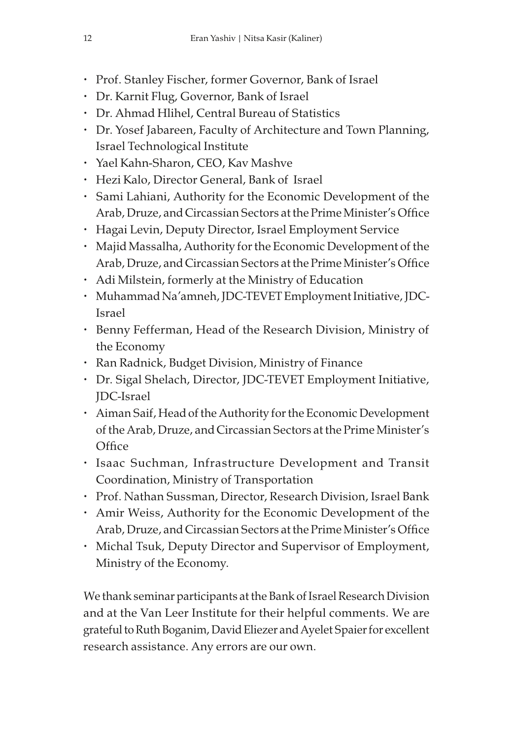- Prof. Stanley Fischer, former Governor, Bank of Israel
- Dr. Karnit Flug, Governor, Bank of Israel
- Dr. Ahmad Hlihel, Central Bureau of Statistics
- Dr. Yosef Jabareen, Faculty of Architecture and Town Planning, Israel Technological Institute
- Yael Kahn-Sharon, CEO, Kav Mashve
- Hezi Kalo, Director General, Bank of Israel
- Sami Lahiani, Authority for the Economic Development of the Arab, Druze, and Circassian Sectors at the Prime Minister's Office
- Hagai Levin, Deputy Director, Israel Employment Service
- Majid Massalha, Authority for the Economic Development of the Arab, Druze, and Circassian Sectors at the Prime Minister's Office
- Adi Milstein, formerly at the Ministry of Education
- Muhammad Na'amneh, JDC-TEVET Employment Initiative, JDC-Israel
- Benny Fefferman, Head of the Research Division, Ministry of the Economy
- Ran Radnick, Budget Division, Ministry of Finance
- Dr. Sigal Shelach, Director, JDC-TEVET Employment Initiative, JDC-Israel
- Aiman Saif, Head of the Authority for the Economic Development of the Arab, Druze, and Circassian Sectors at the Prime Minister's Office
- Isaac Suchman, Infrastructure Development and Transit Coordination, Ministry of Transportation
- Prof. Nathan Sussman, Director, Research Division, Israel Bank
- Amir Weiss, Authority for the Economic Development of the Arab, Druze, and Circassian Sectors at the Prime Minister's Office
- Michal Tsuk, Deputy Director and Supervisor of Employment, Ministry of the Economy.

We thank seminar participants at the Bank of Israel Research Division and at the Van Leer Institute for their helpful comments. We are grateful to Ruth Boganim, David Eliezer and Ayelet Spaier for excellent research assistance. Any errors are our own.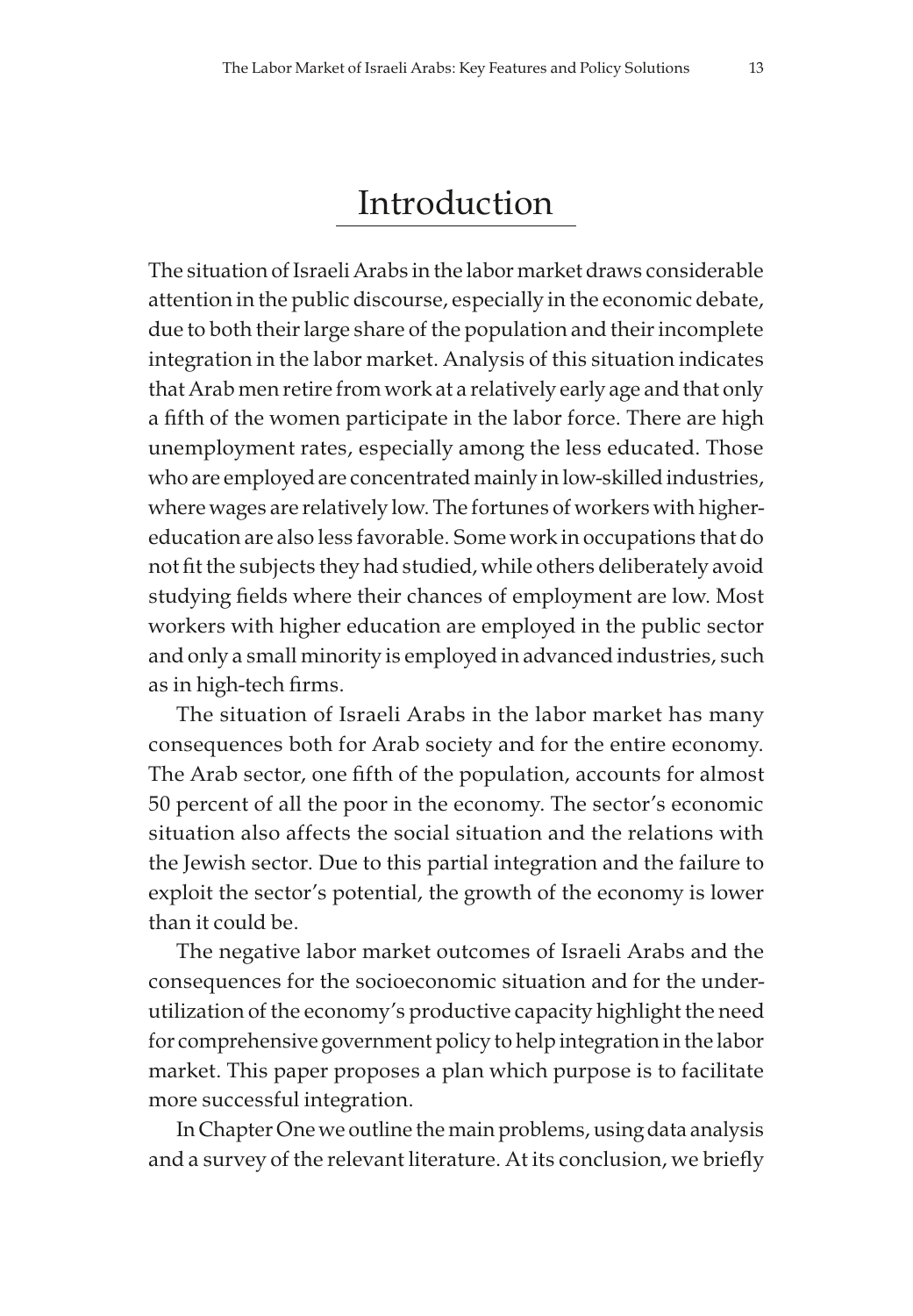# Introduction

The situation of Israeli Arabs in the labor market draws considerable attention in the public discourse, especially in the economic debate, due to both their large share of the population and their incomplete integration in the labor market. Analysis of this situation indicates that Arab men retire from work at a relatively early age and that only a fifth of the women participate in the labor force. There are high unemployment rates, especially among the less educated. Those who are employed are concentrated mainly in low-skilled industries, where wages are relatively low. The fortunes of workers with higher-education are also less favorable. Some work in occupations that do not fit the subjects they had studied, while others deliberately avoid studying fields where their chances of employment are low. Most workers with higher education are employed in the public sector and only a small minority is employed in advanced industries, such as in high-tech firms.

The situation of Israeli Arabs in the labor market has many consequences both for Arab society and for the entire economy. The Arab sector, one fifth of the population, accounts for almost 50 percent of all the poor in the economy. The sector's economic situation also affects the social situation and the relations with the Jewish sector. Due to this partial integration and the failure to exploit the sector's potential, the growth of the economy is lower than it could be.

The negative labor market outcomes of Israeli Arabs and the consequences for the socioeconomic situation and for the under-utilization of the economy's productive capacity highlight the need for comprehensive government policy to help integration in the labor market. This paper proposes a plan which purpose is to facilitate more successful integration.

In Chapter One we outline the main problems, using data analysis and a survey of the relevant literature. At its conclusion, we briefly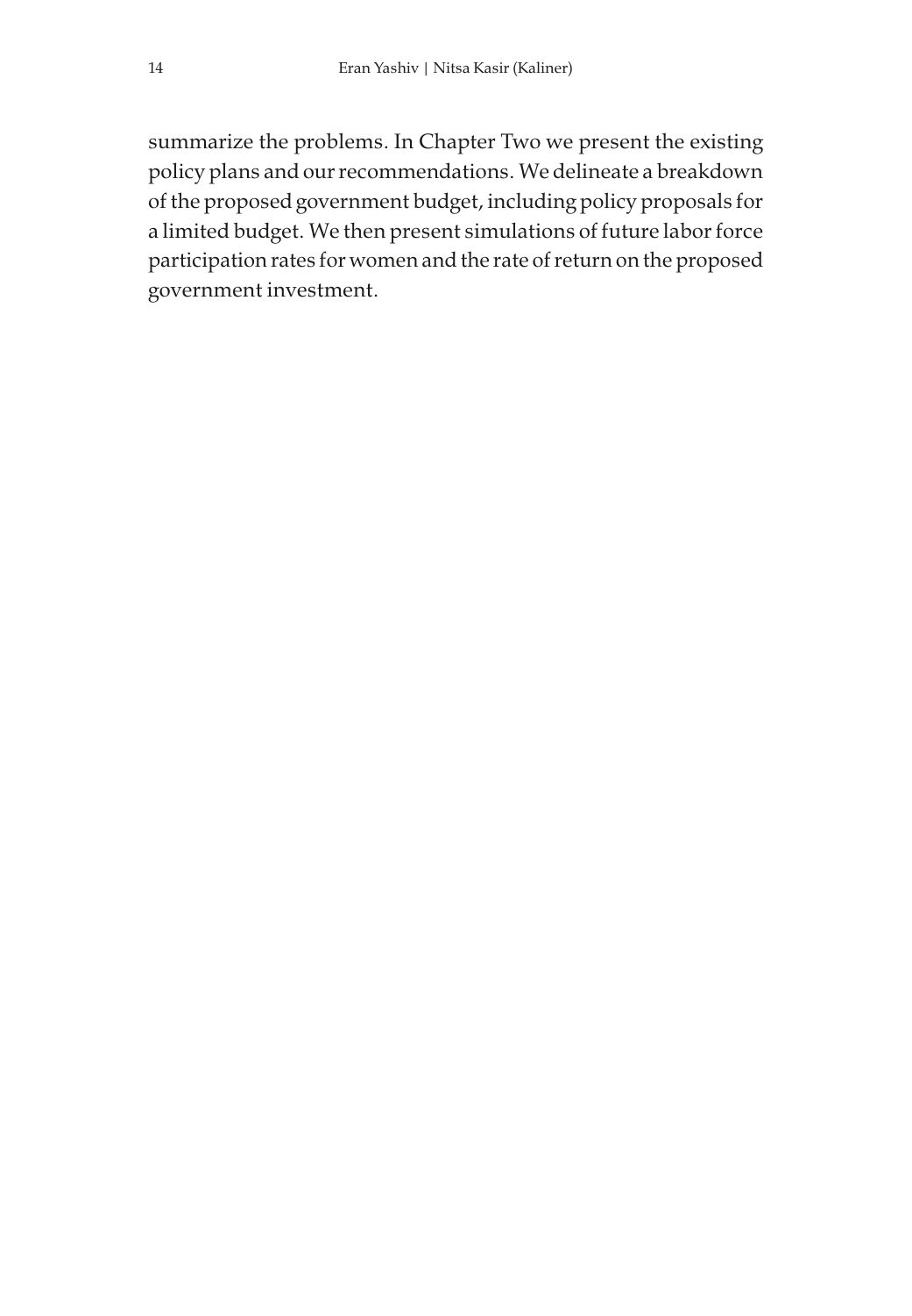summarize the problems. In Chapter Two we present the existing policy plans and our recommendations. We delineate a breakdown of the proposed government budget, including policy proposals for a limited budget. We then present simulations of future labor force participation rates for women and the rate of return on the proposed government investment.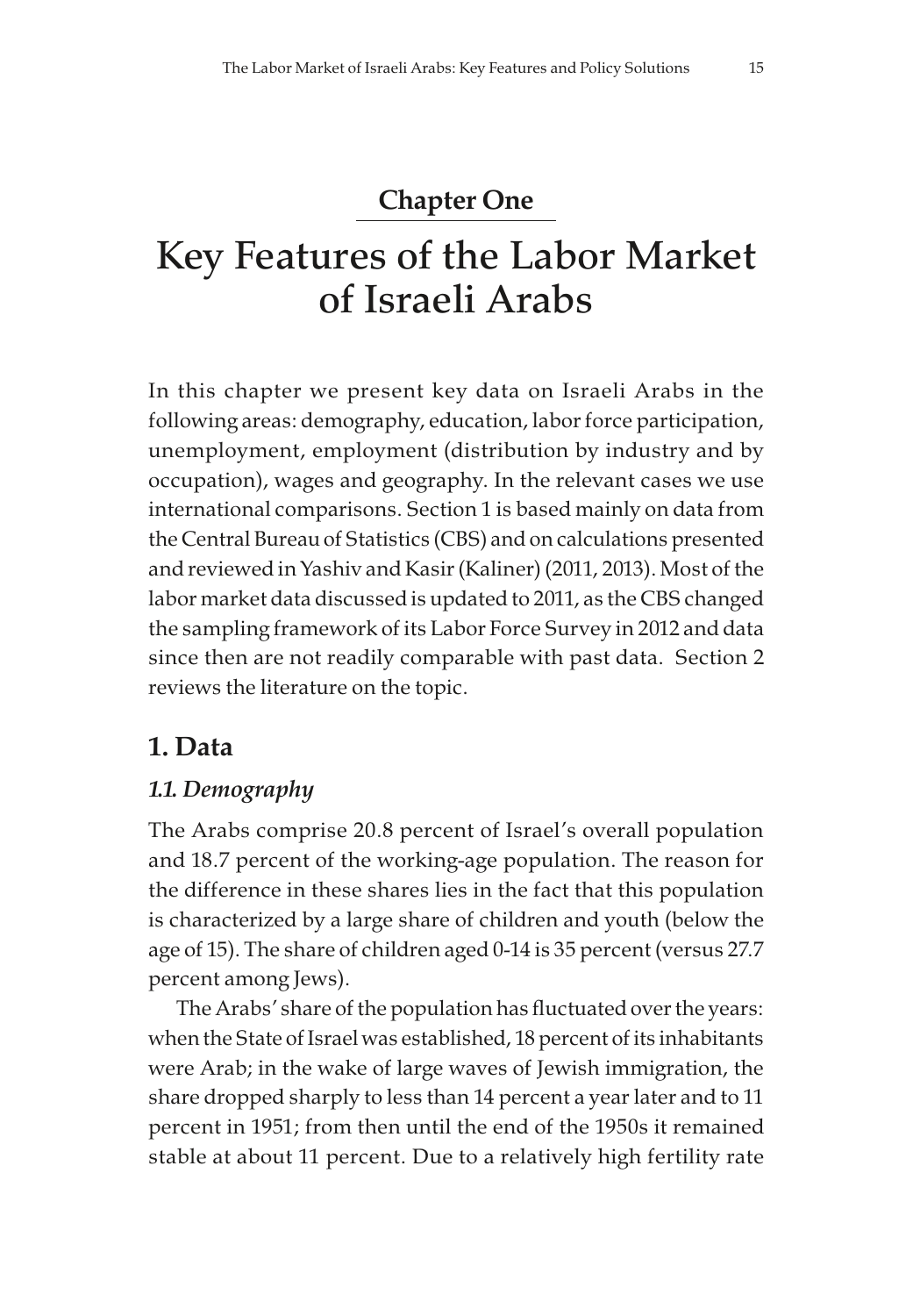## Chapter One

# Key Features of the Labor Market of Israeli Arabs

In this chapter we present key data on Israeli Arabs in the following areas: demography, education, labor force participation, unemployment, employment (distribution by industry and by occupation), wages and geography. In the relevant cases we use international comparisons. Section 1 is based mainly on data from the Central Bureau of Statistics (CBS) and on calculations presented and reviewed in Yashiv and Kasir (Kaliner) (2011, 2013). Most of the labor market data discussed is updated to 2011, as the CBS changed the sampling framework of its Labor Force Survey in 2012 and data since then are not readily comparable with past data. Section 2 reviews the literature on the topic.

## 1. Data

### *1.1. Demography*

The Arabs comprise 20.8 percent of Israel's overall population and 18.7 percent of the working-age population. The reason for the difference in these shares lies in the fact that this population is characterized by a large share of children and youth (below the age of 15). The share of children aged 0-14 is 35 percent (versus 27.7 percent among Jews).

The Arabs' share of the population has fluctuated over the years: when the State of Israel was established, 18 percent of its inhabitants were Arab; in the wake of large waves of Jewish immigration, the share dropped sharply to less than 14 percent a year later and to 11 percent in 1951; from then until the end of the 1950s it remained stable at about 11 percent. Due to a relatively high fertility rate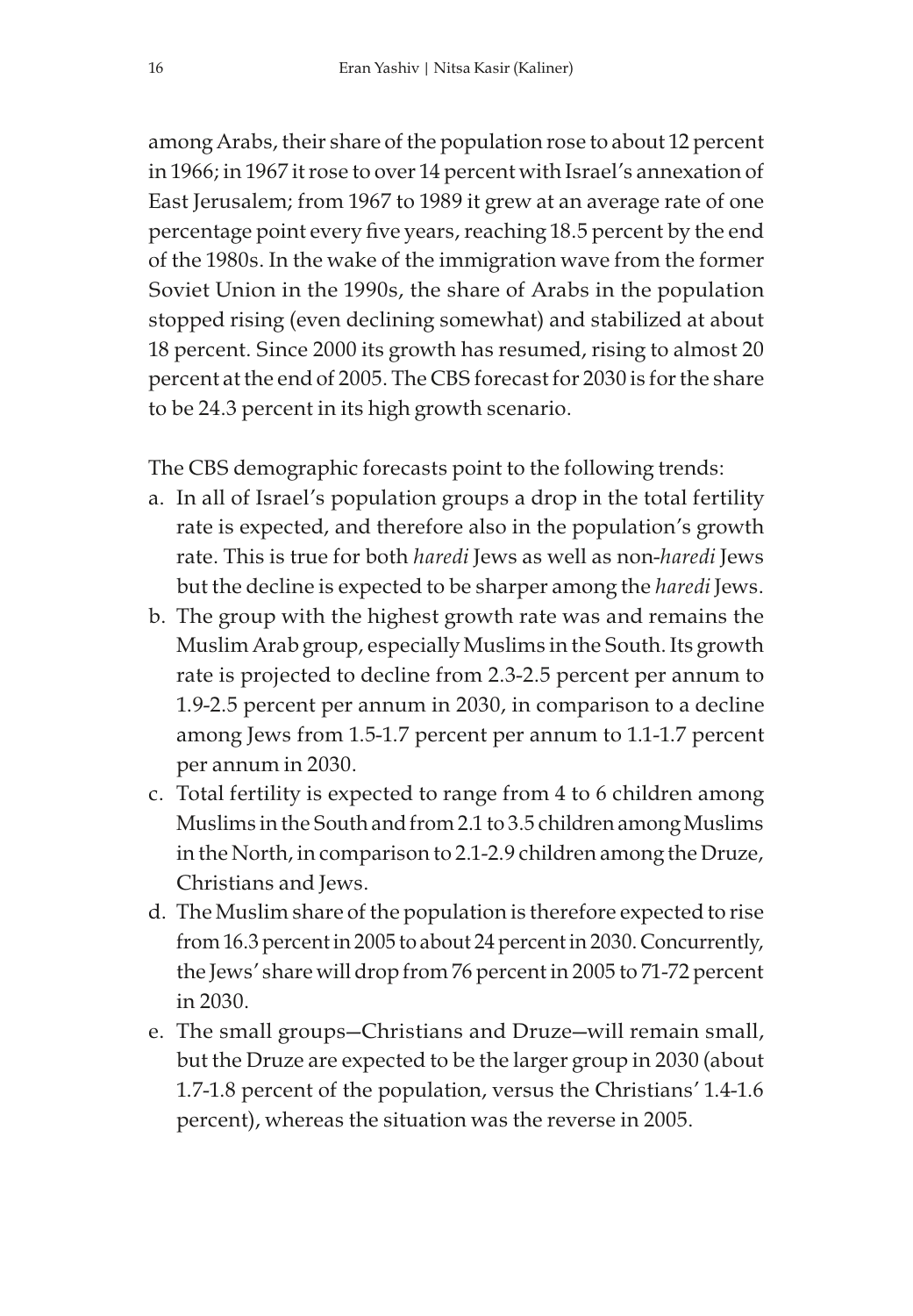among Arabs, their share of the population rose to about 12 percent in 1966; in 1967 it rose to over 14 percent with Israel's annexation of East Jerusalem; from 1967 to 1989 it grew at an average rate of one percentage point every five years, reaching 18.5 percent by the end of the 1980s. In the wake of the immigration wave from the former Soviet Union in the 1990s, the share of Arabs in the population stopped rising (even declining somewhat) and stabilized at about 18 percent. Since 2000 its growth has resumed, rising to almost 20 percent at the end of 2005. The CBS forecast for 2030 is for the share to be 24.3 percent in its high growth scenario.

The CBS demographic forecasts point to the following trends:

a. In all of Israel's population groups a drop in the total fertility rate is expected, and therefore also in the population's growth rate. This is true for both *haredi* Jews as well as non-*haredi* Jews but the decline is expected to be sharper among the *haredi* Jews.
b. The group with the highest growth rate was and remains the Muslim Arab group, especially Muslims in the South. Its growth rate is projected to decline from 2.3-2.5 percent per annum to 1.9-2.5 percent per annum in 2030, in comparison to a decline among Jews from 1.5-1.7 percent per annum to 1.1-1.7 percent per annum in 2030.
c. Total fertility is expected to range from 4 to 6 children among Muslims in the South and from 2.1 to 3.5 children among Muslims in the North, in comparison to 2.1-2.9 children among the Druze, Christians and Jews.
d. The Muslim share of the population is therefore expected to rise from 16.3 percent in 2005 to about 24 percent in 2030. Concurrently, the Jews' share will drop from 76 percent in 2005 to 71-72 percent in 2030.
e. The small groups—Christians and Druze—will remain small, but the Druze are expected to be the larger group in 2030 (about 1.7-1.8 percent of the population, versus the Christians' 1.4-1.6 percent), whereas the situation was the reverse in 2005.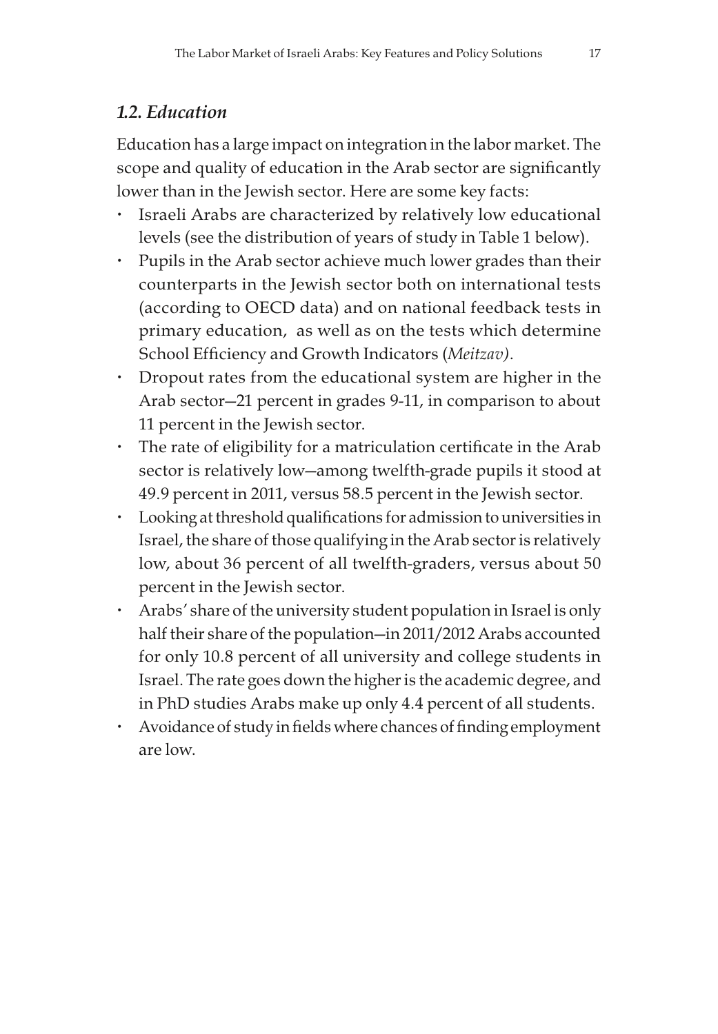### *1.2. Education*

Education has a large impact on integration in the labor market. The scope and quality of education in the Arab sector are significantly lower than in the Jewish sector. Here are some key facts:

- Israeli Arabs are characterized by relatively low educational levels (see the distribution of years of study in Table 1 below).
- Pupils in the Arab sector achieve much lower grades than their counterparts in the Jewish sector both on international tests (according to OECD data) and on national feedback tests in primary education, as well as on the tests which determine School Efficiency and Growth Indicators (*Meitzav)*.
- Dropout rates from the educational system are higher in the Arab sector—21 percent in grades 9-11, in comparison to about 11 percent in the Jewish sector.
- The rate of eligibility for a matriculation certificate in the Arab sector is relatively low—among twelfth-grade pupils it stood at 49.9 percent in 2011, versus 58.5 percent in the Jewish sector.
- Looking at threshold qualifications for admission to universities in Israel, the share of those qualifying in the Arab sector is relatively low, about 36 percent of all twelfth-graders, versus about 50 percent in the Jewish sector.
- Arabs' share of the university student population in Israel is only half their share of the population—in 2011/2012 Arabs accounted for only 10.8 percent of all university and college students in Israel. The rate goes down the higher is the academic degree, and in PhD studies Arabs make up only 4.4 percent of all students.
- Avoidance of study in fields where chances of finding employment are low.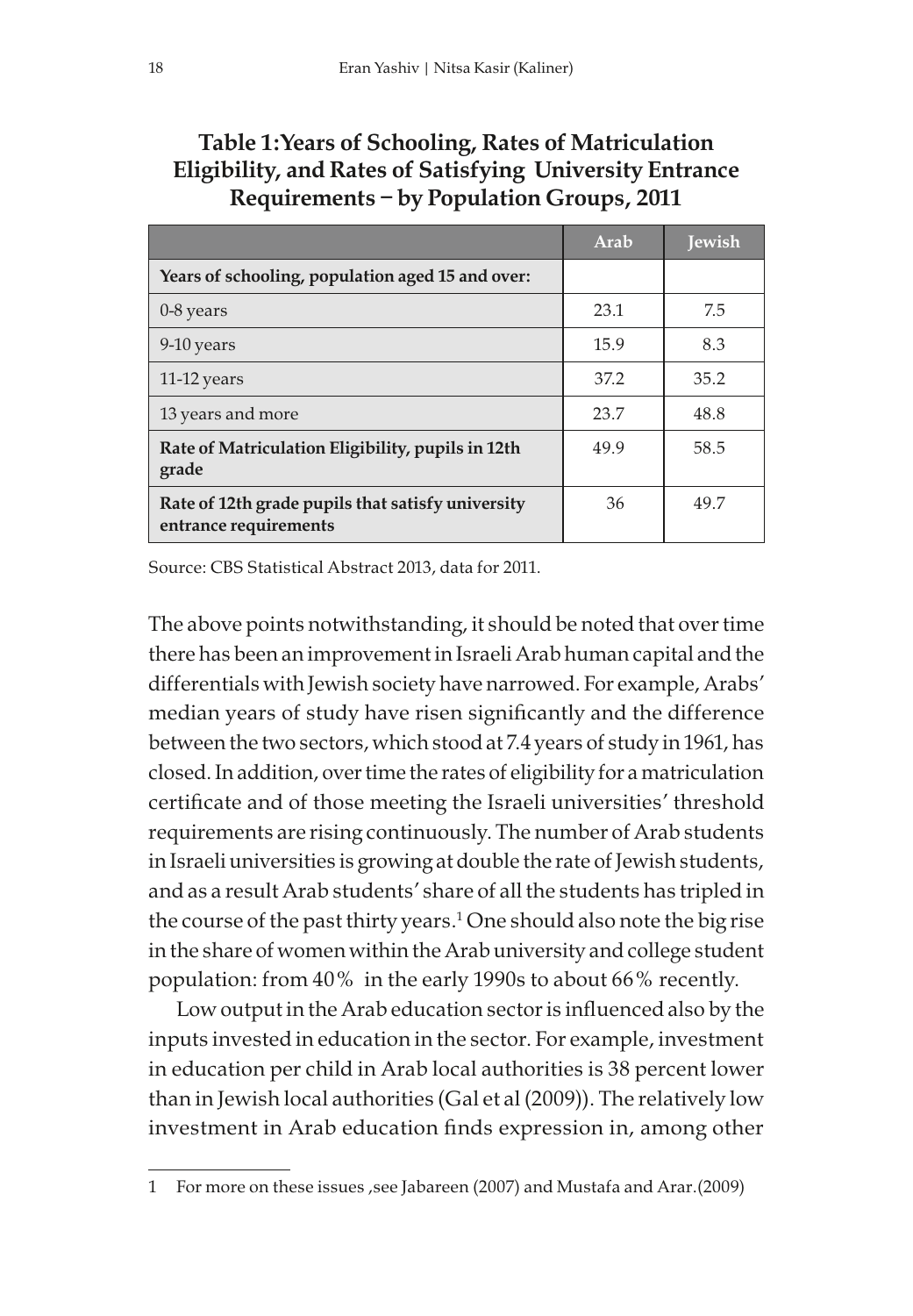**Table 1:Years of Schooling, Rates of Matriculation Eligibility, and Rates of Satisfying University Entrance Requirements − by Population Groups, 2011**

| | Arab | Jewish |
|---|---|---|
| **Years of schooling, population aged 15 and over:** | | |
| 0-8 years | 23.1 | 7.5 |
| 9-10 years | 15.9 | 8.3 |
| 11-12 years | 37.2 | 35.2 |
| 13 years and more | 23.7 | 48.8 |
| **Rate of Matriculation Eligibility, pupils in 12th grade** | 49.9 | 58.5 |
| **Rate of 12th grade pupils that satisfy university entrance requirements** | 36 | 49.7 |

Source: CBS Statistical Abstract 2013, data for 2011.

The above points notwithstanding, it should be noted that over time there has been an improvement in Israeli Arab human capital and the differentials with Jewish society have narrowed. For example, Arabs' median years of study have risen significantly and the difference between the two sectors, which stood at 7.4 years of study in 1961, has closed. In addition, over time the rates of eligibility for a matriculation certificate and of those meeting the Israeli universities' threshold requirements are rising continuously. The number of Arab students in Israeli universities is growing at double the rate of Jewish students, and as a result Arab students' share of all the students has tripled in the course of the past thirty years.[1] One should also note the big rise in the share of women within the Arab university and college student population: from 40% in the early 1990s to about 66% recently.

Low output in the Arab education sector is influenced also by the inputs invested in education in the sector. For example, investment in education per child in Arab local authorities is 38 percent lower than in Jewish local authorities (Gal et al (2009)). The relatively low investment in Arab education finds expression in, among other

---

1 For more on these issues ,see Jabareen (2007) and Mustafa and Arar.(2009)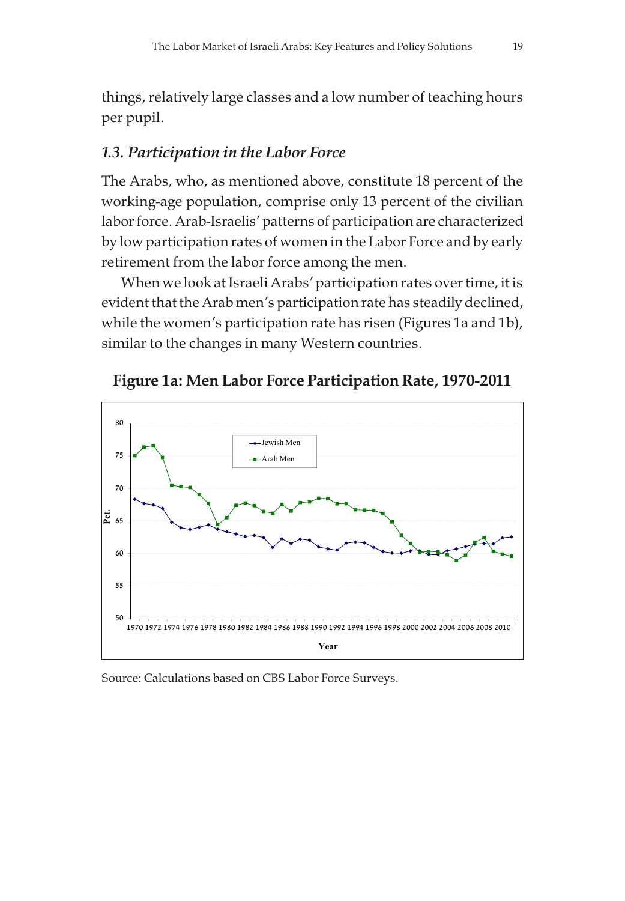things, relatively large classes and a low number of teaching hours per pupil.

### *1.3. Participation in the Labor Force*

The Arabs, who, as mentioned above, constitute 18 percent of the working-age population, comprise only 13 percent of the civilian labor force. Arab-Israelis' patterns of participation are characterized by low participation rates of women in the Labor Force and by early retirement from the labor force among the men.

When we look at Israeli Arabs' participation rates over time, it is evident that the Arab men's participation rate has steadily declined, while the women's participation rate has risen (Figures 1a and 1b), similar to the changes in many Western countries.

**Figure 1a: Men Labor Force Participation Rate, 1970-2011**

Source: Calculations based on CBS Labor Force Surveys.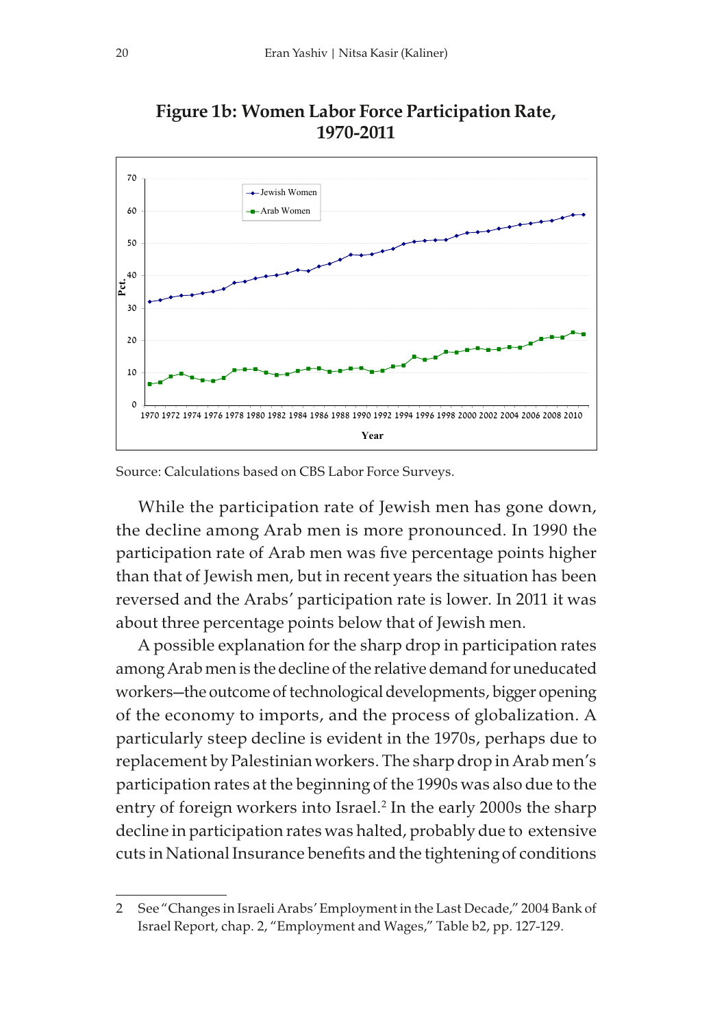**Figure 1b: Women Labor Force Participation Rate, 1970-2011**

Source: Calculations based on CBS Labor Force Surveys.

While the participation rate of Jewish men has gone down, the decline among Arab men is more pronounced. In 1990 the participation rate of Arab men was five percentage points higher than that of Jewish men, but in recent years the situation has been reversed and the Arabs' participation rate is lower. In 2011 it was about three percentage points below that of Jewish men.

A possible explanation for the sharp drop in participation rates among Arab men is the decline of the relative demand for uneducated workers—the outcome of technological developments, bigger opening of the economy to imports, and the process of globalization. A particularly steep decline is evident in the 1970s, perhaps due to replacement by Palestinian workers. The sharp drop in Arab men's participation rates at the beginning of the 1990s was also due to the entry of foreign workers into Israel.[2] In the early 2000s the sharp decline in participation rates was halted, probably due to extensive cuts in National Insurance benefits and the tightening of conditions

---

2 See "Changes in Israeli Arabs' Employment in the Last Decade," 2004 Bank of Israel Report, chap. 2, "Employment and Wages," Table b2, pp. 127-129.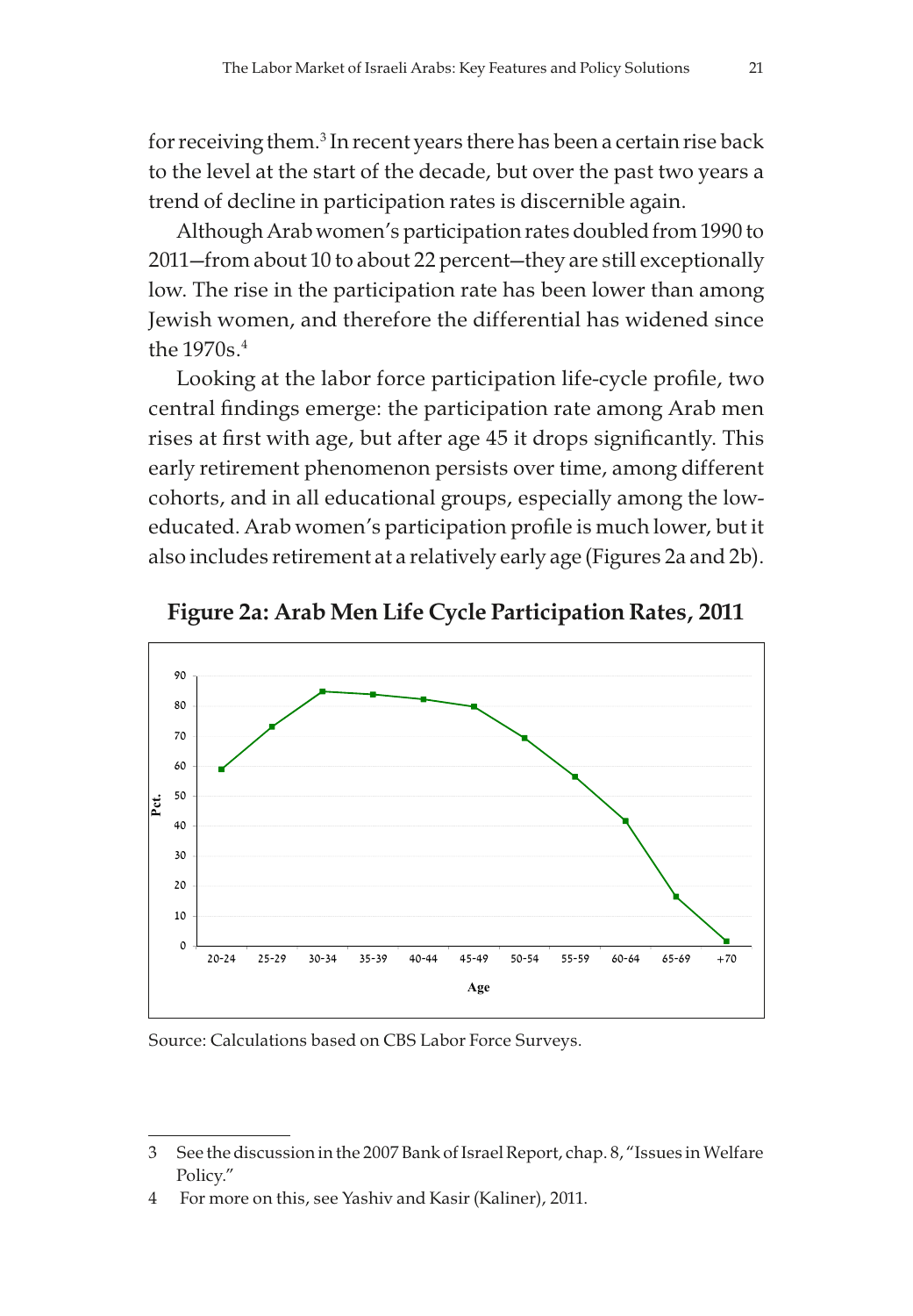for receiving them.[3] In recent years there has been a certain rise back to the level at the start of the decade, but over the past two years a trend of decline in participation rates is discernible again.

Although Arab women's participation rates doubled from 1990 to 2011—from about 10 to about 22 percent—they are still exceptionally low. The rise in the participation rate has been lower than among Jewish women, and therefore the differential has widened since the 1970s.[4]

Looking at the labor force participation life-cycle profile, two central findings emerge: the participation rate among Arab men rises at first with age, but after age 45 it drops significantly. This early retirement phenomenon persists over time, among different cohorts, and in all educational groups, especially among the low-educated. Arab women's participation profile is much lower, but it also includes retirement at a relatively early age (Figures 2a and 2b).

**Figure 2a: Arab Men Life Cycle Participation Rates, 2011**

Source: Calculations based on CBS Labor Force Surveys.

---

3 See the discussion in the 2007 Bank of Israel Report, chap. 8, "Issues in Welfare Policy."

4 For more on this, see Yashiv and Kasir (Kaliner), 2011.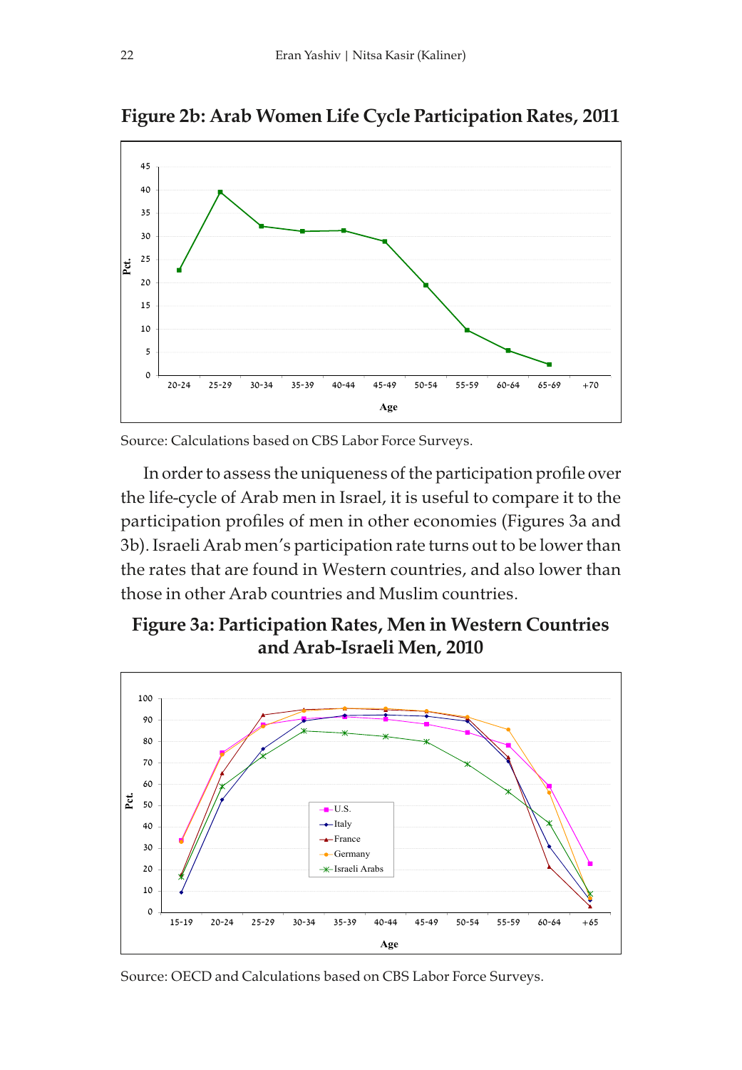**Figure 2b: Arab Women Life Cycle Participation Rates, 2011**

Source: Calculations based on CBS Labor Force Surveys.

In order to assess the uniqueness of the participation profile over the life-cycle of Arab men in Israel, it is useful to compare it to the participation profiles of men in other economies (Figures 3a and 3b). Israeli Arab men's participation rate turns out to be lower than the rates that are found in Western countries, and also lower than those in other Arab countries and Muslim countries.

**Figure 3a: Participation Rates, Men in Western Countries and Arab-Israeli Men, 2010**

Source: OECD and Calculations based on CBS Labor Force Surveys.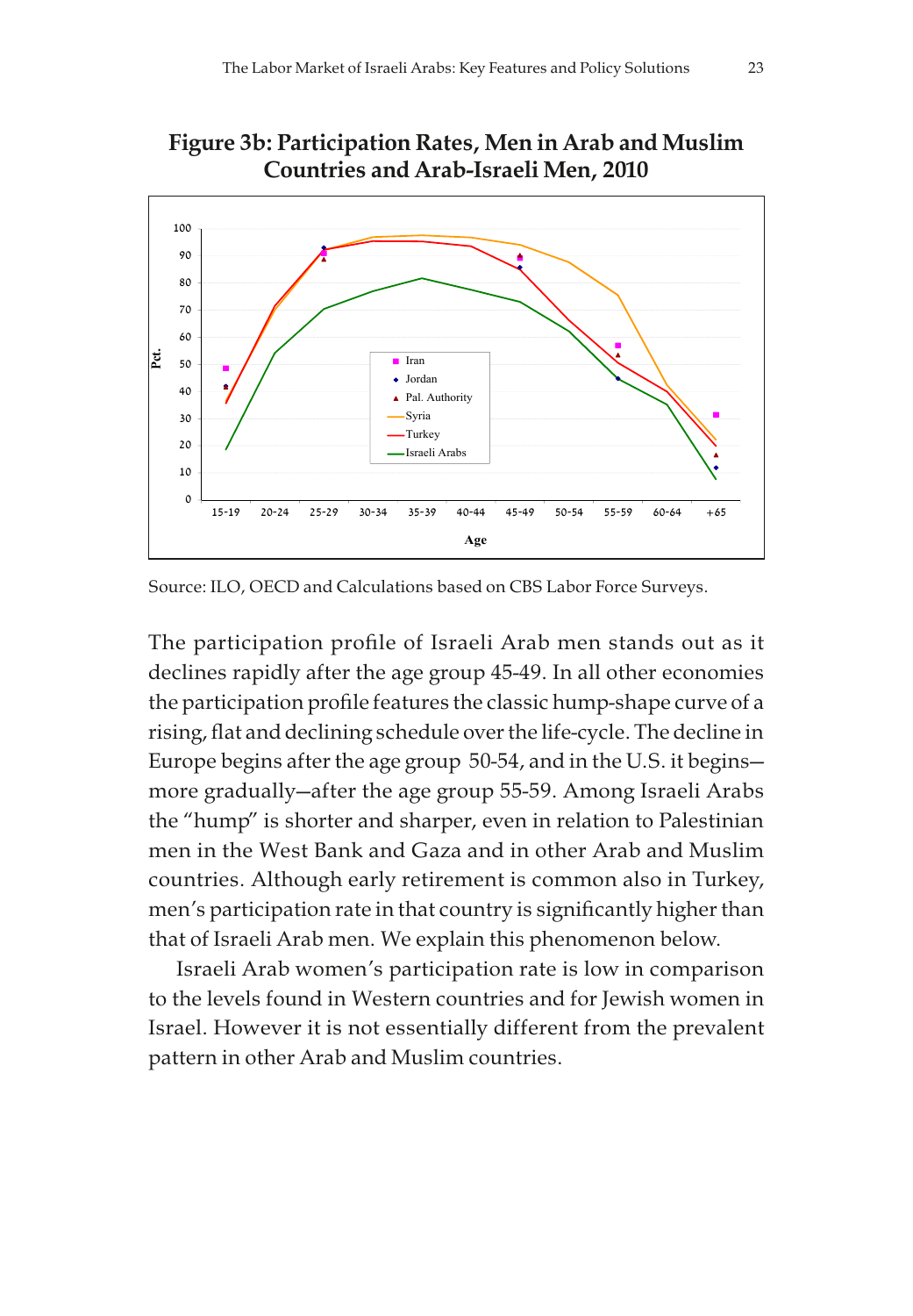**Figure 3b: Participation Rates, Men in Arab and Muslim Countries and Arab-Israeli Men, 2010**

Source: ILO, OECD and Calculations based on CBS Labor Force Surveys.

The participation profile of Israeli Arab men stands out as it declines rapidly after the age group 45-49. In all other economies the participation profile features the classic hump-shape curve of a rising, flat and declining schedule over the life-cycle. The decline in Europe begins after the age group 50-54, and in the U.S. it begins—more gradually—after the age group 55-59. Among Israeli Arabs the "hump" is shorter and sharper, even in relation to Palestinian men in the West Bank and Gaza and in other Arab and Muslim countries. Although early retirement is common also in Turkey, men's participation rate in that country is significantly higher than that of Israeli Arab men. We explain this phenomenon below.

Israeli Arab women's participation rate is low in comparison to the levels found in Western countries and for Jewish women in Israel. However it is not essentially different from the prevalent pattern in other Arab and Muslim countries.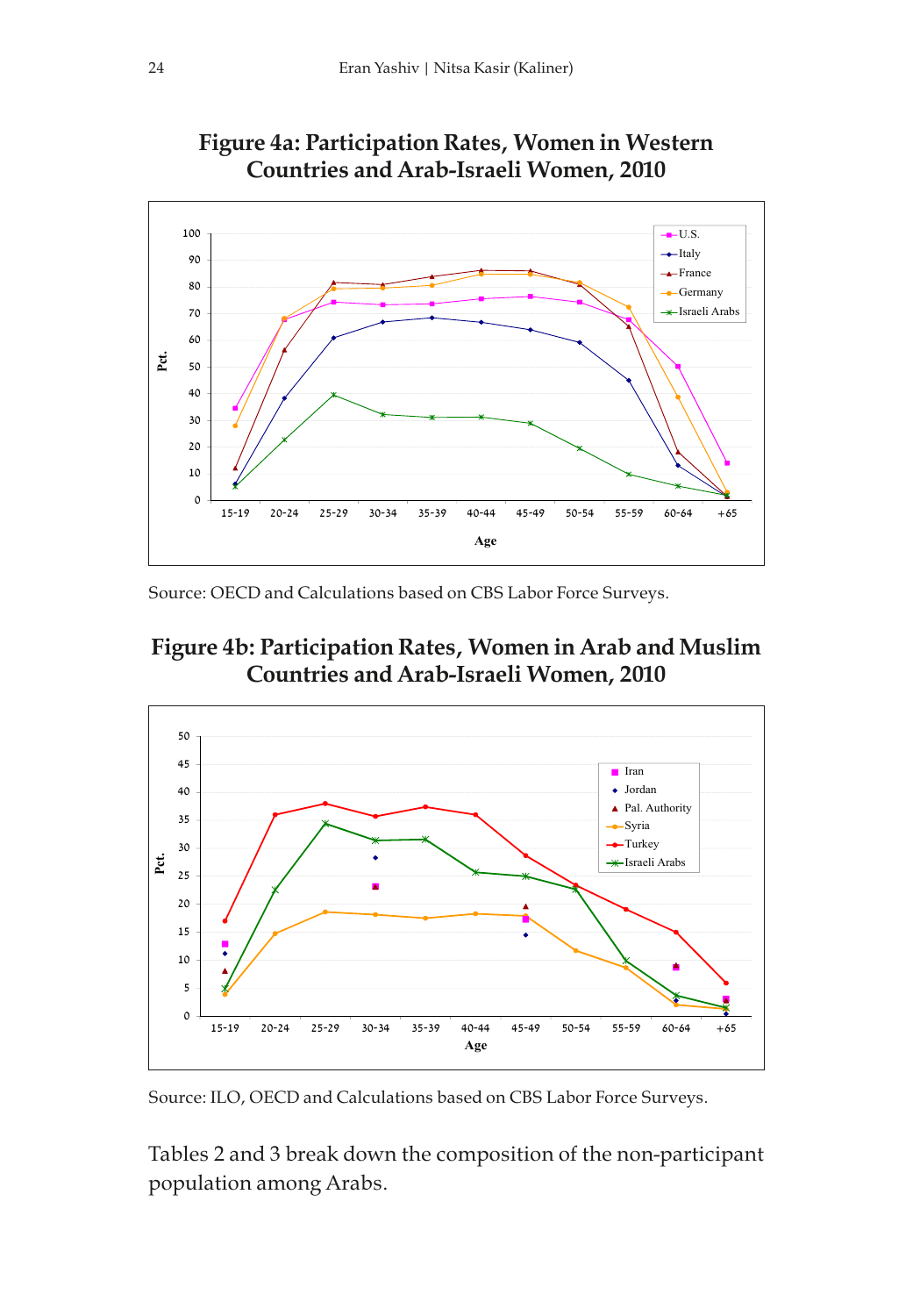**Figure 4a: Participation Rates, Women in Western Countries and Arab-Israeli Women, 2010**

Source: OECD and Calculations based on CBS Labor Force Surveys.

**Figure 4b: Participation Rates, Women in Arab and Muslim Countries and Arab-Israeli Women, 2010**

Source: ILO, OECD and Calculations based on CBS Labor Force Surveys.

Tables 2 and 3 break down the composition of the non-participant population among Arabs.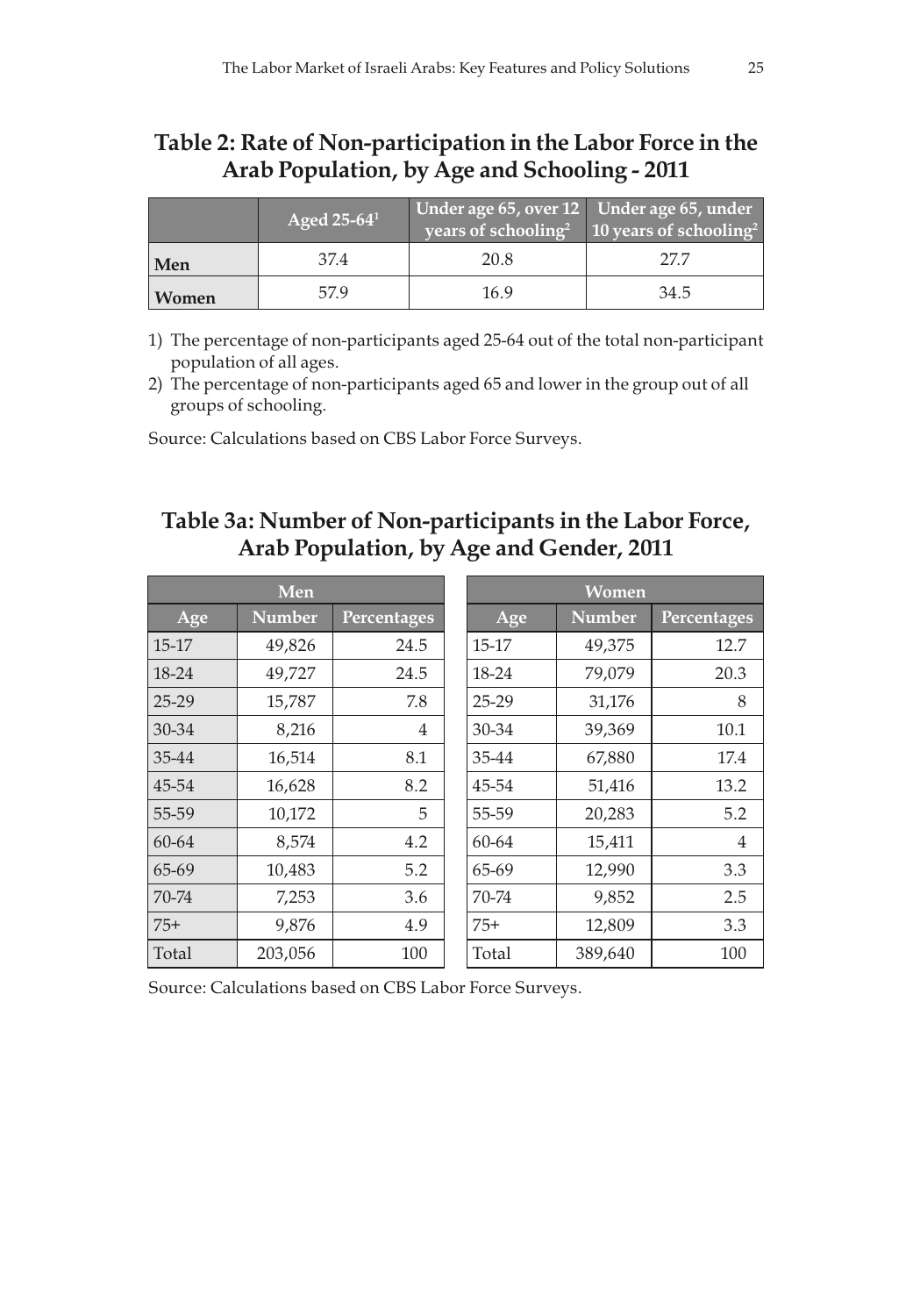## Table 2: Rate of Non-participation in the Labor Force in the Arab Population, by Age and Schooling - 2011

| | Aged 25-64[1] | Under age 65, over 12 years of schooling[2] | Under age 65, under 10 years of schooling[2] |
|---|---|---|---|
| Men | 37.4 | 20.8 | 27.7 |
| Women | 57.9 | 16.9 | 34.5 |

1) The percentage of non-participants aged 25-64 out of the total non-participant population of all ages.
2) The percentage of non-participants aged 65 and lower in the group out of all groups of schooling.

Source: Calculations based on CBS Labor Force Surveys.

## Table 3a: Number of Non-participants in the Labor Force, Arab Population, by Age and Gender, 2011

| Men | | | Women | | |
|---|---|---|---|---|---|
| Age | Number | Percentages | Age | Number | Percentages |
| 15-17 | 49,826 | 24.5 | 15-17 | 49,375 | 12.7 |
| 18-24 | 49,727 | 24.5 | 18-24 | 79,079 | 20.3 |
| 25-29 | 15,787 | 7.8 | 25-29 | 31,176 | 8 |
| 30-34 | 8,216 | 4 | 30-34 | 39,369 | 10.1 |
| 35-44 | 16,514 | 8.1 | 35-44 | 67,880 | 17.4 |
| 45-54 | 16,628 | 8.2 | 45-54 | 51,416 | 13.2 |
| 55-59 | 10,172 | 5 | 55-59 | 20,283 | 5.2 |
| 60-64 | 8,574 | 4.2 | 60-64 | 15,411 | 4 |
| 65-69 | 10,483 | 5.2 | 65-69 | 12,990 | 3.3 |
| 70-74 | 7,253 | 3.6 | 70-74 | 9,852 | 2.5 |
| 75+ | 9,876 | 4.9 | 75+ | 12,809 | 3.3 |
| Total | 203,056 | 100 | Total | 389,640 | 100 |

Source: Calculations based on CBS Labor Force Surveys.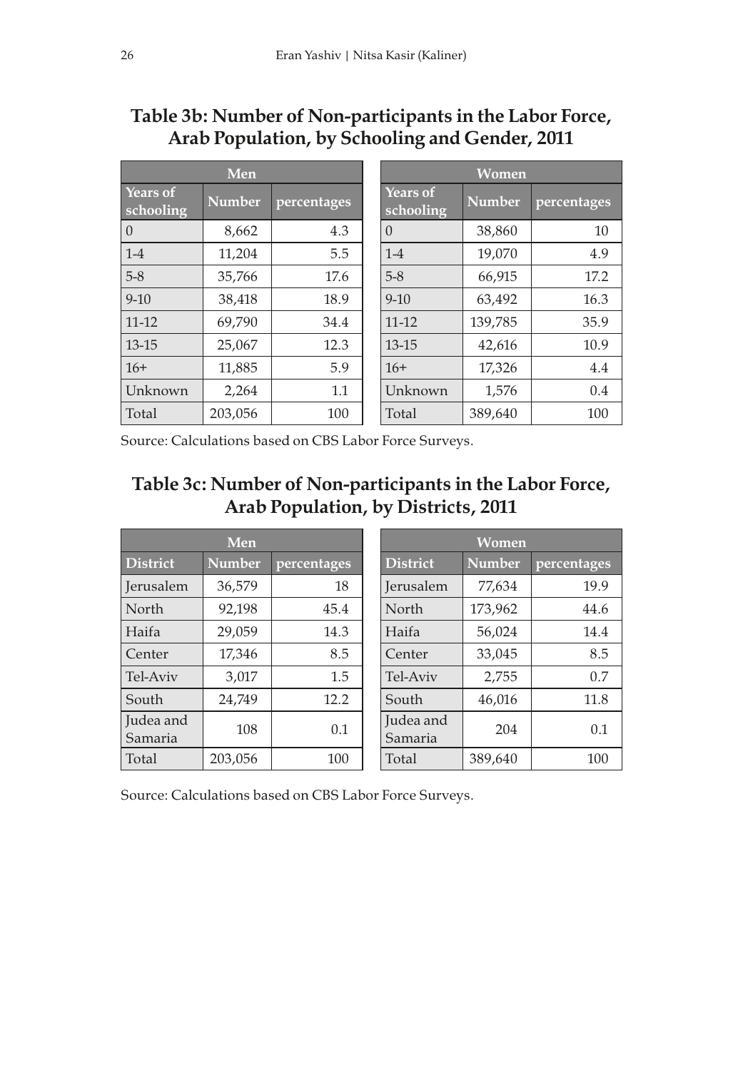## Table 3b: Number of Non-participants in the Labor Force, Arab Population, by Schooling and Gender, 2011

| Men | | | Women | | |
|---|---|---|---|---|---|
| Years of schooling | Number | percentages | Years of schooling | Number | percentages |
| 0 | 8,662 | 4.3 | 0 | 38,860 | 10 |
| 1-4 | 11,204 | 5.5 | 1-4 | 19,070 | 4.9 |
| 5-8 | 35,766 | 17.6 | 5-8 | 66,915 | 17.2 |
| 9-10 | 38,418 | 18.9 | 9-10 | 63,492 | 16.3 |
| 11-12 | 69,790 | 34.4 | 11-12 | 139,785 | 35.9 |
| 13-15 | 25,067 | 12.3 | 13-15 | 42,616 | 10.9 |
| 16+ | 11,885 | 5.9 | 16+ | 17,326 | 4.4 |
| Unknown | 2,264 | 1.1 | Unknown | 1,576 | 0.4 |
| Total | 203,056 | 100 | Total | 389,640 | 100 |

Source: Calculations based on CBS Labor Force Surveys.

## Table 3c: Number of Non-participants in the Labor Force, Arab Population, by Districts, 2011

| Men | | | Women | | |
|---|---|---|---|---|---|
| District | Number | percentages | District | Number | percentages |
| Jerusalem | 36,579 | 18 | Jerusalem | 77,634 | 19.9 |
| North | 92,198 | 45.4 | North | 173,962 | 44.6 |
| Haifa | 29,059 | 14.3 | Haifa | 56,024 | 14.4 |
| Center | 17,346 | 8.5 | Center | 33,045 | 8.5 |
| Tel-Aviv | 3,017 | 1.5 | Tel-Aviv | 2,755 | 0.7 |
| South | 24,749 | 12.2 | South | 46,016 | 11.8 |
| Judea and Samaria | 108 | 0.1 | Judea and Samaria | 204 | 0.1 |
| Total | 203,056 | 100 | Total | 389,640 | 100 |

Source: Calculations based on CBS Labor Force Surveys.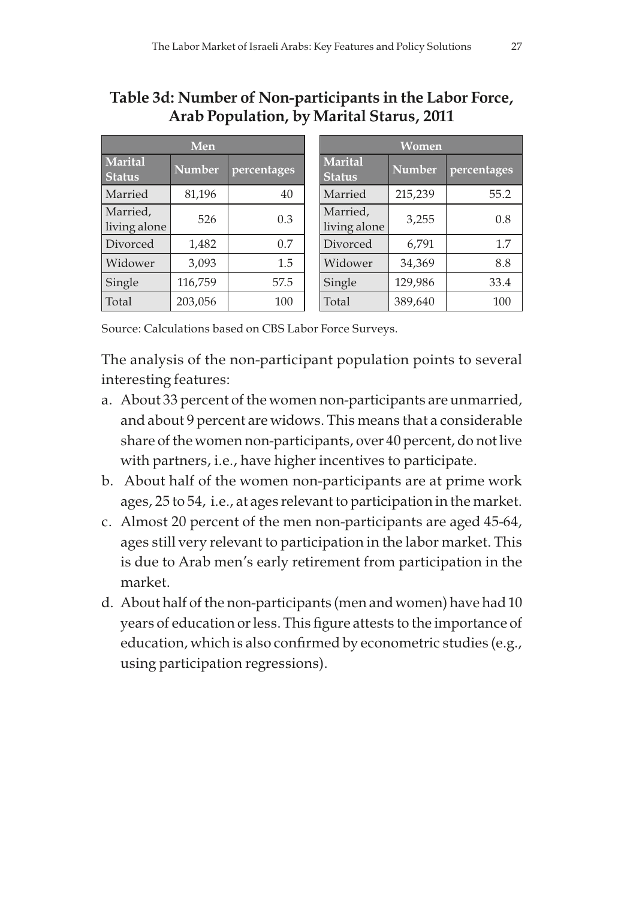**Table 3d: Number of Non-participants in the Labor Force, Arab Population, by Marital Starus, 2011**

| Men | | | Women | | |
|---|---|---|---|---|---|
| Marital Status | Number | percentages | Marital Status | Number | percentages |
| Married | 81,196 | 40 | Married | 215,239 | 55.2 |
| Married, living alone | 526 | 0.3 | Married, living alone | 3,255 | 0.8 |
| Divorced | 1,482 | 0.7 | Divorced | 6,791 | 1.7 |
| Widower | 3,093 | 1.5 | Widower | 34,369 | 8.8 |
| Single | 116,759 | 57.5 | Single | 129,986 | 33.4 |
| Total | 203,056 | 100 | Total | 389,640 | 100 |

Source: Calculations based on CBS Labor Force Surveys.

The analysis of the non-participant population points to several interesting features:

a. About 33 percent of the women non-participants are unmarried, and about 9 percent are widows. This means that a considerable share of the women non-participants, over 40 percent, do not live with partners, i.e., have higher incentives to participate.

b. About half of the women non-participants are at prime work ages, 25 to 54, i.e., at ages relevant to participation in the market.

c. Almost 20 percent of the men non-participants are aged 45-64, ages still very relevant to participation in the labor market. This is due to Arab men's early retirement from participation in the market.

d. About half of the non-participants (men and women) have had 10 years of education or less. This figure attests to the importance of education, which is also confirmed by econometric studies (e.g., using participation regressions).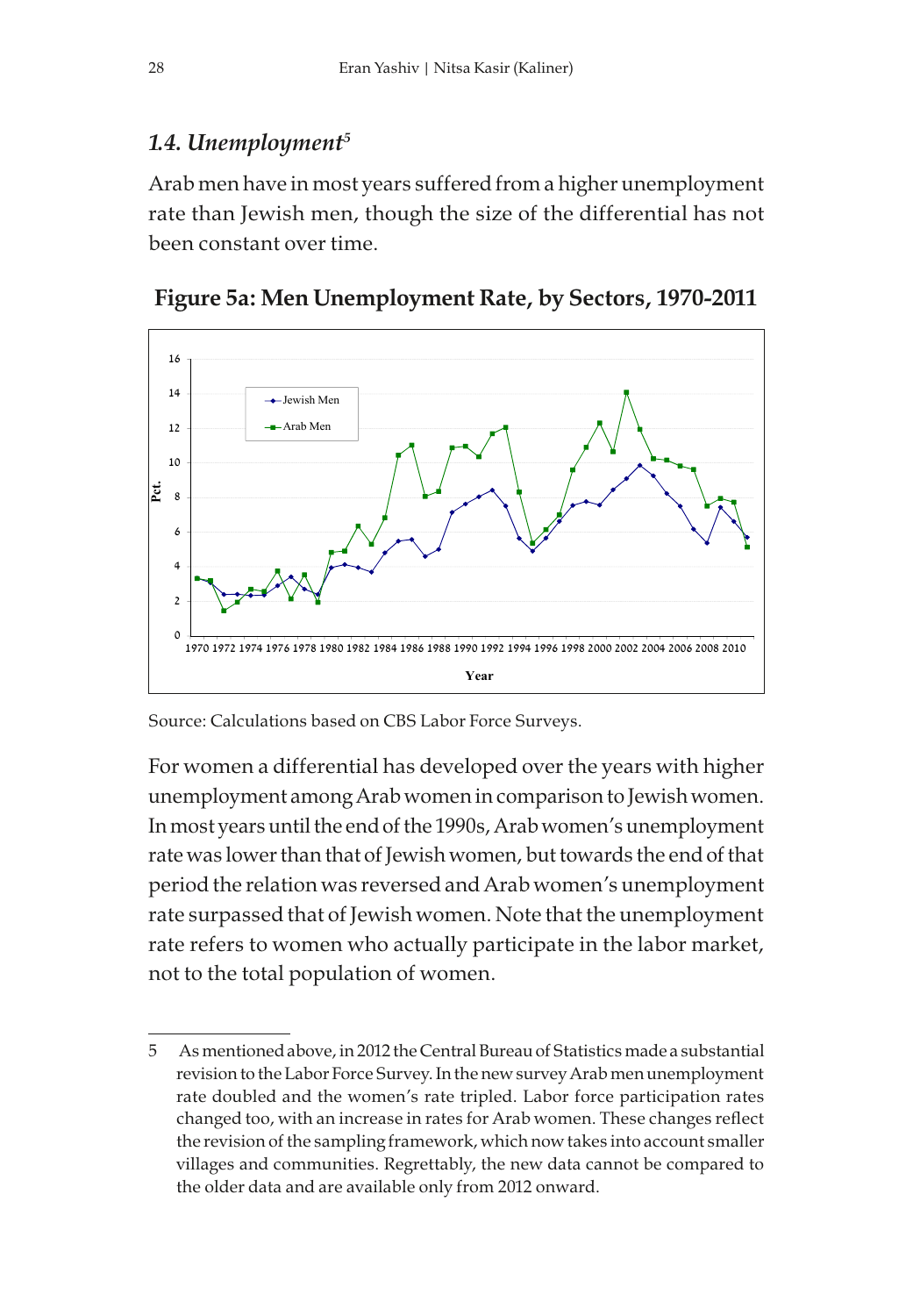## 1.4. Unemployment[5]

Arab men have in most years suffered from a higher unemployment rate than Jewish men, though the size of the differential has not been constant over time.

**Figure 5a: Men Unemployment Rate, by Sectors, 1970-2011**

Source: Calculations based on CBS Labor Force Surveys.

For women a differential has developed over the years with higher unemployment among Arab women in comparison to Jewish women. In most years until the end of the 1990s, Arab women's unemployment rate was lower than that of Jewish women, but towards the end of that period the relation was reversed and Arab women's unemployment rate surpassed that of Jewish women. Note that the unemployment rate refers to women who actually participate in the labor market, not to the total population of women.

---

5 As mentioned above, in 2012 the Central Bureau of Statistics made a substantial revision to the Labor Force Survey. In the new survey Arab men unemployment rate doubled and the women's rate tripled. Labor force participation rates changed too, with an increase in rates for Arab women. These changes reflect the revision of the sampling framework, which now takes into account smaller villages and communities. Regrettably, the new data cannot be compared to the older data and are available only from 2012 onward.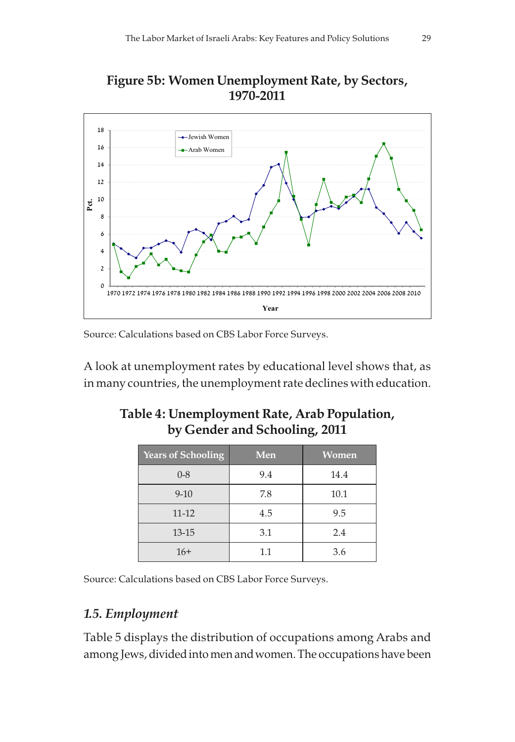**Figure 5b: Women Unemployment Rate, by Sectors, 1970-2011**

Source: Calculations based on CBS Labor Force Surveys.

A look at unemployment rates by educational level shows that, as in many countries, the unemployment rate declines with education.

**Table 4: Unemployment Rate, Arab Population, by Gender and Schooling, 2011**

| Years of Schooling | Men | Women |
|---|---|---|
| 0-8 | 9.4 | 14.4 |
| 9-10 | 7.8 | 10.1 |
| 11-12 | 4.5 | 9.5 |
| 13-15 | 3.1 | 2.4 |
| 16+ | 1.1 | 3.6 |

Source: Calculations based on CBS Labor Force Surveys.

## *1.5. Employment*

Table 5 displays the distribution of occupations among Arabs and among Jews, divided into men and women. The occupations have been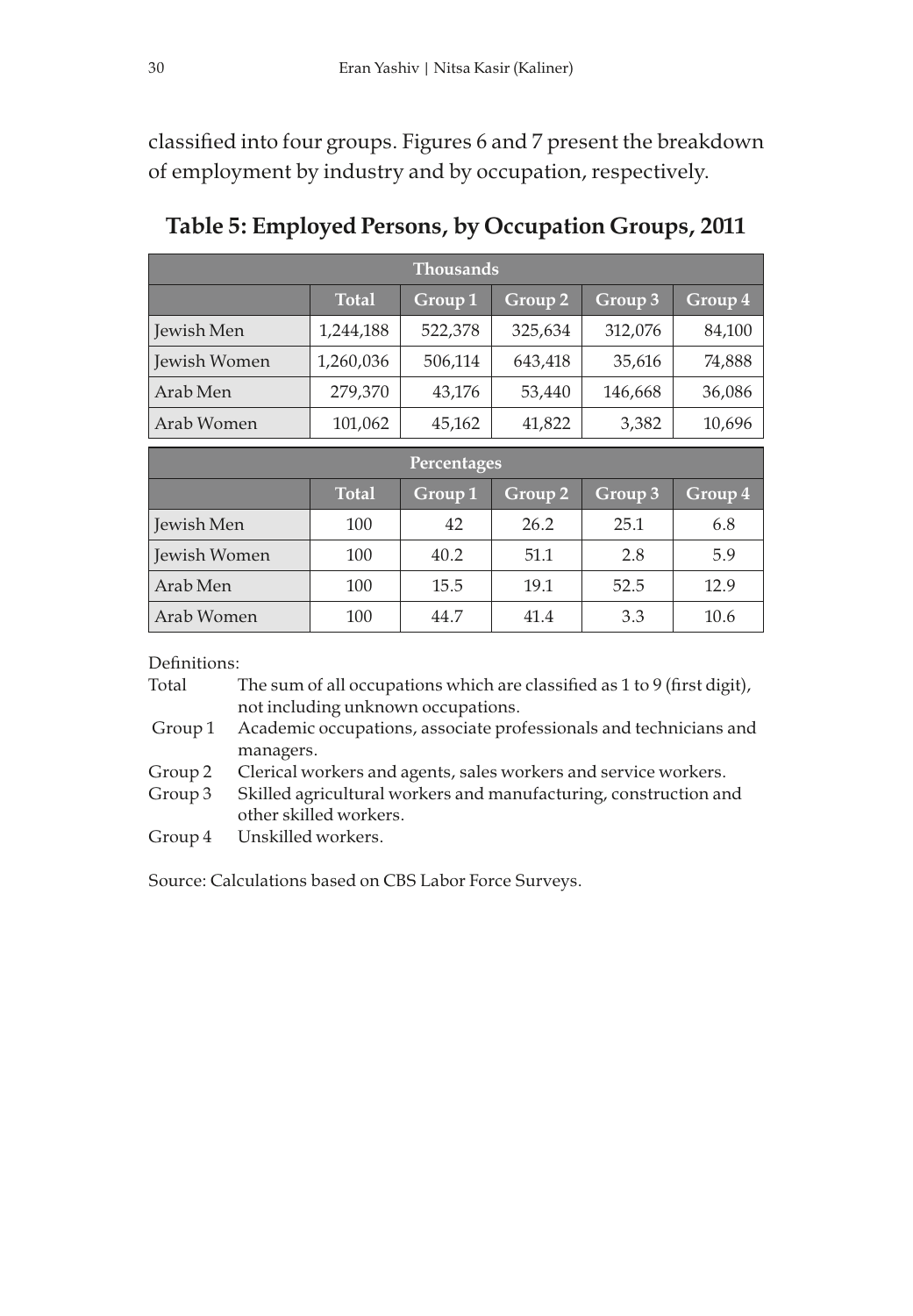classified into four groups. Figures 6 and 7 present the breakdown of employment by industry and by occupation, respectively.

**Table 5: Employed Persons, by Occupation Groups, 2011**

| Thousands | | | | | |
|---|---|---|---|---|---|
| | Total | Group 1 | Group 2 | Group 3 | Group 4 |
| Jewish Men | 1,244,188 | 522,378 | 325,634 | 312,076 | 84,100 |
| Jewish Women | 1,260,036 | 506,114 | 643,418 | 35,616 | 74,888 |
| Arab Men | 279,370 | 43,176 | 53,440 | 146,668 | 36,086 |
| Arab Women | 101,062 | 45,162 | 41,822 | 3,382 | 10,696 |
| **Percentages** | | | | | |
| | Total | Group 1 | Group 2 | Group 3 | Group 4 |
| Jewish Men | 100 | 42 | 26.2 | 25.1 | 6.8 |
| Jewish Women | 100 | 40.2 | 51.1 | 2.8 | 5.9 |
| Arab Men | 100 | 15.5 | 19.1 | 52.5 | 12.9 |
| Arab Women | 100 | 44.7 | 41.4 | 3.3 | 10.6 |

Definitions:

- Total — The sum of all occupations which are classified as 1 to 9 (first digit), not including unknown occupations.
- Group 1 — Academic occupations, associate professionals and technicians and managers.
- Group 2 — Clerical workers and agents, sales workers and service workers.
- Group 3 — Skilled agricultural workers and manufacturing, construction and other skilled workers.
- Group 4 — Unskilled workers.

Source: Calculations based on CBS Labor Force Surveys.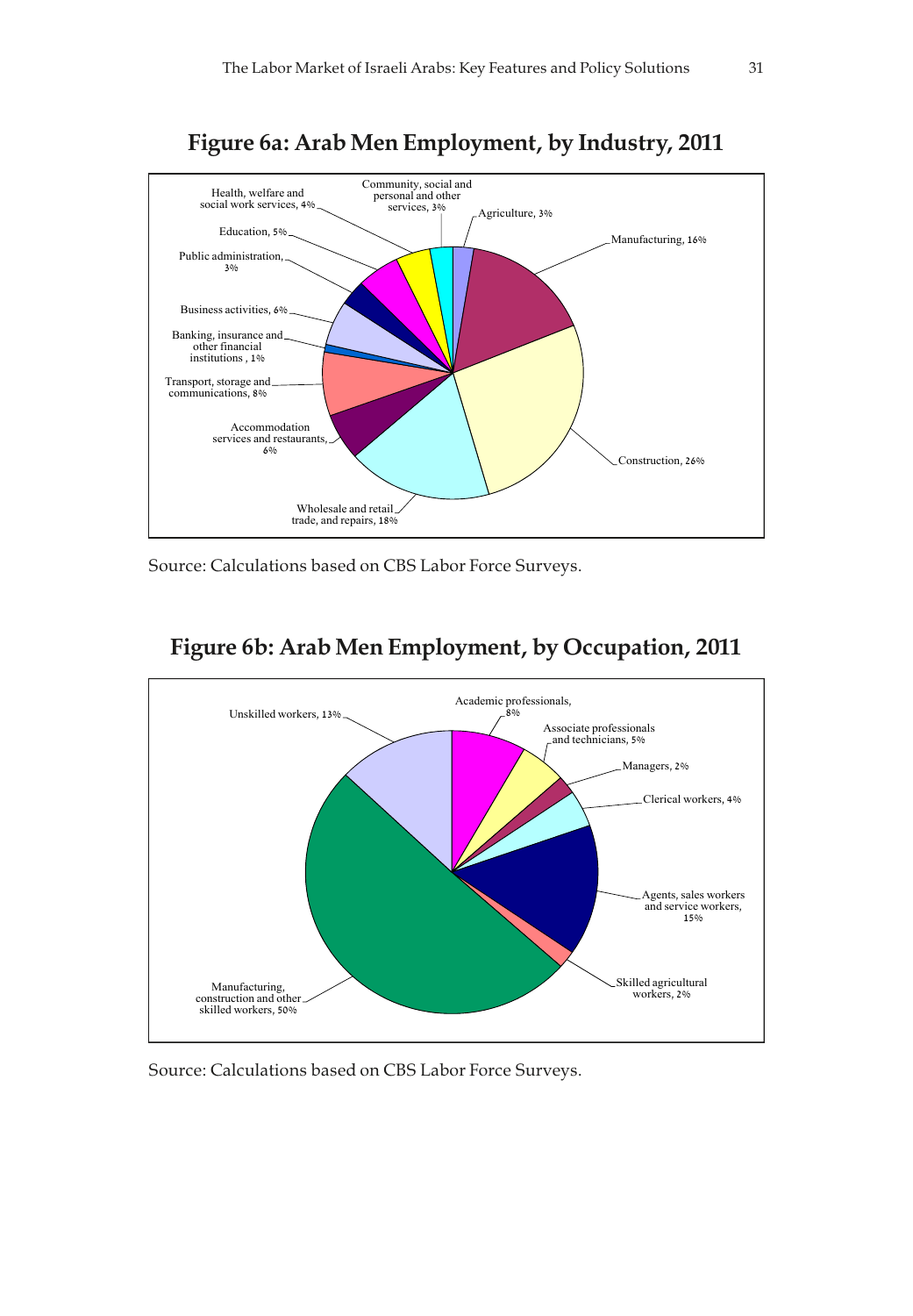## Figure 6a: Arab Men Employment, by Industry, 2011

Health, welfare and social work services, 4%
Community, social and personal and other services, 3%
Agriculture, 3%
Education, 5%
Manufacturing, 16%
Public administration, 3%
Business activities, 6%
Banking, insurance and other financial institutions, 1%
Transport, storage and communications, 8%
Accommodation services and restaurants, 6%
Construction, 26%
Wholesale and retail trade, and repairs, 18%

Source: Calculations based on CBS Labor Force Surveys.

## Figure 6b: Arab Men Employment, by Occupation, 2011

Academic professionals, 8%
Unskilled workers, 13%
Associate professionals and technicians, 5%
Managers, 2%
Clerical workers, 4%
Agents, sales workers and service workers, 15%
Skilled agricultural workers, 2%
Manufacturing, construction and other skilled workers, 50%

Source: Calculations based on CBS Labor Force Surveys.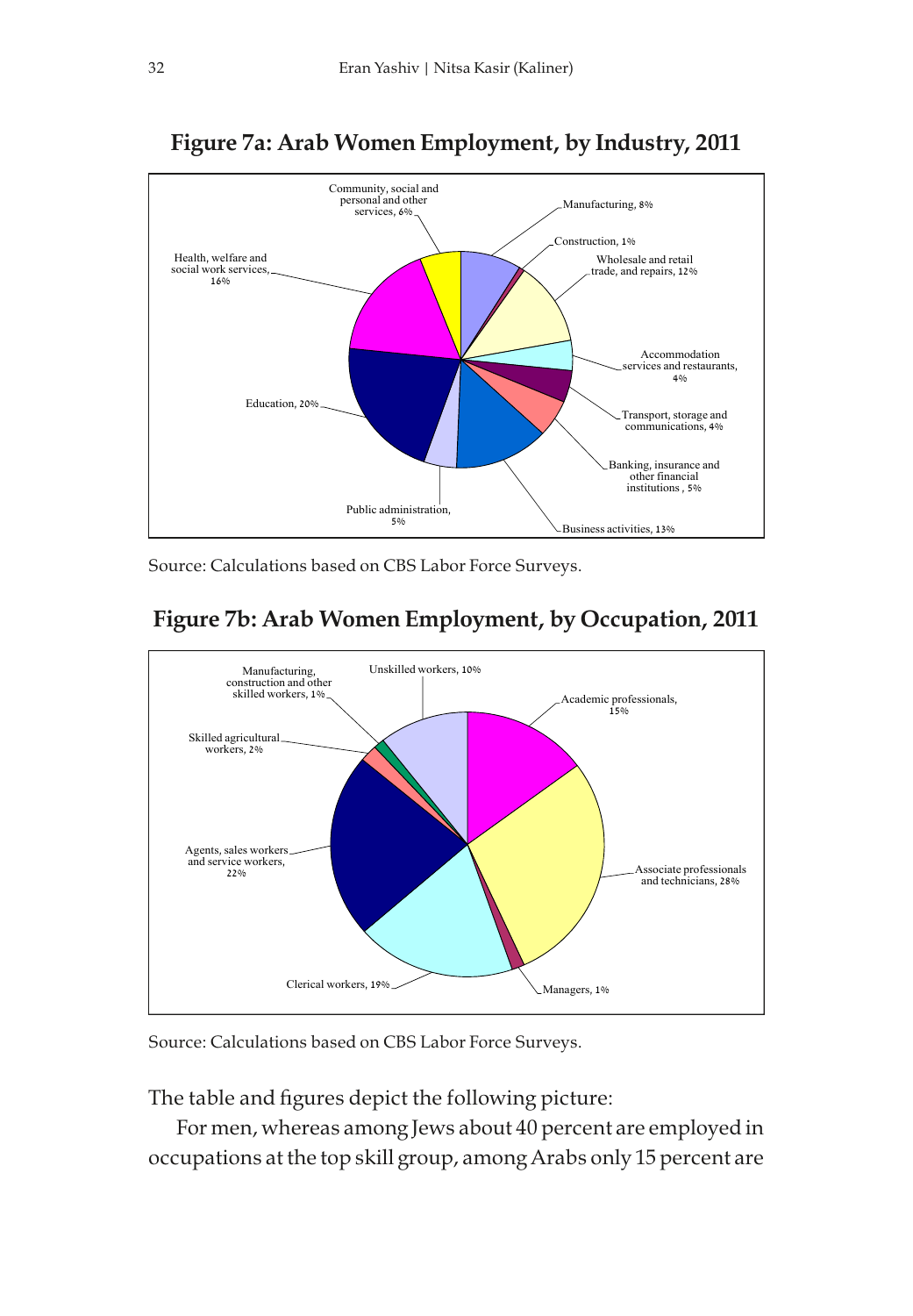## Figure 7a: Arab Women Employment, by Industry, 2011

Source: Calculations based on CBS Labor Force Surveys.

## Figure 7b: Arab Women Employment, by Occupation, 2011

Source: Calculations based on CBS Labor Force Surveys.

The table and figures depict the following picture:

For men, whereas among Jews about 40 percent are employed in occupations at the top skill group, among Arabs only 15 percent are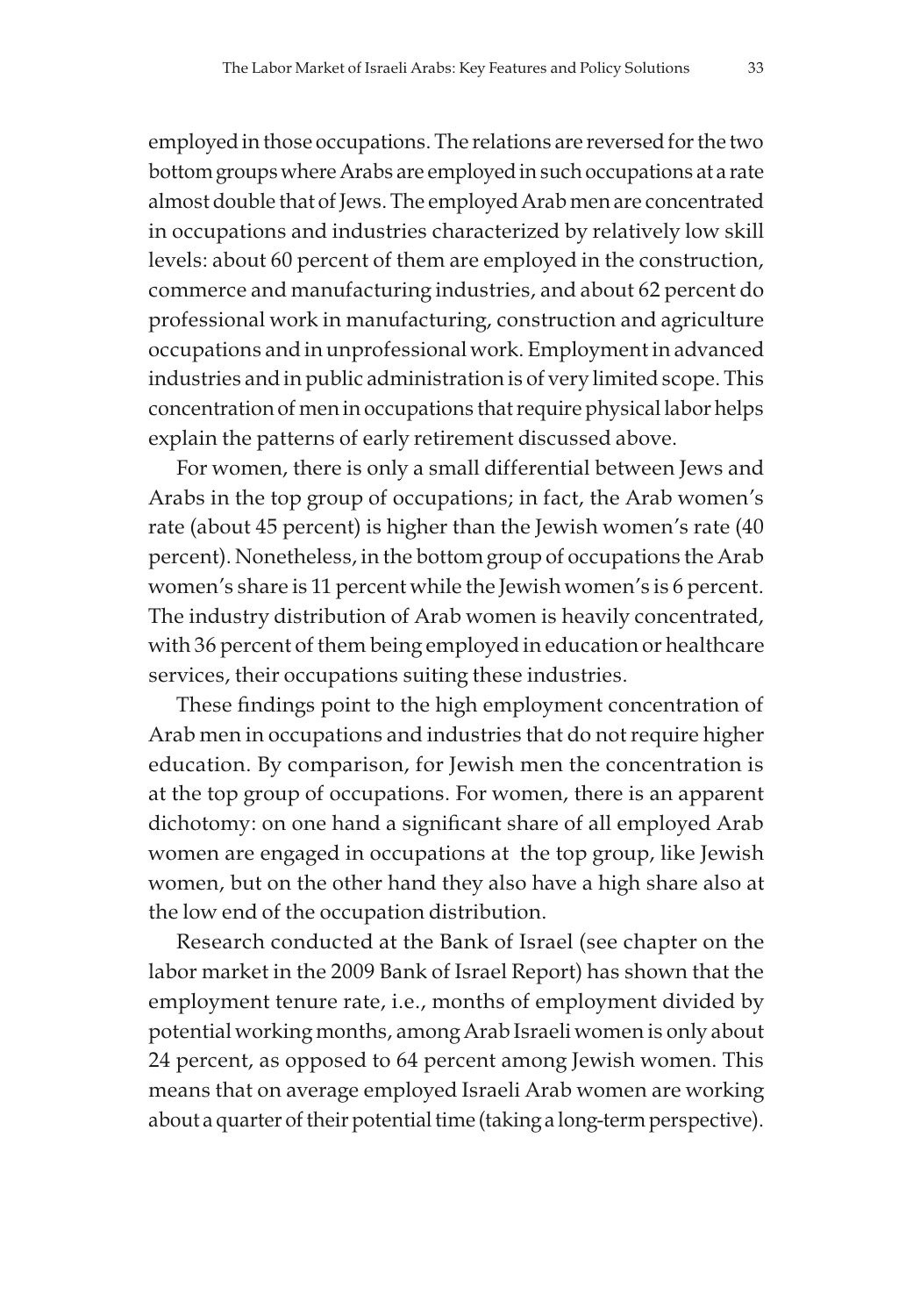employed in those occupations. The relations are reversed for the two bottom groups where Arabs are employed in such occupations at a rate almost double that of Jews. The employed Arab men are concentrated in occupations and industries characterized by relatively low skill levels: about 60 percent of them are employed in the construction, commerce and manufacturing industries, and about 62 percent do professional work in manufacturing, construction and agriculture occupations and in unprofessional work. Employment in advanced industries and in public administration is of very limited scope. This concentration of men in occupations that require physical labor helps explain the patterns of early retirement discussed above.

For women, there is only a small differential between Jews and Arabs in the top group of occupations; in fact, the Arab women's rate (about 45 percent) is higher than the Jewish women's rate (40 percent). Nonetheless, in the bottom group of occupations the Arab women's share is 11 percent while the Jewish women's is 6 percent. The industry distribution of Arab women is heavily concentrated, with 36 percent of them being employed in education or healthcare services, their occupations suiting these industries.

These findings point to the high employment concentration of Arab men in occupations and industries that do not require higher education. By comparison, for Jewish men the concentration is at the top group of occupations. For women, there is an apparent dichotomy: on one hand a significant share of all employed Arab women are engaged in occupations at the top group, like Jewish women, but on the other hand they also have a high share also at the low end of the occupation distribution.

Research conducted at the Bank of Israel (see chapter on the labor market in the 2009 Bank of Israel Report) has shown that the employment tenure rate, i.e., months of employment divided by potential working months, among Arab Israeli women is only about 24 percent, as opposed to 64 percent among Jewish women. This means that on average employed Israeli Arab women are working about a quarter of their potential time (taking a long-term perspective).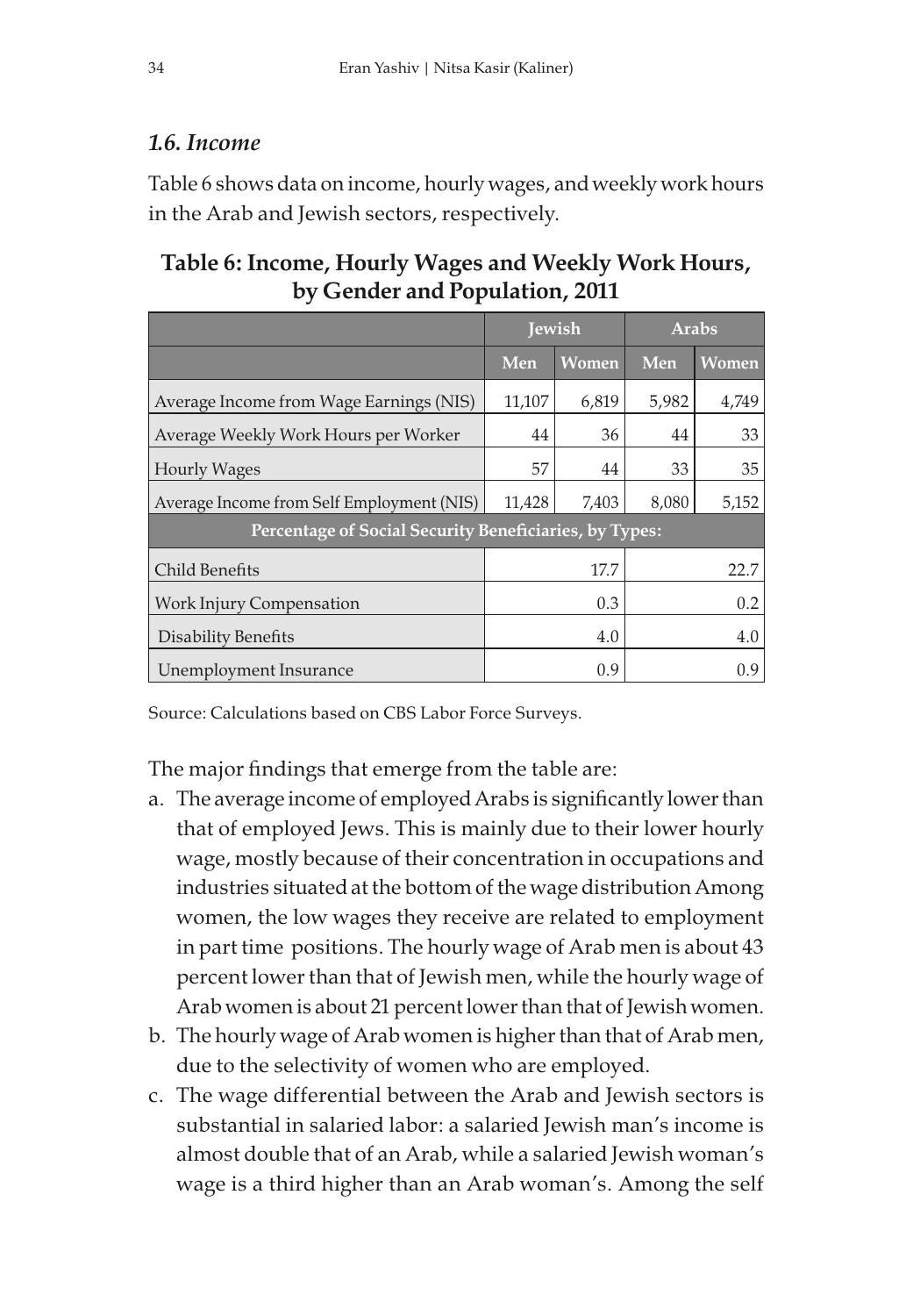### *1.6. Income*

Table 6 shows data on income, hourly wages, and weekly work hours in the Arab and Jewish sectors, respectively.

**Table 6: Income, Hourly Wages and Weekly Work Hours, by Gender and Population, 2011**

| | Jewish | | Arabs | |
|---|---|---|---|---|
| | Men | Women | Men | Women |
| Average Income from Wage Earnings (NIS) | 11,107 | 6,819 | 5,982 | 4,749 |
| Average Weekly Work Hours per Worker | 44 | 36 | 44 | 33 |
| Hourly Wages | 57 | 44 | 33 | 35 |
| Average Income from Self Employment (NIS) | 11,428 | 7,403 | 8,080 | 5,152 |
| **Percentage of Social Security Beneficiaries, by Types:** | | | | |
| Child Benefits | | 17.7 | | 22.7 |
| Work Injury Compensation | | 0.3 | | 0.2 |
| Disability Benefits | | 4.0 | | 4.0 |
| Unemployment Insurance | | 0.9 | | 0.9 |

Source: Calculations based on CBS Labor Force Surveys.

The major findings that emerge from the table are:

a. The average income of employed Arabs is significantly lower than that of employed Jews. This is mainly due to their lower hourly wage, mostly because of their concentration in occupations and industries situated at the bottom of the wage distribution Among women, the low wages they receive are related to employment in part time positions. The hourly wage of Arab men is about 43 percent lower than that of Jewish men, while the hourly wage of Arab women is about 21 percent lower than that of Jewish women.
b. The hourly wage of Arab women is higher than that of Arab men, due to the selectivity of women who are employed.
c. The wage differential between the Arab and Jewish sectors is substantial in salaried labor: a salaried Jewish man's income is almost double that of an Arab, while a salaried Jewish woman's wage is a third higher than an Arab woman's. Among the self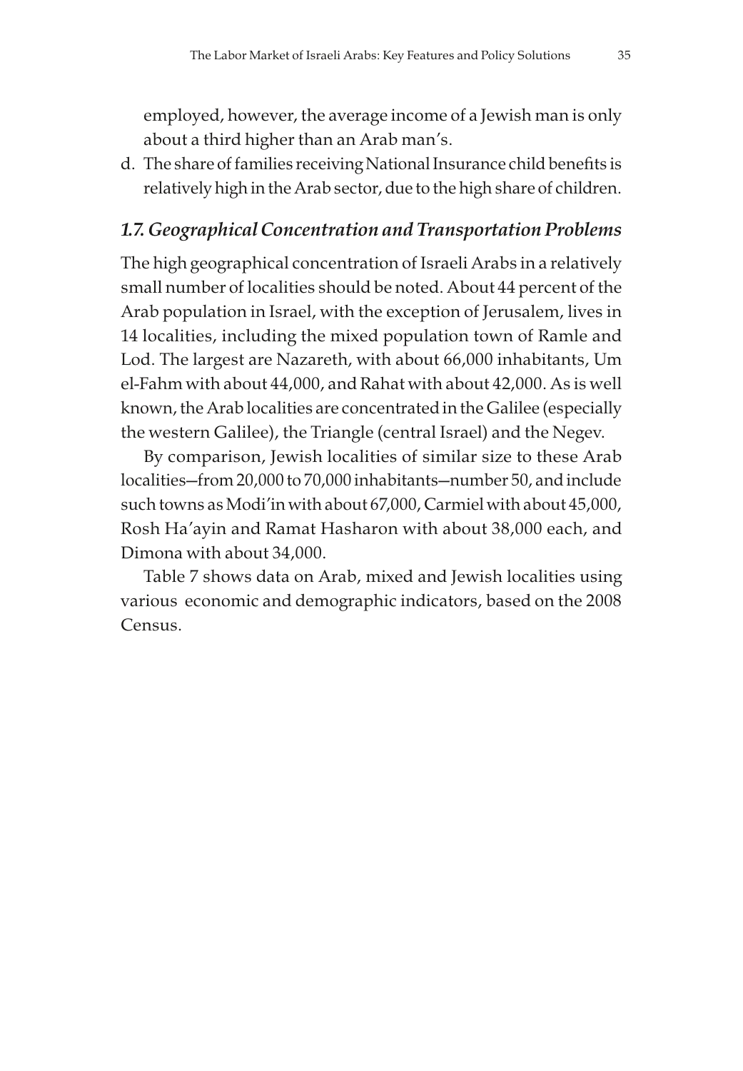employed, however, the average income of a Jewish man is only about a third higher than an Arab man's.

d. The share of families receiving National Insurance child benefits is relatively high in the Arab sector, due to the high share of children.

### *1.7. Geographical Concentration and Transportation Problems*

The high geographical concentration of Israeli Arabs in a relatively small number of localities should be noted. About 44 percent of the Arab population in Israel, with the exception of Jerusalem, lives in 14 localities, including the mixed population town of Ramle and Lod. The largest are Nazareth, with about 66,000 inhabitants, Um el-Fahm with about 44,000, and Rahat with about 42,000. As is well known, the Arab localities are concentrated in the Galilee (especially the western Galilee), the Triangle (central Israel) and the Negev.

By comparison, Jewish localities of similar size to these Arab localities—from 20,000 to 70,000 inhabitants—number 50, and include such towns as Modi'in with about 67,000, Carmiel with about 45,000, Rosh Ha'ayin and Ramat Hasharon with about 38,000 each, and Dimona with about 34,000.

Table 7 shows data on Arab, mixed and Jewish localities using various economic and demographic indicators, based on the 2008 Census.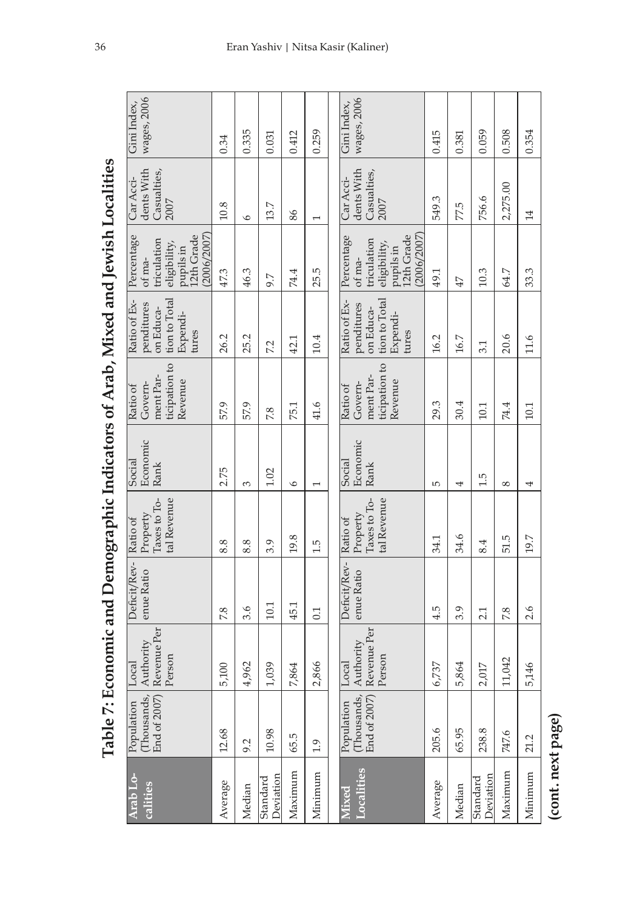# Table 7: Economic and Demographic Indicators of Arab, Mixed and Jewish Localities

| Arab Localities | Population (Thousands, End of 2007) | Local Authority Revenue Per Person | Deficit/Revenue Ratio | Ratio of Property Taxes to Total Revenue | Social Economic Rank | Ratio of Government Participation to Revenue | Ratio of Expenditures on Education to Total Expenditures | Percentage of matriculation eligibility, pupils in 12th Grade (2006/2007) | Car Accidents With Casualties, 2007 | Gini Index, wages, 2006 |
|---|---|---|---|---|---|---|---|---|---|---|
| Average | 12.68 | 5,100 | 7.8 | 8.8 | 2.75 | 57.9 | 26.2 | 47.3 | 10.8 | 0.34 |
| Median | 9.2 | 4,962 | 3.6 | 8.8 | 3 | 57.9 | 25.2 | 46.3 | 6 | 0.335 |
| Standard Deviation | 10.98 | 1,039 | 10.1 | 3.9 | 1.02 | 7.8 | 7.2 | 9.7 | 13.7 | 0.031 |
| Maximum | 65.5 | 7,864 | 45.1 | 19.8 | 6 | 75.1 | 42.1 | 74.4 | 86 | 0.412 |
| Minimum | 1.9 | 2,866 | 0.1 | 1.5 | 1 | 41.6 | 10.4 | 25.5 | 1 | 0.259 |

| Mixed Localities | Population (Thousands, End of 2007) | Local Authority Revenue Per Person | Deficit/Revenue Ratio | Ratio of Property Taxes to Total Revenue | Social Economic Rank | Ratio of Government Participation to Revenue | Ratio of Expenditures on Education to Total Expenditures | Percentage of matriculation eligibility, pupils in 12th Grade (2006/2007) | Car Accidents With Casualties, 2007 | Gini Index, wages, 2006 |
|---|---|---|---|---|---|---|---|---|---|---|
| Average | 205.6 | 6,737 | 4.5 | 34.1 | 5 | 29.3 | 16.2 | 49.1 | 549.3 | 0.415 |
| Median | 65.95 | 5,864 | 3.9 | 34.6 | 4 | 30.4 | 16.7 | 47 | 77.5 | 0.381 |
| Standard Deviation | 238.8 | 2,017 | 2.1 | 8.4 | 1.5 | 10.1 | 3.1 | 10.3 | 756.6 | 0.059 |
| Maximum | 747.6 | 11,042 | 7.8 | 51.5 | 8 | 74.4 | 20.6 | 64.7 | 2,275.00 | 0.508 |
| Minimum | 21.2 | 5,146 | 2.6 | 19.7 | 4 | 10.1 | 11.6 | 33.3 | 14 | 0.354 |

**(cont. next page)**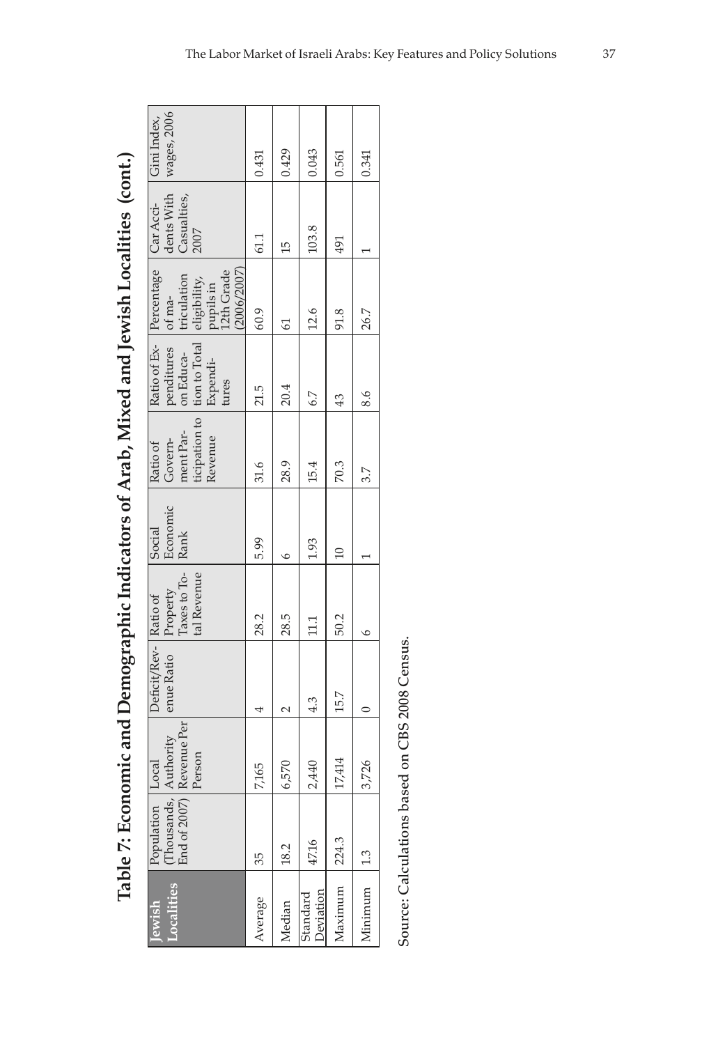## Table 7: Economic and Demographic Indicators of Arab, Mixed and Jewish Localities (cont.)

| Jewish Localities | Population (Thousands, End of 2007) | Local Authority Revenue Per Person | Deficit/Revenue Ratio | Ratio of Property Taxes to Total Revenue | Social Economic Rank | Ratio of Government Participation to Revenue | Ratio of Expenditures on Education to Total Expenditures | Percentage of matriculation eligibility, pupils in 12th Grade (2006/2007) | Car Accidents With Casualties, 2007 | Gini Index, wages, 2006 |
|---|---|---|---|---|---|---|---|---|---|---|
| Average | 35 | 7,165 | 4 | 28.2 | 5.99 | 31.6 | 21.5 | 60.9 | 61.1 | 0.431 |
| Median | 18.2 | 6,570 | 2 | 28.5 | 6 | 28.9 | 20.4 | 61 | 15 | 0.429 |
| Standard Deviation | 47.16 | 2,440 | 4.3 | 11.1 | 1.93 | 15.4 | 6.7 | 12.6 | 103.8 | 0.043 |
| Maximum | 224.3 | 17,414 | 15.7 | 50.2 | 10 | 70.3 | 43 | 91.8 | 491 | 0.561 |
| Minimum | 1.3 | 3,726 | 0 | 6 | 1 | 3.7 | 8.6 | 26.7 | 1 | 0.341 |

Source: Calculations based on CBS 2008 Census.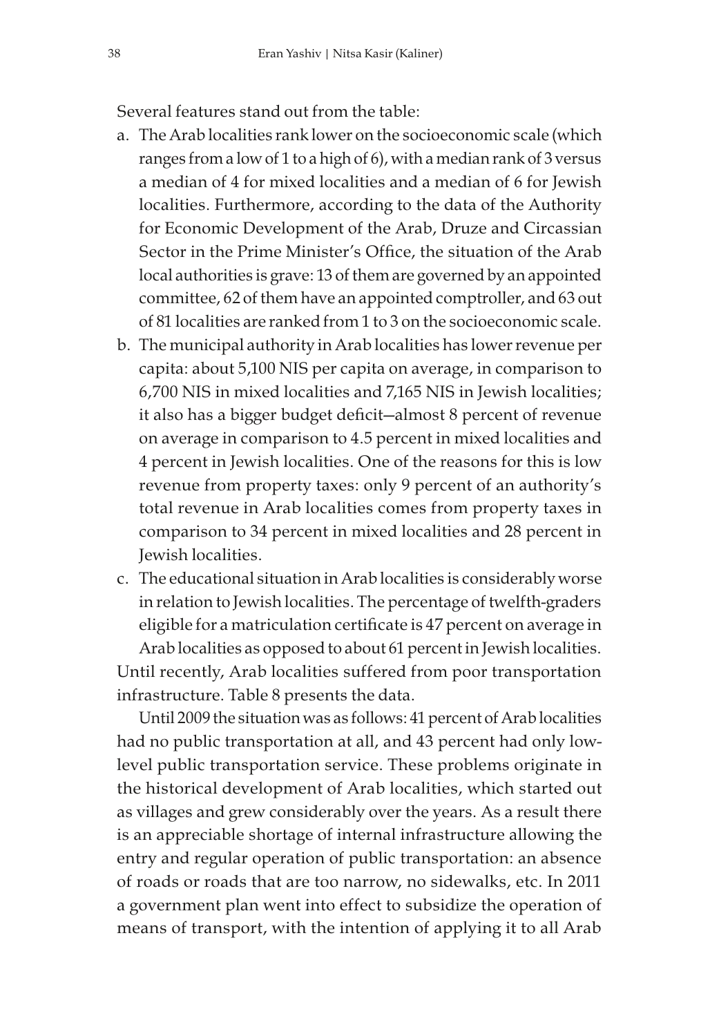Several features stand out from the table:

a. The Arab localities rank lower on the socioeconomic scale (which ranges from a low of 1 to a high of 6), with a median rank of 3 versus a median of 4 for mixed localities and a median of 6 for Jewish localities. Furthermore, according to the data of the Authority for Economic Development of the Arab, Druze and Circassian Sector in the Prime Minister's Office, the situation of the Arab local authorities is grave: 13 of them are governed by an appointed committee, 62 of them have an appointed comptroller, and 63 out of 81 localities are ranked from 1 to 3 on the socioeconomic scale.
b. The municipal authority in Arab localities has lower revenue per capita: about 5,100 NIS per capita on average, in comparison to 6,700 NIS in mixed localities and 7,165 NIS in Jewish localities; it also has a bigger budget deficit—almost 8 percent of revenue on average in comparison to 4.5 percent in mixed localities and 4 percent in Jewish localities. One of the reasons for this is low revenue from property taxes: only 9 percent of an authority's total revenue in Arab localities comes from property taxes in comparison to 34 percent in mixed localities and 28 percent in Jewish localities.
c. The educational situation in Arab localities is considerably worse in relation to Jewish localities. The percentage of twelfth-graders eligible for a matriculation certificate is 47 percent on average in Arab localities as opposed to about 61 percent in Jewish localities.

Until recently, Arab localities suffered from poor transportation infrastructure. Table 8 presents the data.

Until 2009 the situation was as follows: 41 percent of Arab localities had no public transportation at all, and 43 percent had only low-level public transportation service. These problems originate in the historical development of Arab localities, which started out as villages and grew considerably over the years. As a result there is an appreciable shortage of internal infrastructure allowing the entry and regular operation of public transportation: an absence of roads or roads that are too narrow, no sidewalks, etc. In 2011 a government plan went into effect to subsidize the operation of means of transport, with the intention of applying it to all Arab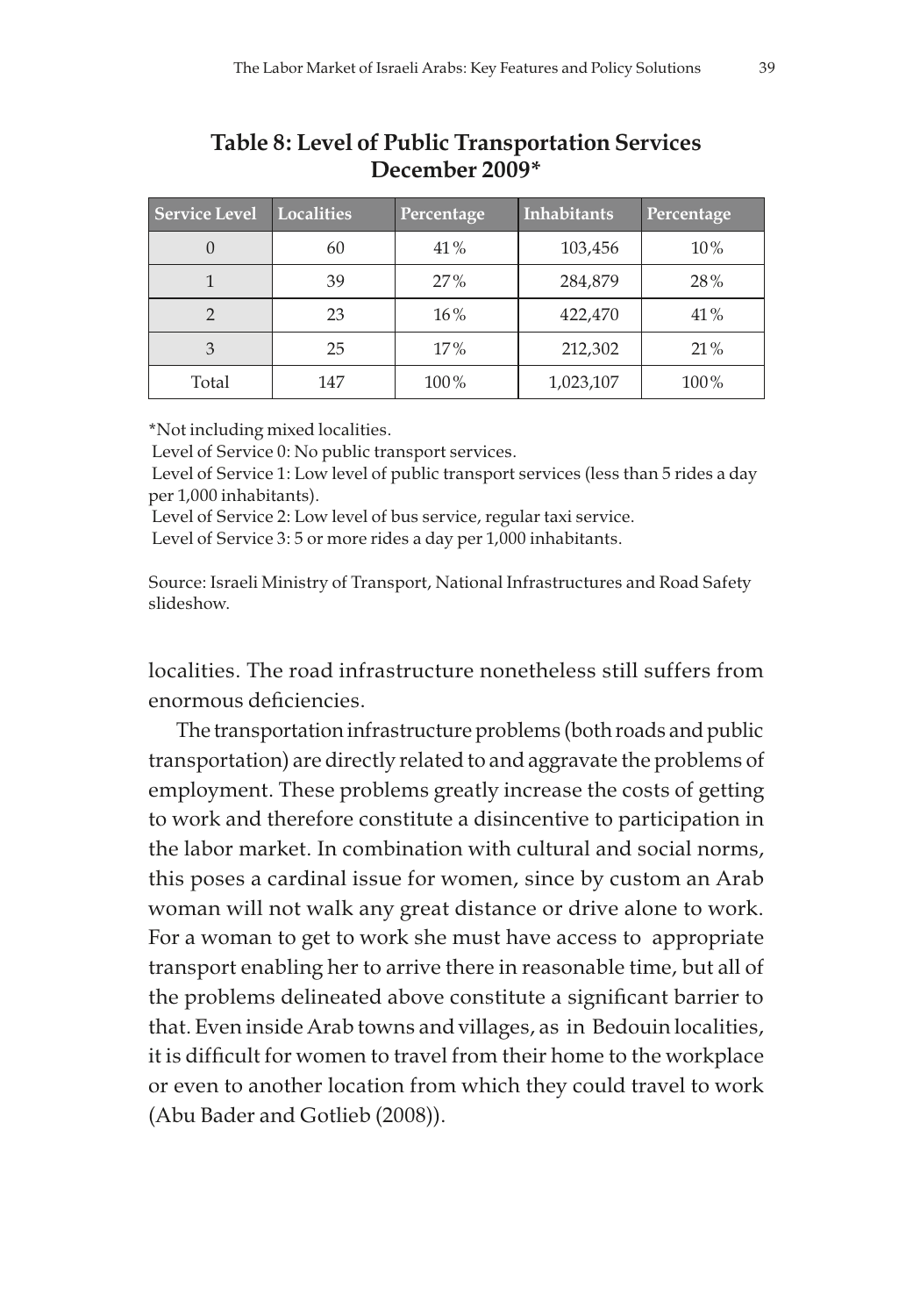**Table 8: Level of Public Transportation Services December 2009***

| Service Level | Localities | Percentage | Inhabitants | Percentage |
|---|---|---|---|---|
| 0 | 60 | 41% | 103,456 | 10% |
| 1 | 39 | 27% | 284,879 | 28% |
| 2 | 23 | 16% | 422,470 | 41% |
| 3 | 25 | 17% | 212,302 | 21% |
| Total | 147 | 100% | 1,023,107 | 100% |

*Not including mixed localities.

Level of Service 0: No public transport services.

Level of Service 1: Low level of public transport services (less than 5 rides a day per 1,000 inhabitants).

Level of Service 2: Low level of bus service, regular taxi service.

Level of Service 3: 5 or more rides a day per 1,000 inhabitants.

Source: Israeli Ministry of Transport, National Infrastructures and Road Safety slideshow.

localities. The road infrastructure nonetheless still suffers from enormous deficiencies.

The transportation infrastructure problems (both roads and public transportation) are directly related to and aggravate the problems of employment. These problems greatly increase the costs of getting to work and therefore constitute a disincentive to participation in the labor market. In combination with cultural and social norms, this poses a cardinal issue for women, since by custom an Arab woman will not walk any great distance or drive alone to work. For a woman to get to work she must have access to appropriate transport enabling her to arrive there in reasonable time, but all of the problems delineated above constitute a significant barrier to that. Even inside Arab towns and villages, as in Bedouin localities, it is difficult for women to travel from their home to the workplace or even to another location from which they could travel to work (Abu Bader and Gotlieb (2008)).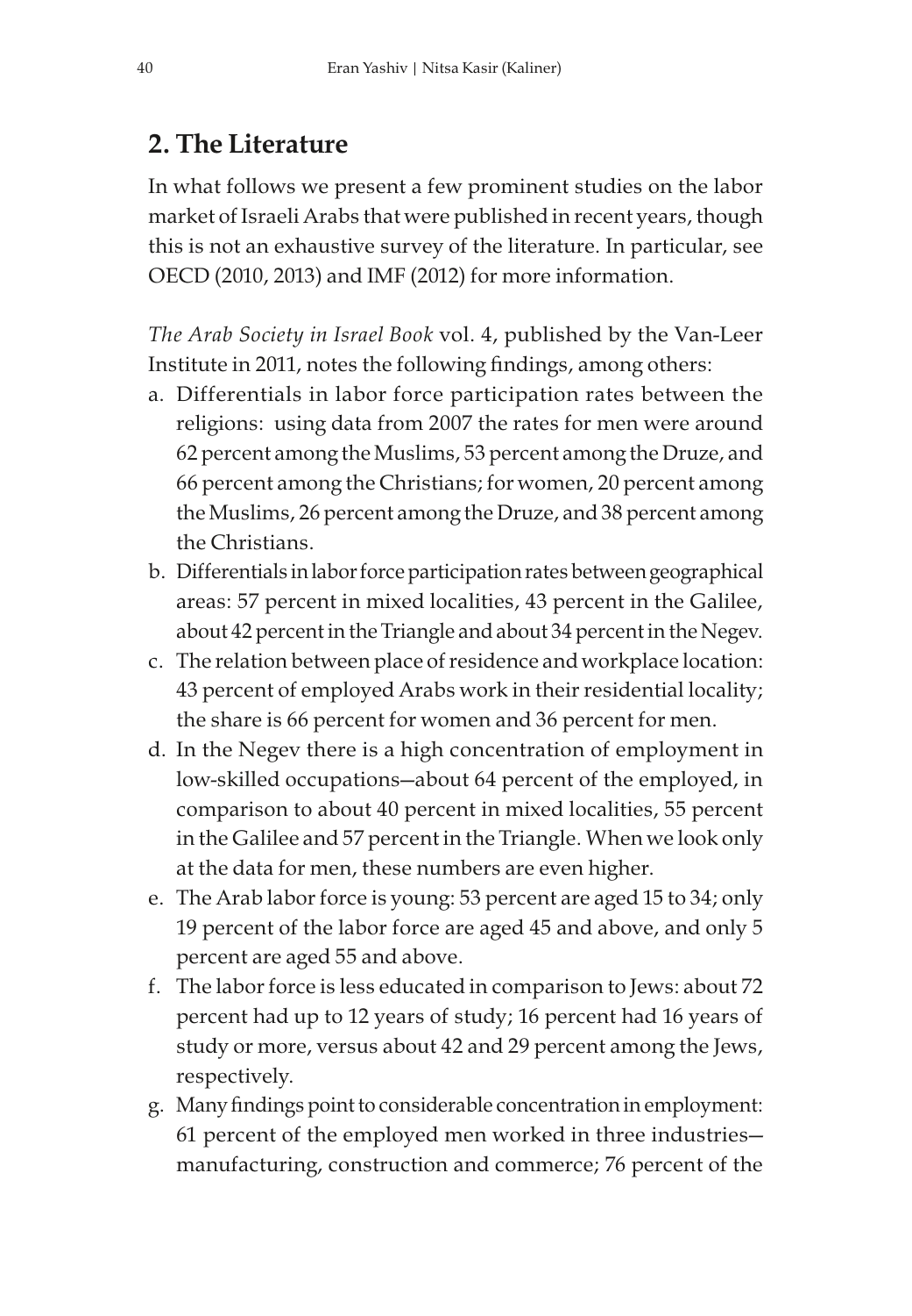## 2. The Literature

In what follows we present a few prominent studies on the labor market of Israeli Arabs that were published in recent years, though this is not an exhaustive survey of the literature. In particular, see OECD (2010, 2013) and IMF (2012) for more information.

*The Arab Society in Israel Book* vol. 4, published by the Van-Leer Institute in 2011, notes the following findings, among others:

a. Differentials in labor force participation rates between the religions: using data from 2007 the rates for men were around 62 percent among the Muslims, 53 percent among the Druze, and 66 percent among the Christians; for women, 20 percent among the Muslims, 26 percent among the Druze, and 38 percent among the Christians.
b. Differentials in labor force participation rates between geographical areas: 57 percent in mixed localities, 43 percent in the Galilee, about 42 percent in the Triangle and about 34 percent in the Negev.
c. The relation between place of residence and workplace location: 43 percent of employed Arabs work in their residential locality; the share is 66 percent for women and 36 percent for men.
d. In the Negev there is a high concentration of employment in low-skilled occupations—about 64 percent of the employed, in comparison to about 40 percent in mixed localities, 55 percent in the Galilee and 57 percent in the Triangle. When we look only at the data for men, these numbers are even higher.
e. The Arab labor force is young: 53 percent are aged 15 to 34; only 19 percent of the labor force are aged 45 and above, and only 5 percent are aged 55 and above.
f. The labor force is less educated in comparison to Jews: about 72 percent had up to 12 years of study; 16 percent had 16 years of study or more, versus about 42 and 29 percent among the Jews, respectively.
g. Many findings point to considerable concentration in employment: 61 percent of the employed men worked in three industries—manufacturing, construction and commerce; 76 percent of the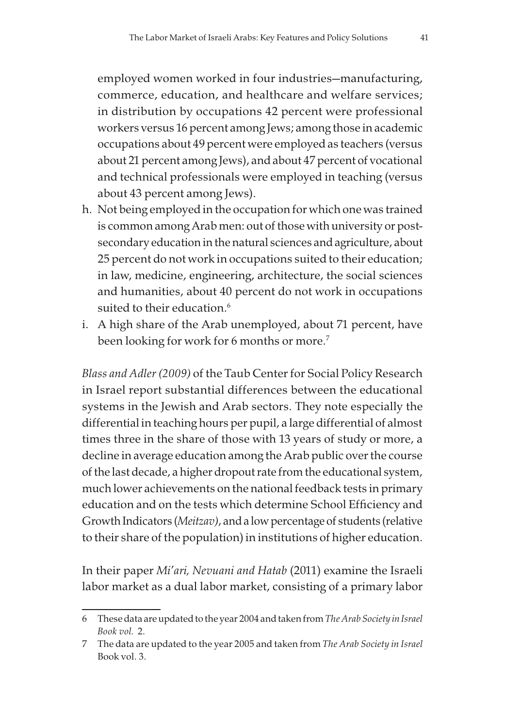employed women worked in four industries—manufacturing, commerce, education, and healthcare and welfare services; in distribution by occupations 42 percent were professional workers versus 16 percent among Jews; among those in academic occupations about 49 percent were employed as teachers (versus about 21 percent among Jews), and about 47 percent of vocational and technical professionals were employed in teaching (versus about 43 percent among Jews).

h. Not being employed in the occupation for which one was trained is common among Arab men: out of those with university or post-secondary education in the natural sciences and agriculture, about 25 percent do not work in occupations suited to their education; in law, medicine, engineering, architecture, the social sciences and humanities, about 40 percent do not work in occupations suited to their education.[6]
i. A high share of the Arab unemployed, about 71 percent, have been looking for work for 6 months or more.[7]

*Blass and Adler (2009)* of the Taub Center for Social Policy Research in Israel report substantial differences between the educational systems in the Jewish and Arab sectors. They note especially the differential in teaching hours per pupil, a large differential of almost times three in the share of those with 13 years of study or more, a decline in average education among the Arab public over the course of the last decade, a higher dropout rate from the educational system, much lower achievements on the national feedback tests in primary education and on the tests which determine School Efficiency and Growth Indicators (*Meitzav)*, and a low percentage of students (relative to their share of the population) in institutions of higher education.

In their paper *Mi'ari, Nevuani and Hatab* (2011) examine the Israeli labor market as a dual labor market, consisting of a primary labor

---

6 These data are updated to the year 2004 and taken from *The Arab Society in Israel Book vol.* 2.

7 The data are updated to the year 2005 and taken from *The Arab Society in Israel* Book vol. 3.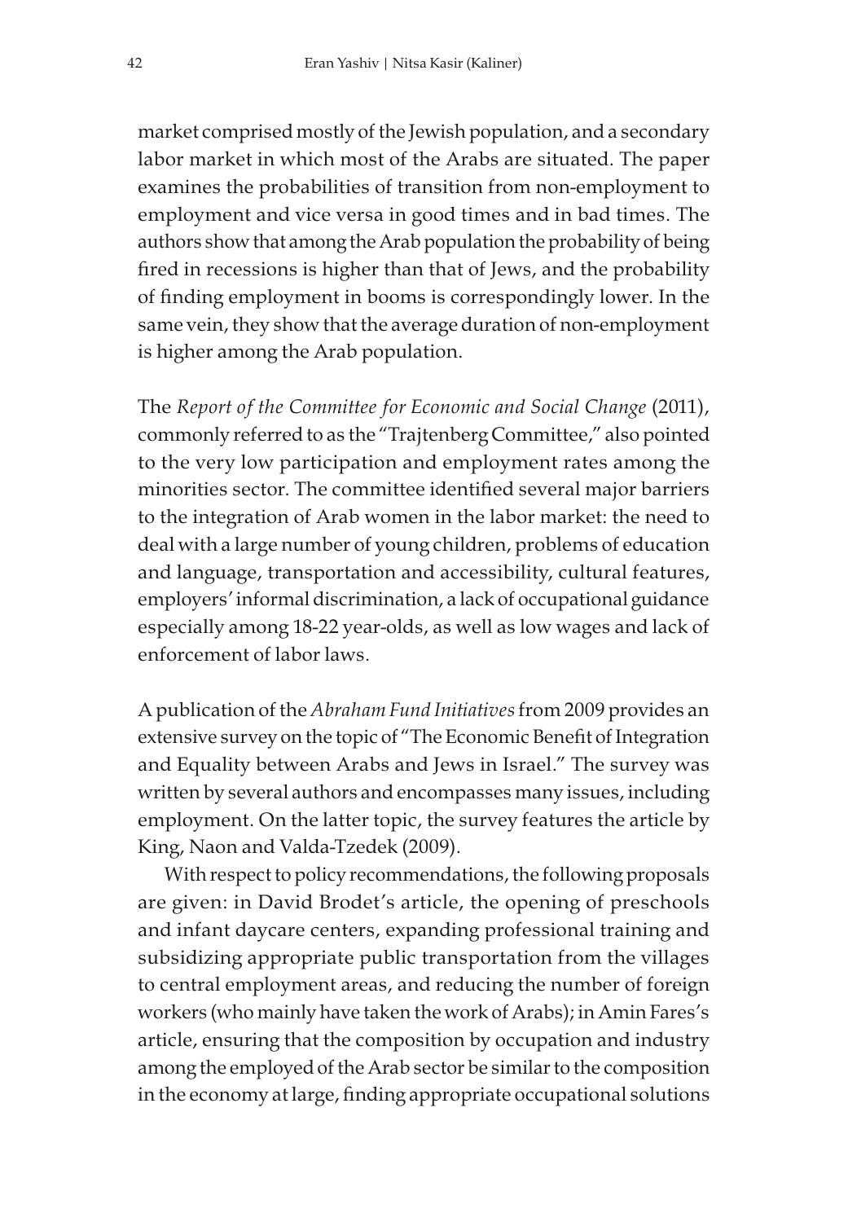market comprised mostly of the Jewish population, and a secondary labor market in which most of the Arabs are situated. The paper examines the probabilities of transition from non-employment to employment and vice versa in good times and in bad times. The authors show that among the Arab population the probability of being fired in recessions is higher than that of Jews, and the probability of finding employment in booms is correspondingly lower. In the same vein, they show that the average duration of non-employment is higher among the Arab population.

The *Report of the Committee for Economic and Social Change* (2011), commonly referred to as the "Trajtenberg Committee," also pointed to the very low participation and employment rates among the minorities sector. The committee identified several major barriers to the integration of Arab women in the labor market: the need to deal with a large number of young children, problems of education and language, transportation and accessibility, cultural features, employers' informal discrimination, a lack of occupational guidance especially among 18-22 year-olds, as well as low wages and lack of enforcement of labor laws.

A publication of the *Abraham Fund Initiatives* from 2009 provides an extensive survey on the topic of "The Economic Benefit of Integration and Equality between Arabs and Jews in Israel." The survey was written by several authors and encompasses many issues, including employment. On the latter topic, the survey features the article by King, Naon and Valda-Tzedek (2009).

With respect to policy recommendations, the following proposals are given: in David Brodet's article, the opening of preschools and infant daycare centers, expanding professional training and subsidizing appropriate public transportation from the villages to central employment areas, and reducing the number of foreign workers (who mainly have taken the work of Arabs); in Amin Fares's article, ensuring that the composition by occupation and industry among the employed of the Arab sector be similar to the composition in the economy at large, finding appropriate occupational solutions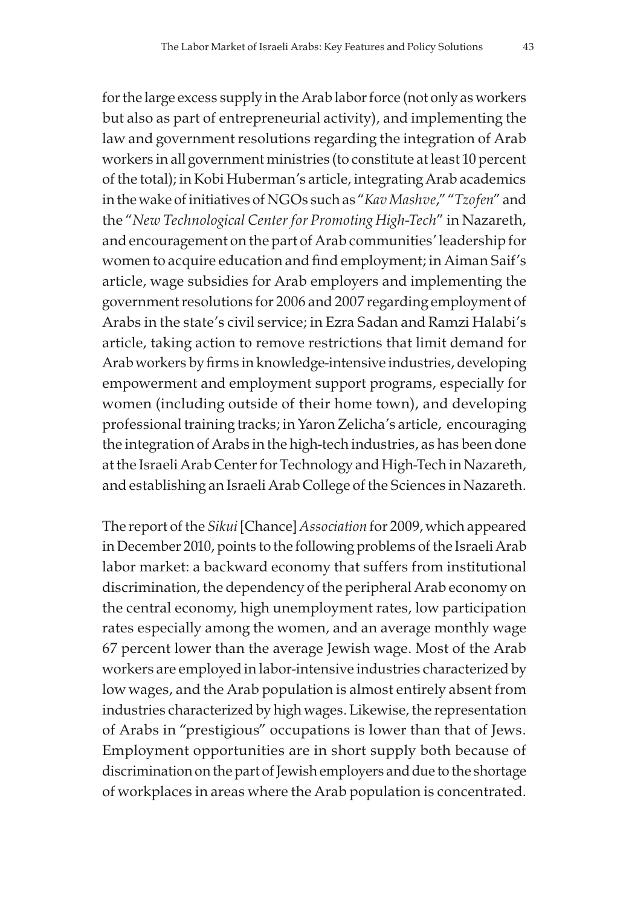for the large excess supply in the Arab labor force (not only as workers but also as part of entrepreneurial activity), and implementing the law and government resolutions regarding the integration of Arab workers in all government ministries (to constitute at least 10 percent of the total); in Kobi Huberman's article, integrating Arab academics in the wake of initiatives of NGOs such as "*Kav Mashve*," "*Tzofen*" and the "*New Technological Center for Promoting High-Tech*" in Nazareth, and encouragement on the part of Arab communities' leadership for women to acquire education and find employment; in Aiman Saif's article, wage subsidies for Arab employers and implementing the government resolutions for 2006 and 2007 regarding employment of Arabs in the state's civil service; in Ezra Sadan and Ramzi Halabi's article, taking action to remove restrictions that limit demand for Arab workers by firms in knowledge-intensive industries, developing empowerment and employment support programs, especially for women (including outside of their home town), and developing professional training tracks; in Yaron Zelicha's article, encouraging the integration of Arabs in the high-tech industries, as has been done at the Israeli Arab Center for Technology and High-Tech in Nazareth, and establishing an Israeli Arab College of the Sciences in Nazareth.

The report of the *Sikui* [Chance] *Association* for 2009, which appeared in December 2010, points to the following problems of the Israeli Arab labor market: a backward economy that suffers from institutional discrimination, the dependency of the peripheral Arab economy on the central economy, high unemployment rates, low participation rates especially among the women, and an average monthly wage 67 percent lower than the average Jewish wage. Most of the Arab workers are employed in labor-intensive industries characterized by low wages, and the Arab population is almost entirely absent from industries characterized by high wages. Likewise, the representation of Arabs in "prestigious" occupations is lower than that of Jews. Employment opportunities are in short supply both because of discrimination on the part of Jewish employers and due to the shortage of workplaces in areas where the Arab population is concentrated.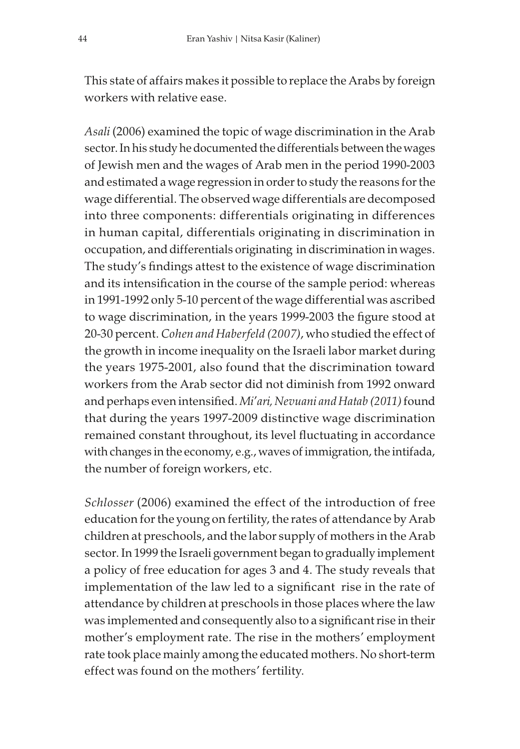This state of affairs makes it possible to replace the Arabs by foreign workers with relative ease.

*Asali* (2006) examined the topic of wage discrimination in the Arab sector. In his study he documented the differentials between the wages of Jewish men and the wages of Arab men in the period 1990-2003 and estimated a wage regression in order to study the reasons for the wage differential. The observed wage differentials are decomposed into three components: differentials originating in differences in human capital, differentials originating in discrimination in occupation, and differentials originating in discrimination in wages. The study's findings attest to the existence of wage discrimination and its intensification in the course of the sample period: whereas in 1991-1992 only 5-10 percent of the wage differential was ascribed to wage discrimination, in the years 1999-2003 the figure stood at 20-30 percent. *Cohen and Haberfeld (2007)*, who studied the effect of the growth in income inequality on the Israeli labor market during the years 1975-2001, also found that the discrimination toward workers from the Arab sector did not diminish from 1992 onward and perhaps even intensified. *Mi'ari, Nevuani and Hatab (2011)* found that during the years 1997-2009 distinctive wage discrimination remained constant throughout, its level fluctuating in accordance with changes in the economy, e.g., waves of immigration, the intifada, the number of foreign workers, etc.

*Schlosser* (2006) examined the effect of the introduction of free education for the young on fertility, the rates of attendance by Arab children at preschools, and the labor supply of mothers in the Arab sector. In 1999 the Israeli government began to gradually implement a policy of free education for ages 3 and 4. The study reveals that implementation of the law led to a significant rise in the rate of attendance by children at preschools in those places where the law was implemented and consequently also to a significant rise in their mother's employment rate. The rise in the mothers' employment rate took place mainly among the educated mothers. No short-term effect was found on the mothers' fertility.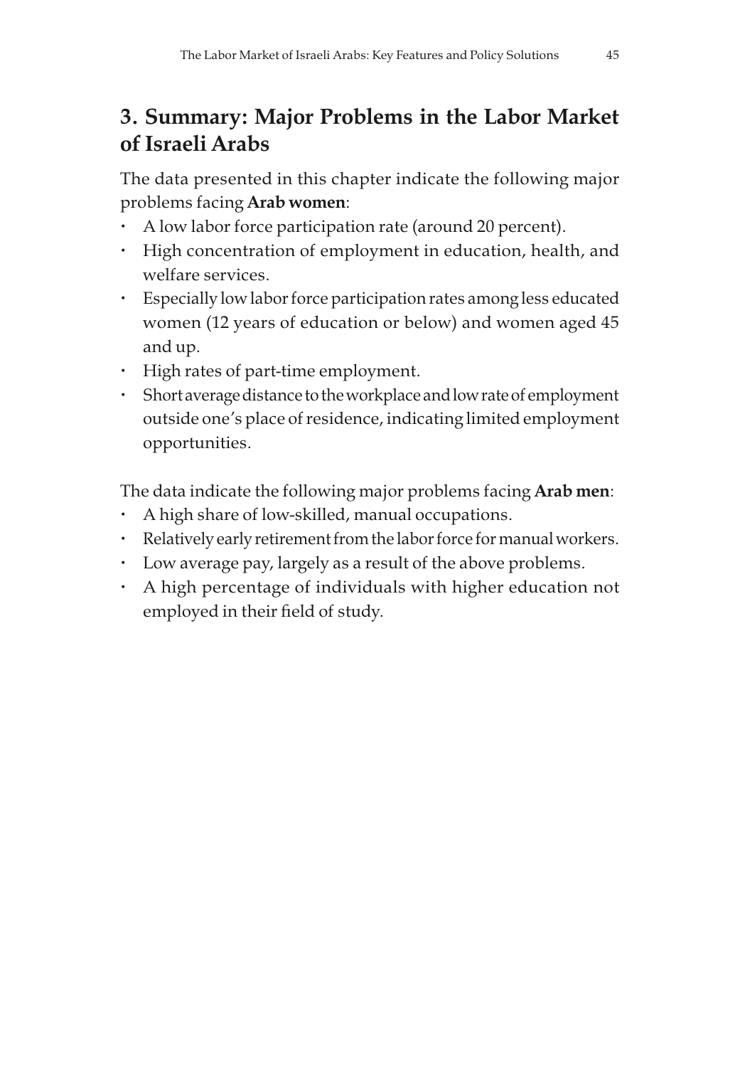## 3. Summary: Major Problems in the Labor Market of Israeli Arabs

The data presented in this chapter indicate the following major problems facing **Arab women**:

- A low labor force participation rate (around 20 percent).
- High concentration of employment in education, health, and welfare services.
- Especially low labor force participation rates among less educated women (12 years of education or below) and women aged 45 and up.
- High rates of part-time employment.
- Short average distance to the workplace and low rate of employment outside one's place of residence, indicating limited employment opportunities.

The data indicate the following major problems facing **Arab men**:

- A high share of low-skilled, manual occupations.
- Relatively early retirement from the labor force for manual workers.
- Low average pay, largely as a result of the above problems.
- A high percentage of individuals with higher education not employed in their field of study.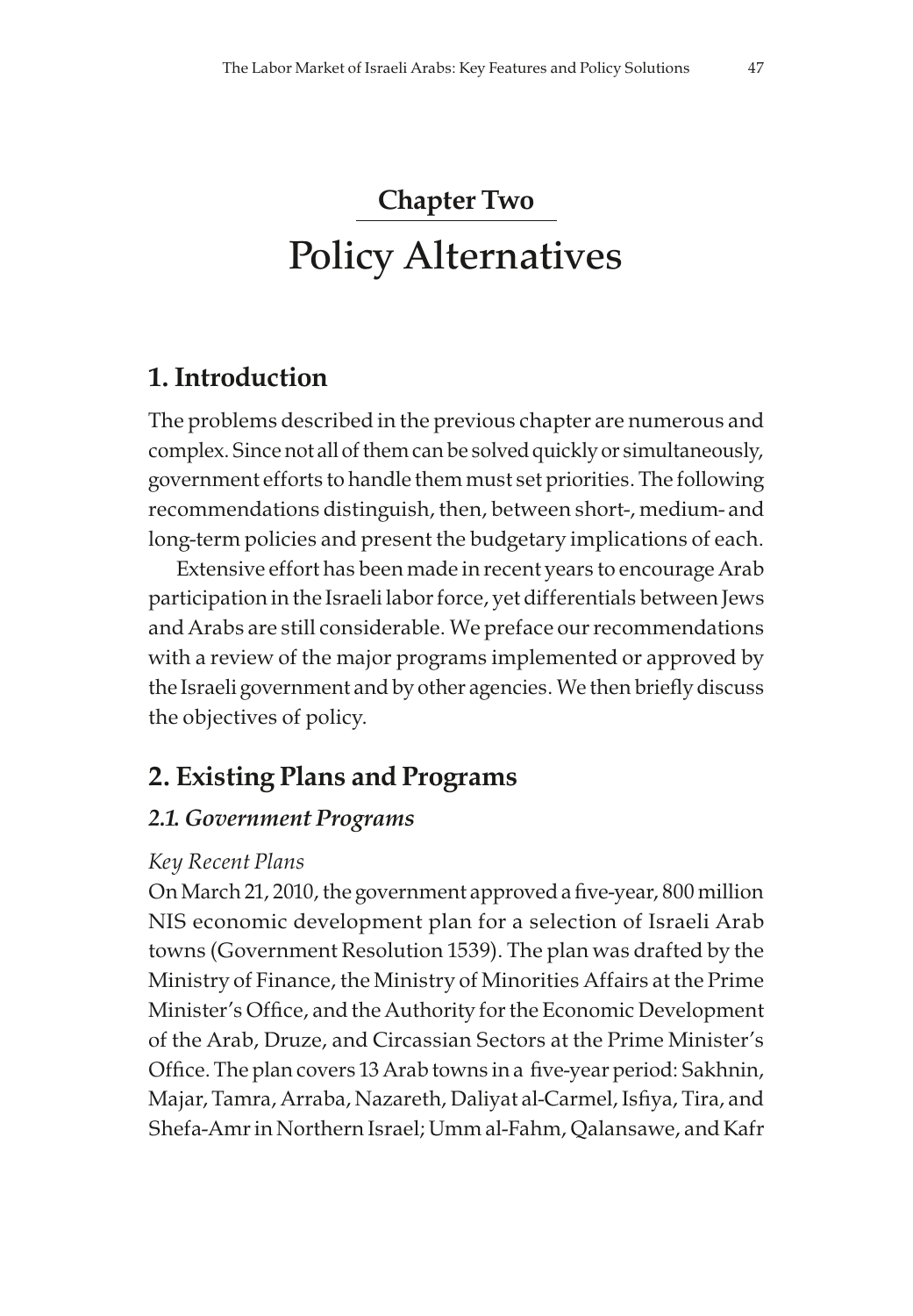# Chapter Two

# Policy Alternatives

## 1. Introduction

The problems described in the previous chapter are numerous and complex. Since not all of them can be solved quickly or simultaneously, government efforts to handle them must set priorities. The following recommendations distinguish, then, between short-, medium- and long-term policies and present the budgetary implications of each.

Extensive effort has been made in recent years to encourage Arab participation in the Israeli labor force, yet differentials between Jews and Arabs are still considerable. We preface our recommendations with a review of the major programs implemented or approved by the Israeli government and by other agencies. We then briefly discuss the objectives of policy.

## 2. Existing Plans and Programs

### *2.1. Government Programs*

*Key Recent Plans*

On March 21, 2010, the government approved a five-year, 800 million NIS economic development plan for a selection of Israeli Arab towns (Government Resolution 1539). The plan was drafted by the Ministry of Finance, the Ministry of Minorities Affairs at the Prime Minister's Office, and the Authority for the Economic Development of the Arab, Druze, and Circassian Sectors at the Prime Minister's Office. The plan covers 13 Arab towns in a five-year period: Sakhnin, Majar, Tamra, Arraba, Nazareth, Daliyat al-Carmel, Isfiya, Tira, and Shefa-Amr in Northern Israel; Umm al-Fahm, Qalansawe, and Kafr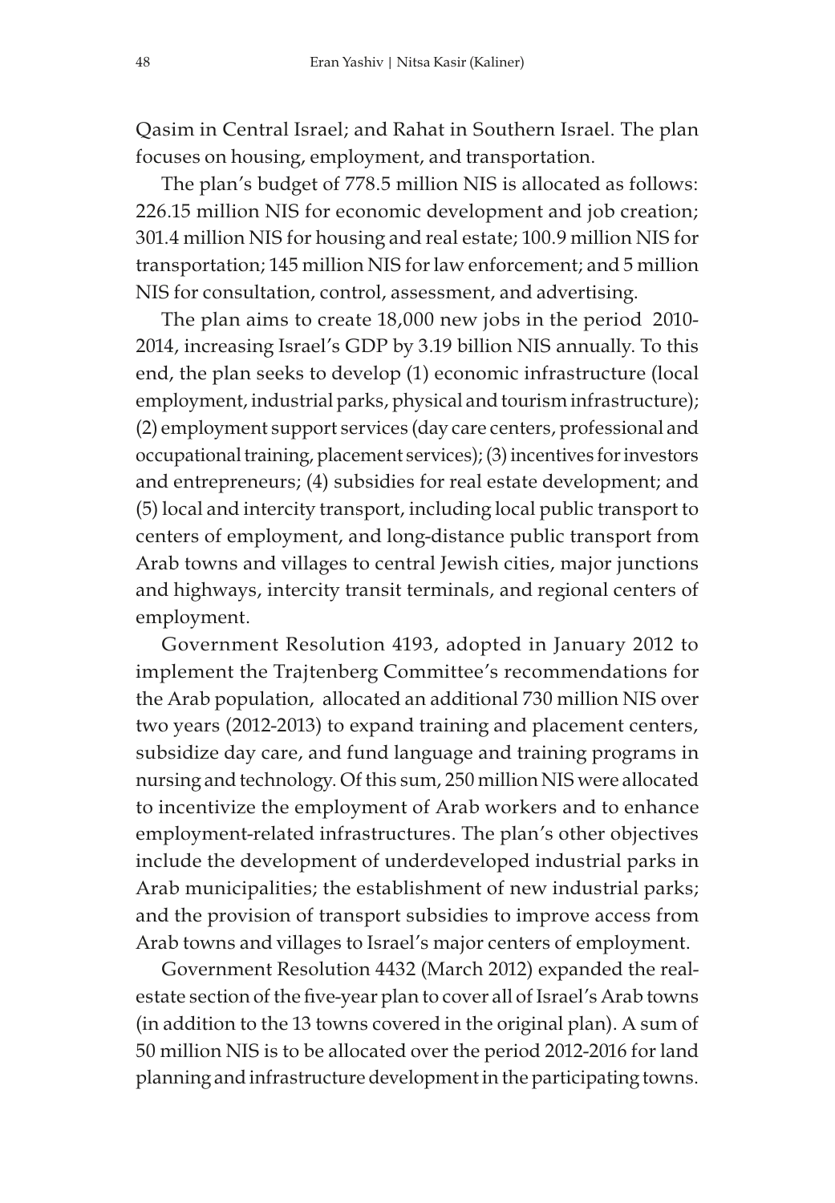Qasim in Central Israel; and Rahat in Southern Israel. The plan focuses on housing, employment, and transportation.

The plan's budget of 778.5 million NIS is allocated as follows: 226.15 million NIS for economic development and job creation; 301.4 million NIS for housing and real estate; 100.9 million NIS for transportation; 145 million NIS for law enforcement; and 5 million NIS for consultation, control, assessment, and advertising.

The plan aims to create 18,000 new jobs in the period 2010-2014, increasing Israel's GDP by 3.19 billion NIS annually. To this end, the plan seeks to develop (1) economic infrastructure (local employment, industrial parks, physical and tourism infrastructure); (2) employment support services (day care centers, professional and occupational training, placement services); (3) incentives for investors and entrepreneurs; (4) subsidies for real estate development; and (5) local and intercity transport, including local public transport to centers of employment, and long-distance public transport from Arab towns and villages to central Jewish cities, major junctions and highways, intercity transit terminals, and regional centers of employment.

Government Resolution 4193, adopted in January 2012 to implement the Trajtenberg Committee's recommendations for the Arab population, allocated an additional 730 million NIS over two years (2012-2013) to expand training and placement centers, subsidize day care, and fund language and training programs in nursing and technology. Of this sum, 250 million NIS were allocated to incentivize the employment of Arab workers and to enhance employment-related infrastructures. The plan's other objectives include the development of underdeveloped industrial parks in Arab municipalities; the establishment of new industrial parks; and the provision of transport subsidies to improve access from Arab towns and villages to Israel's major centers of employment.

Government Resolution 4432 (March 2012) expanded the real-estate section of the five-year plan to cover all of Israel's Arab towns (in addition to the 13 towns covered in the original plan). A sum of 50 million NIS is to be allocated over the period 2012-2016 for land planning and infrastructure development in the participating towns.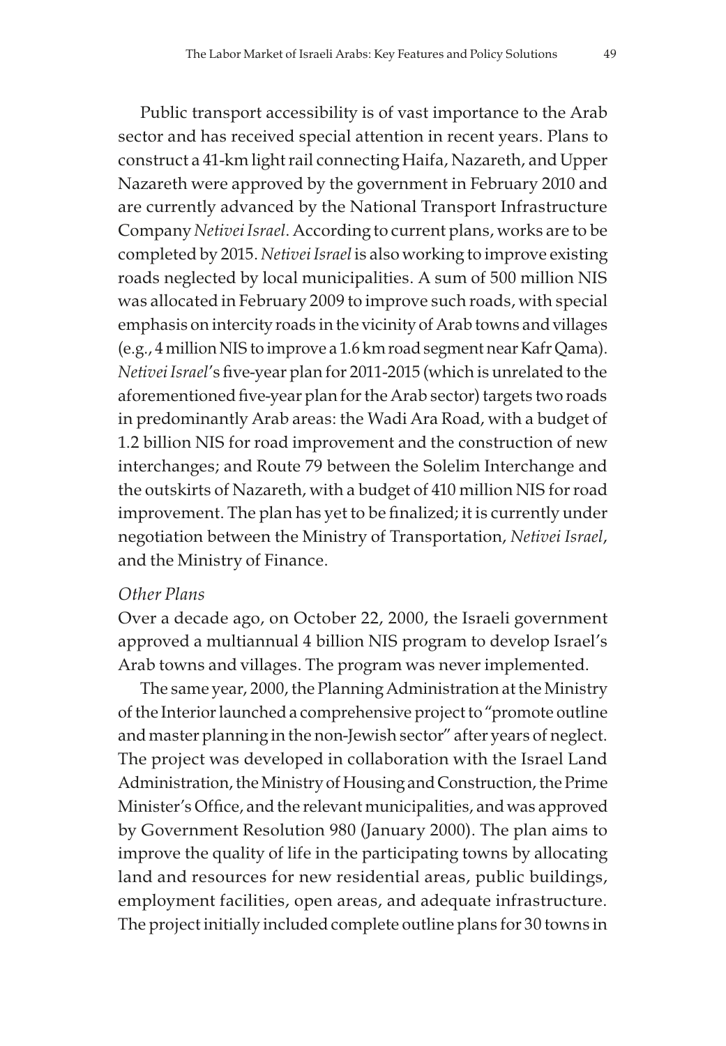Public transport accessibility is of vast importance to the Arab sector and has received special attention in recent years. Plans to construct a 41-km light rail connecting Haifa, Nazareth, and Upper Nazareth were approved by the government in February 2010 and are currently advanced by the National Transport Infrastructure Company *Netivei Israel*. According to current plans, works are to be completed by 2015. *Netivei Israel* is also working to improve existing roads neglected by local municipalities. A sum of 500 million NIS was allocated in February 2009 to improve such roads, with special emphasis on intercity roads in the vicinity of Arab towns and villages (e.g., 4 million NIS to improve a 1.6 km road segment near Kafr Qama). *Netivei Israel*'s five-year plan for 2011-2015 (which is unrelated to the aforementioned five-year plan for the Arab sector) targets two roads in predominantly Arab areas: the Wadi Ara Road, with a budget of 1.2 billion NIS for road improvement and the construction of new interchanges; and Route 79 between the Solelim Interchange and the outskirts of Nazareth, with a budget of 410 million NIS for road improvement. The plan has yet to be finalized; it is currently under negotiation between the Ministry of Transportation, *Netivei Israel*, and the Ministry of Finance.

*Other Plans*

Over a decade ago, on October 22, 2000, the Israeli government approved a multiannual 4 billion NIS program to develop Israel's Arab towns and villages. The program was never implemented.

The same year, 2000, the Planning Administration at the Ministry of the Interior launched a comprehensive project to "promote outline and master planning in the non-Jewish sector" after years of neglect. The project was developed in collaboration with the Israel Land Administration, the Ministry of Housing and Construction, the Prime Minister's Office, and the relevant municipalities, and was approved by Government Resolution 980 (January 2000). The plan aims to improve the quality of life in the participating towns by allocating land and resources for new residential areas, public buildings, employment facilities, open areas, and adequate infrastructure. The project initially included complete outline plans for 30 towns in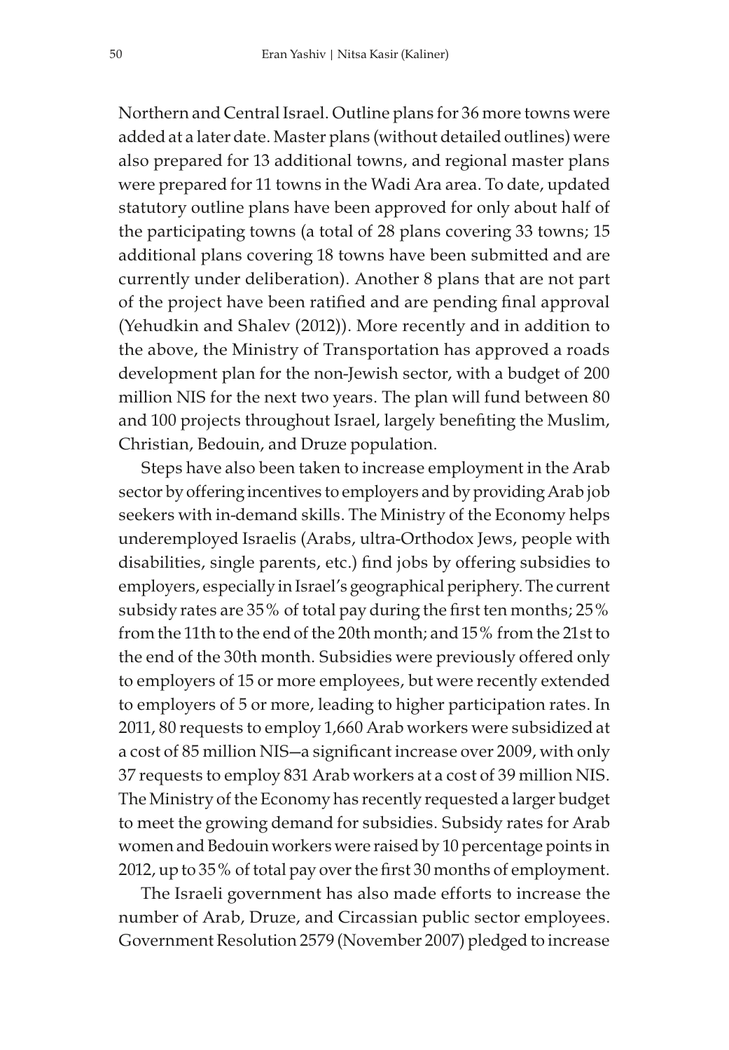Northern and Central Israel. Outline plans for 36 more towns were added at a later date. Master plans (without detailed outlines) were also prepared for 13 additional towns, and regional master plans were prepared for 11 towns in the Wadi Ara area. To date, updated statutory outline plans have been approved for only about half of the participating towns (a total of 28 plans covering 33 towns; 15 additional plans covering 18 towns have been submitted and are currently under deliberation). Another 8 plans that are not part of the project have been ratified and are pending final approval (Yehudkin and Shalev (2012)). More recently and in addition to the above, the Ministry of Transportation has approved a roads development plan for the non-Jewish sector, with a budget of 200 million NIS for the next two years. The plan will fund between 80 and 100 projects throughout Israel, largely benefiting the Muslim, Christian, Bedouin, and Druze population.

Steps have also been taken to increase employment in the Arab sector by offering incentives to employers and by providing Arab job seekers with in-demand skills. The Ministry of the Economy helps underemployed Israelis (Arabs, ultra-Orthodox Jews, people with disabilities, single parents, etc.) find jobs by offering subsidies to employers, especially in Israel's geographical periphery. The current subsidy rates are 35% of total pay during the first ten months; 25% from the 11th to the end of the 20th month; and 15% from the 21st to the end of the 30th month. Subsidies were previously offered only to employers of 15 or more employees, but were recently extended to employers of 5 or more, leading to higher participation rates. In 2011, 80 requests to employ 1,660 Arab workers were subsidized at a cost of 85 million NIS—a significant increase over 2009, with only 37 requests to employ 831 Arab workers at a cost of 39 million NIS. The Ministry of the Economy has recently requested a larger budget to meet the growing demand for subsidies. Subsidy rates for Arab women and Bedouin workers were raised by 10 percentage points in 2012, up to 35% of total pay over the first 30 months of employment.

The Israeli government has also made efforts to increase the number of Arab, Druze, and Circassian public sector employees. Government Resolution 2579 (November 2007) pledged to increase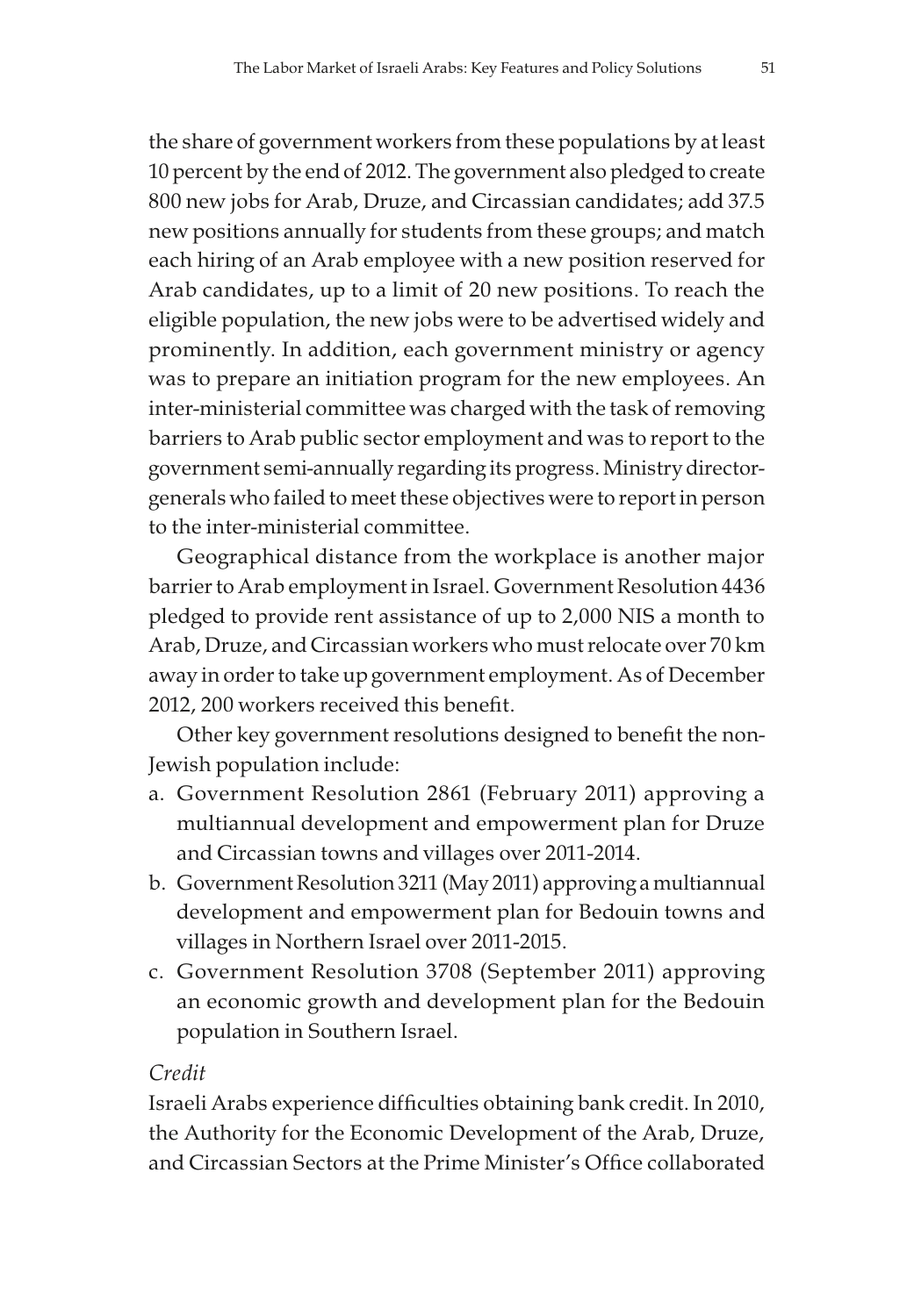the share of government workers from these populations by at least 10 percent by the end of 2012. The government also pledged to create 800 new jobs for Arab, Druze, and Circassian candidates; add 37.5 new positions annually for students from these groups; and match each hiring of an Arab employee with a new position reserved for Arab candidates, up to a limit of 20 new positions. To reach the eligible population, the new jobs were to be advertised widely and prominently. In addition, each government ministry or agency was to prepare an initiation program for the new employees. An inter-ministerial committee was charged with the task of removing barriers to Arab public sector employment and was to report to the government semi-annually regarding its progress. Ministry director-generals who failed to meet these objectives were to report in person to the inter-ministerial committee.

Geographical distance from the workplace is another major barrier to Arab employment in Israel. Government Resolution 4436 pledged to provide rent assistance of up to 2,000 NIS a month to Arab, Druze, and Circassian workers who must relocate over 70 km away in order to take up government employment. As of December 2012, 200 workers received this benefit.

Other key government resolutions designed to benefit the non-Jewish population include:

a. Government Resolution 2861 (February 2011) approving a multiannual development and empowerment plan for Druze and Circassian towns and villages over 2011-2014.
b. Government Resolution 3211 (May 2011) approving a multiannual development and empowerment plan for Bedouin towns and villages in Northern Israel over 2011-2015.
c. Government Resolution 3708 (September 2011) approving an economic growth and development plan for the Bedouin population in Southern Israel.

*Credit*

Israeli Arabs experience difficulties obtaining bank credit. In 2010, the Authority for the Economic Development of the Arab, Druze, and Circassian Sectors at the Prime Minister's Office collaborated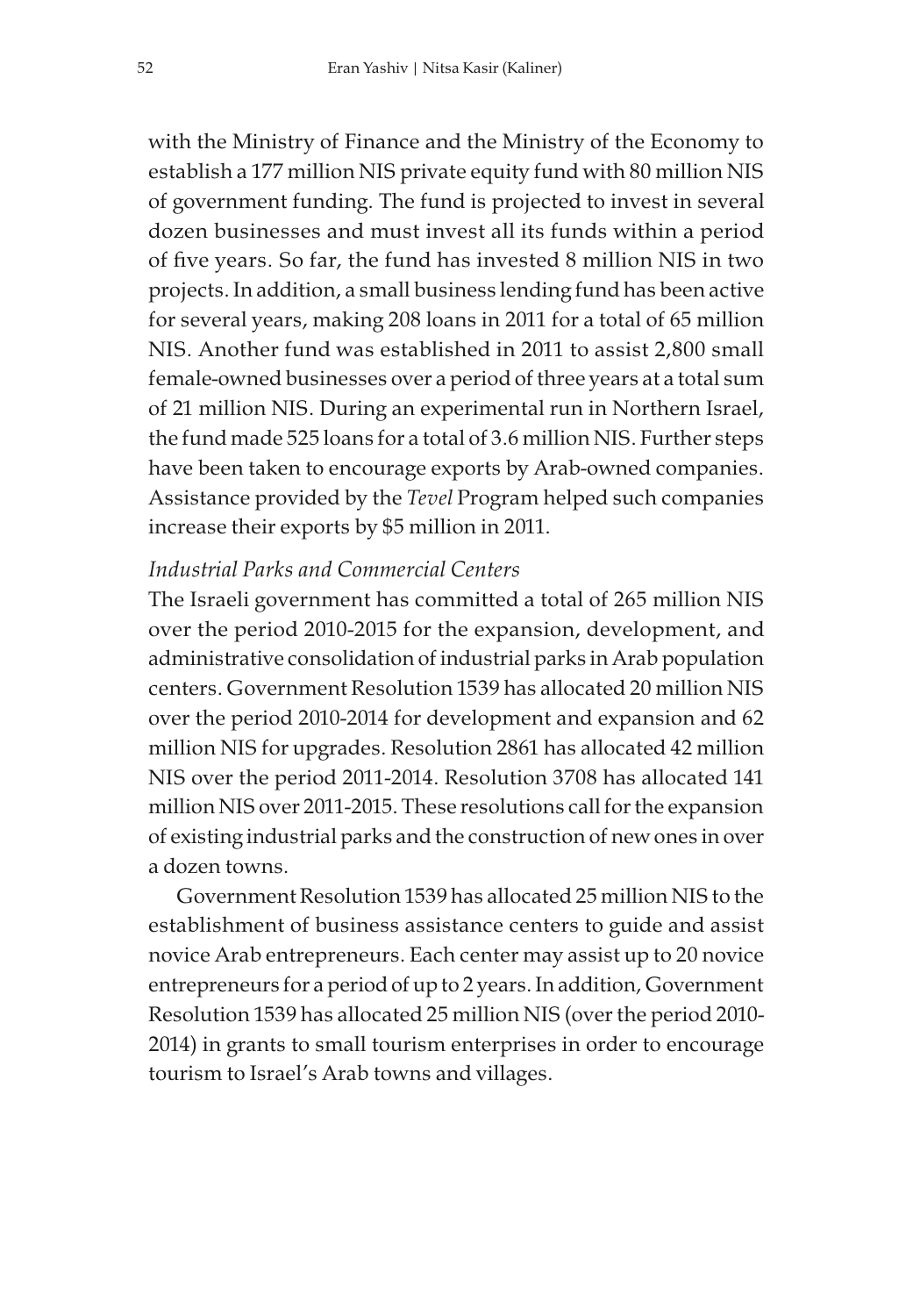with the Ministry of Finance and the Ministry of the Economy to establish a 177 million NIS private equity fund with 80 million NIS of government funding. The fund is projected to invest in several dozen businesses and must invest all its funds within a period of five years. So far, the fund has invested 8 million NIS in two projects. In addition, a small business lending fund has been active for several years, making 208 loans in 2011 for a total of 65 million NIS. Another fund was established in 2011 to assist 2,800 small female-owned businesses over a period of three years at a total sum of 21 million NIS. During an experimental run in Northern Israel, the fund made 525 loans for a total of 3.6 million NIS. Further steps have been taken to encourage exports by Arab-owned companies. Assistance provided by the *Tevel* Program helped such companies increase their exports by $5 million in 2011.

*Industrial Parks and Commercial Centers*

The Israeli government has committed a total of 265 million NIS over the period 2010-2015 for the expansion, development, and administrative consolidation of industrial parks in Arab population centers. Government Resolution 1539 has allocated 20 million NIS over the period 2010-2014 for development and expansion and 62 million NIS for upgrades. Resolution 2861 has allocated 42 million NIS over the period 2011-2014. Resolution 3708 has allocated 141 million NIS over 2011-2015. These resolutions call for the expansion of existing industrial parks and the construction of new ones in over a dozen towns.

Government Resolution 1539 has allocated 25 million NIS to the establishment of business assistance centers to guide and assist novice Arab entrepreneurs. Each center may assist up to 20 novice entrepreneurs for a period of up to 2 years. In addition, Government Resolution 1539 has allocated 25 million NIS (over the period 2010-2014) in grants to small tourism enterprises in order to encourage tourism to Israel's Arab towns and villages.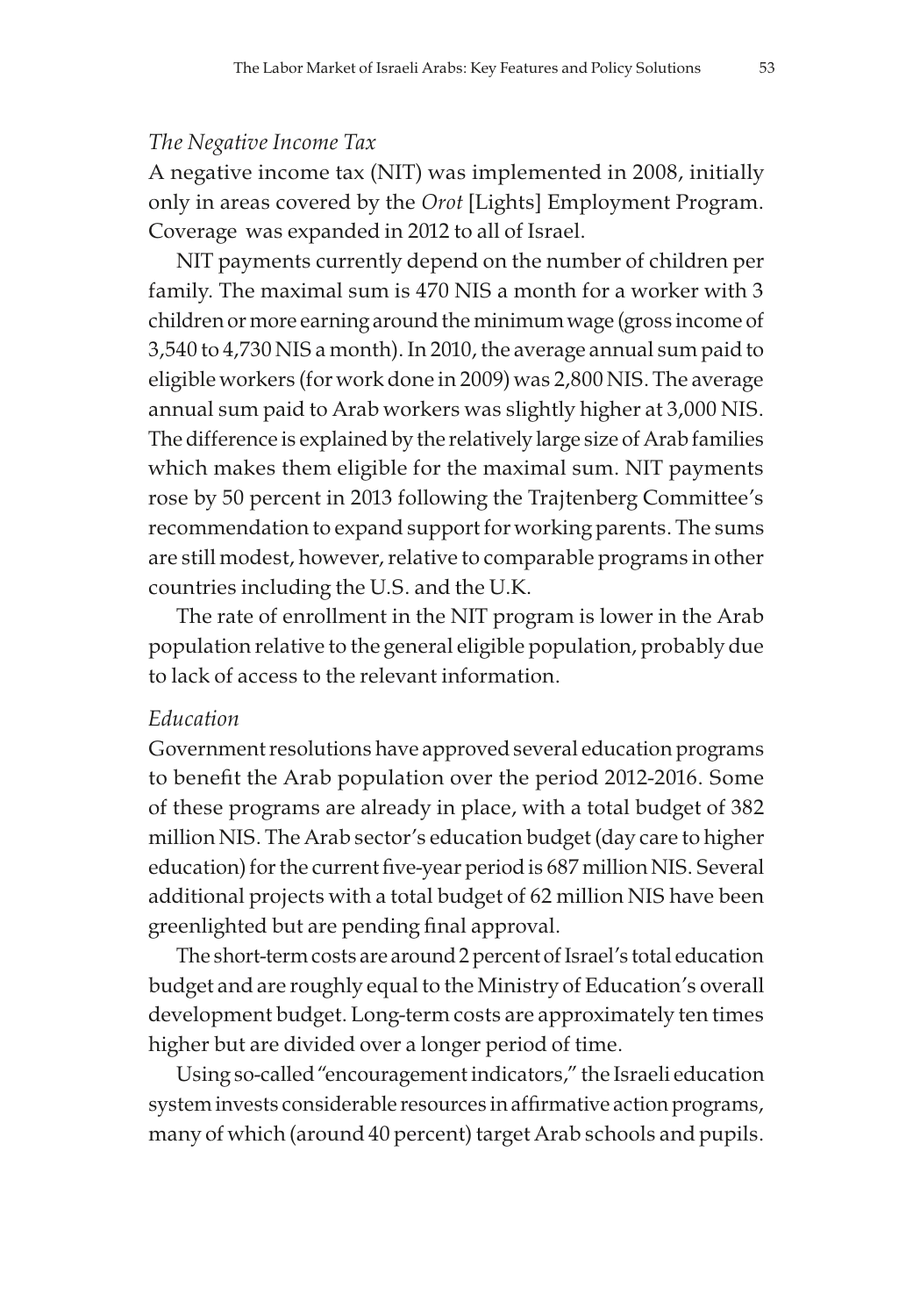### *The Negative Income Tax*

A negative income tax (NIT) was implemented in 2008, initially only in areas covered by the *Orot* [Lights] Employment Program. Coverage was expanded in 2012 to all of Israel.

NIT payments currently depend on the number of children per family. The maximal sum is 470 NIS a month for a worker with 3 children or more earning around the minimum wage (gross income of 3,540 to 4,730 NIS a month). In 2010, the average annual sum paid to eligible workers (for work done in 2009) was 2,800 NIS. The average annual sum paid to Arab workers was slightly higher at 3,000 NIS. The difference is explained by the relatively large size of Arab families which makes them eligible for the maximal sum. NIT payments rose by 50 percent in 2013 following the Trajtenberg Committee's recommendation to expand support for working parents. The sums are still modest, however, relative to comparable programs in other countries including the U.S. and the U.K.

The rate of enrollment in the NIT program is lower in the Arab population relative to the general eligible population, probably due to lack of access to the relevant information.

### *Education*

Government resolutions have approved several education programs to benefit the Arab population over the period 2012-2016. Some of these programs are already in place, with a total budget of 382 million NIS. The Arab sector's education budget (day care to higher education) for the current five-year period is 687 million NIS. Several additional projects with a total budget of 62 million NIS have been greenlighted but are pending final approval.

The short-term costs are around 2 percent of Israel's total education budget and are roughly equal to the Ministry of Education's overall development budget. Long-term costs are approximately ten times higher but are divided over a longer period of time.

Using so-called "encouragement indicators," the Israeli education system invests considerable resources in affirmative action programs, many of which (around 40 percent) target Arab schools and pupils.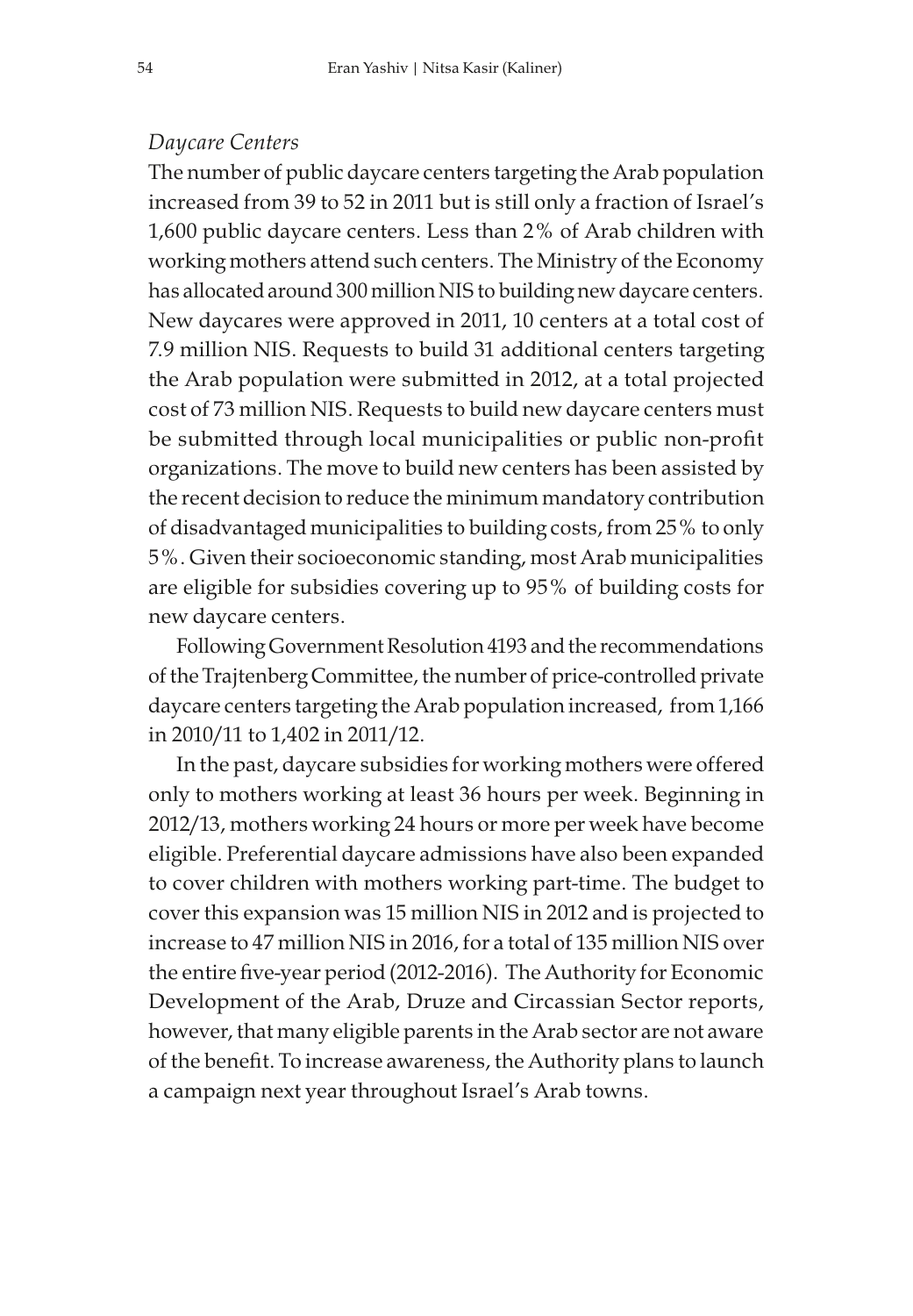*Daycare Centers*

The number of public daycare centers targeting the Arab population increased from 39 to 52 in 2011 but is still only a fraction of Israel's 1,600 public daycare centers. Less than 2% of Arab children with working mothers attend such centers. The Ministry of the Economy has allocated around 300 million NIS to building new daycare centers. New daycares were approved in 2011, 10 centers at a total cost of 7.9 million NIS. Requests to build 31 additional centers targeting the Arab population were submitted in 2012, at a total projected cost of 73 million NIS. Requests to build new daycare centers must be submitted through local municipalities or public non-profit organizations. The move to build new centers has been assisted by the recent decision to reduce the minimum mandatory contribution of disadvantaged municipalities to building costs, from 25% to only 5%. Given their socioeconomic standing, most Arab municipalities are eligible for subsidies covering up to 95% of building costs for new daycare centers.

Following Government Resolution 4193 and the recommendations of the Trajtenberg Committee, the number of price-controlled private daycare centers targeting the Arab population increased, from 1,166 in 2010/11 to 1,402 in 2011/12.

In the past, daycare subsidies for working mothers were offered only to mothers working at least 36 hours per week. Beginning in 2012/13, mothers working 24 hours or more per week have become eligible. Preferential daycare admissions have also been expanded to cover children with mothers working part-time. The budget to cover this expansion was 15 million NIS in 2012 and is projected to increase to 47 million NIS in 2016, for a total of 135 million NIS over the entire five-year period (2012-2016). The Authority for Economic Development of the Arab, Druze and Circassian Sector reports, however, that many eligible parents in the Arab sector are not aware of the benefit. To increase awareness, the Authority plans to launch a campaign next year throughout Israel's Arab towns.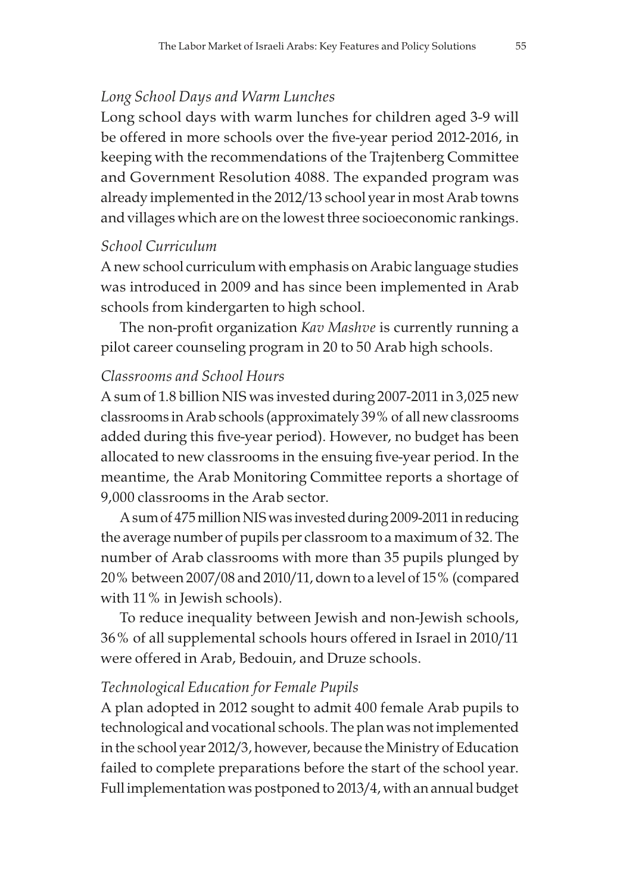*Long School Days and Warm Lunches*

Long school days with warm lunches for children aged 3-9 will be offered in more schools over the five-year period 2012-2016, in keeping with the recommendations of the Trajtenberg Committee and Government Resolution 4088. The expanded program was already implemented in the 2012/13 school year in most Arab towns and villages which are on the lowest three socioeconomic rankings.

*School Curriculum*

A new school curriculum with emphasis on Arabic language studies was introduced in 2009 and has since been implemented in Arab schools from kindergarten to high school.

The non-profit organization *Kav Mashve* is currently running a pilot career counseling program in 20 to 50 Arab high schools.

*Classrooms and School Hours*

A sum of 1.8 billion NIS was invested during 2007-2011 in 3,025 new classrooms in Arab schools (approximately 39% of all new classrooms added during this five-year period). However, no budget has been allocated to new classrooms in the ensuing five-year period. In the meantime, the Arab Monitoring Committee reports a shortage of 9,000 classrooms in the Arab sector.

A sum of 475 million NIS was invested during 2009-2011 in reducing the average number of pupils per classroom to a maximum of 32. The number of Arab classrooms with more than 35 pupils plunged by 20% between 2007/08 and 2010/11, down to a level of 15% (compared with 11% in Jewish schools).

To reduce inequality between Jewish and non-Jewish schools, 36% of all supplemental schools hours offered in Israel in 2010/11 were offered in Arab, Bedouin, and Druze schools.

*Technological Education for Female Pupils*

A plan adopted in 2012 sought to admit 400 female Arab pupils to technological and vocational schools. The plan was not implemented in the school year 2012/3, however, because the Ministry of Education failed to complete preparations before the start of the school year. Full implementation was postponed to 2013/4, with an annual budget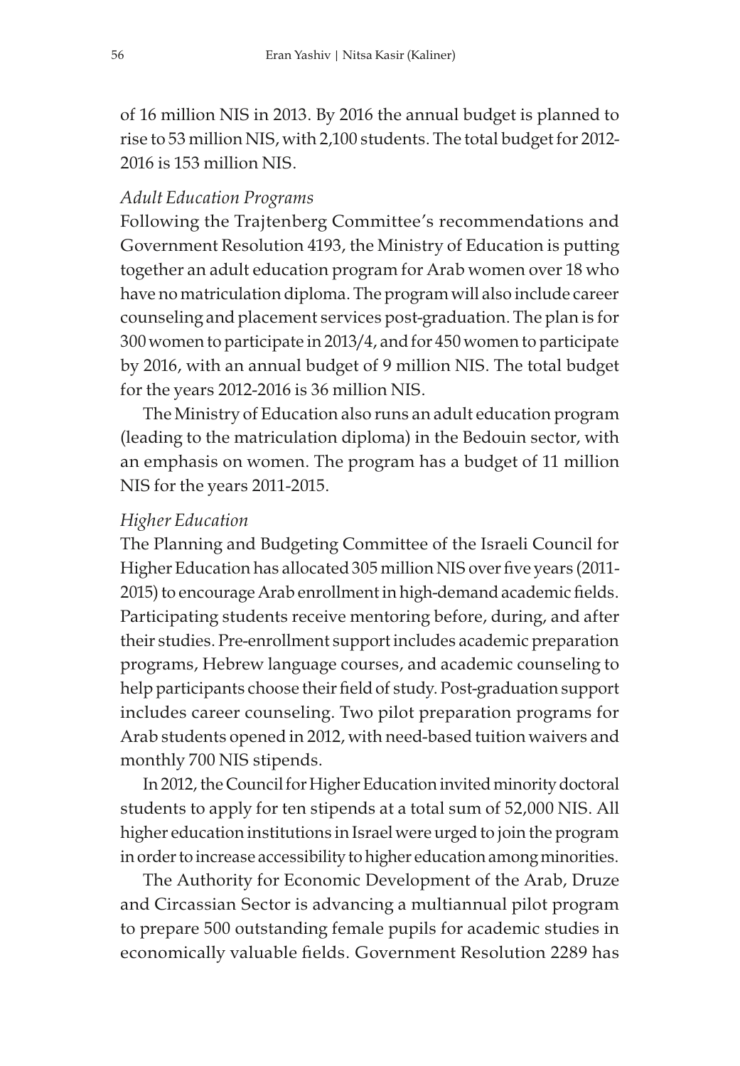of 16 million NIS in 2013. By 2016 the annual budget is planned to rise to 53 million NIS, with 2,100 students. The total budget for 2012-2016 is 153 million NIS.

*Adult Education Programs*

Following the Trajtenberg Committee's recommendations and Government Resolution 4193, the Ministry of Education is putting together an adult education program for Arab women over 18 who have no matriculation diploma. The program will also include career counseling and placement services post-graduation. The plan is for 300 women to participate in 2013/4, and for 450 women to participate by 2016, with an annual budget of 9 million NIS. The total budget for the years 2012-2016 is 36 million NIS.

The Ministry of Education also runs an adult education program (leading to the matriculation diploma) in the Bedouin sector, with an emphasis on women. The program has a budget of 11 million NIS for the years 2011-2015.

*Higher Education*

The Planning and Budgeting Committee of the Israeli Council for Higher Education has allocated 305 million NIS over five years (2011-2015) to encourage Arab enrollment in high-demand academic fields. Participating students receive mentoring before, during, and after their studies. Pre-enrollment support includes academic preparation programs, Hebrew language courses, and academic counseling to help participants choose their field of study. Post-graduation support includes career counseling. Two pilot preparation programs for Arab students opened in 2012, with need-based tuition waivers and monthly 700 NIS stipends.

In 2012, the Council for Higher Education invited minority doctoral students to apply for ten stipends at a total sum of 52,000 NIS. All higher education institutions in Israel were urged to join the program in order to increase accessibility to higher education among minorities.

The Authority for Economic Development of the Arab, Druze and Circassian Sector is advancing a multiannual pilot program to prepare 500 outstanding female pupils for academic studies in economically valuable fields. Government Resolution 2289 has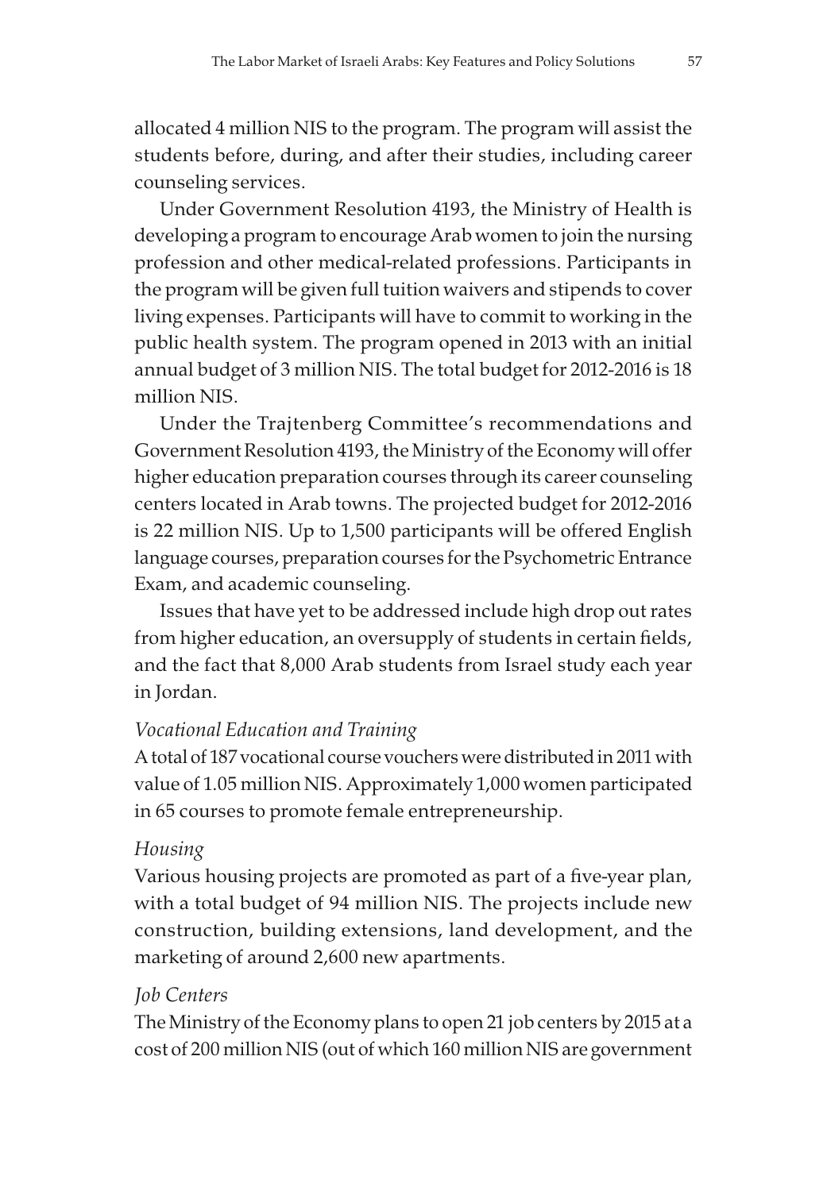allocated 4 million NIS to the program. The program will assist the students before, during, and after their studies, including career counseling services.

Under Government Resolution 4193, the Ministry of Health is developing a program to encourage Arab women to join the nursing profession and other medical-related professions. Participants in the program will be given full tuition waivers and stipends to cover living expenses. Participants will have to commit to working in the public health system. The program opened in 2013 with an initial annual budget of 3 million NIS. The total budget for 2012-2016 is 18 million NIS.

Under the Trajtenberg Committee's recommendations and Government Resolution 4193, the Ministry of the Economy will offer higher education preparation courses through its career counseling centers located in Arab towns. The projected budget for 2012-2016 is 22 million NIS. Up to 1,500 participants will be offered English language courses, preparation courses for the Psychometric Entrance Exam, and academic counseling.

Issues that have yet to be addressed include high drop out rates from higher education, an oversupply of students in certain fields, and the fact that 8,000 Arab students from Israel study each year in Jordan.

*Vocational Education and Training*

A total of 187 vocational course vouchers were distributed in 2011 with value of 1.05 million NIS. Approximately 1,000 women participated in 65 courses to promote female entrepreneurship.

*Housing*

Various housing projects are promoted as part of a five-year plan, with a total budget of 94 million NIS. The projects include new construction, building extensions, land development, and the marketing of around 2,600 new apartments.

*Job Centers*

The Ministry of the Economy plans to open 21 job centers by 2015 at a cost of 200 million NIS (out of which 160 million NIS are government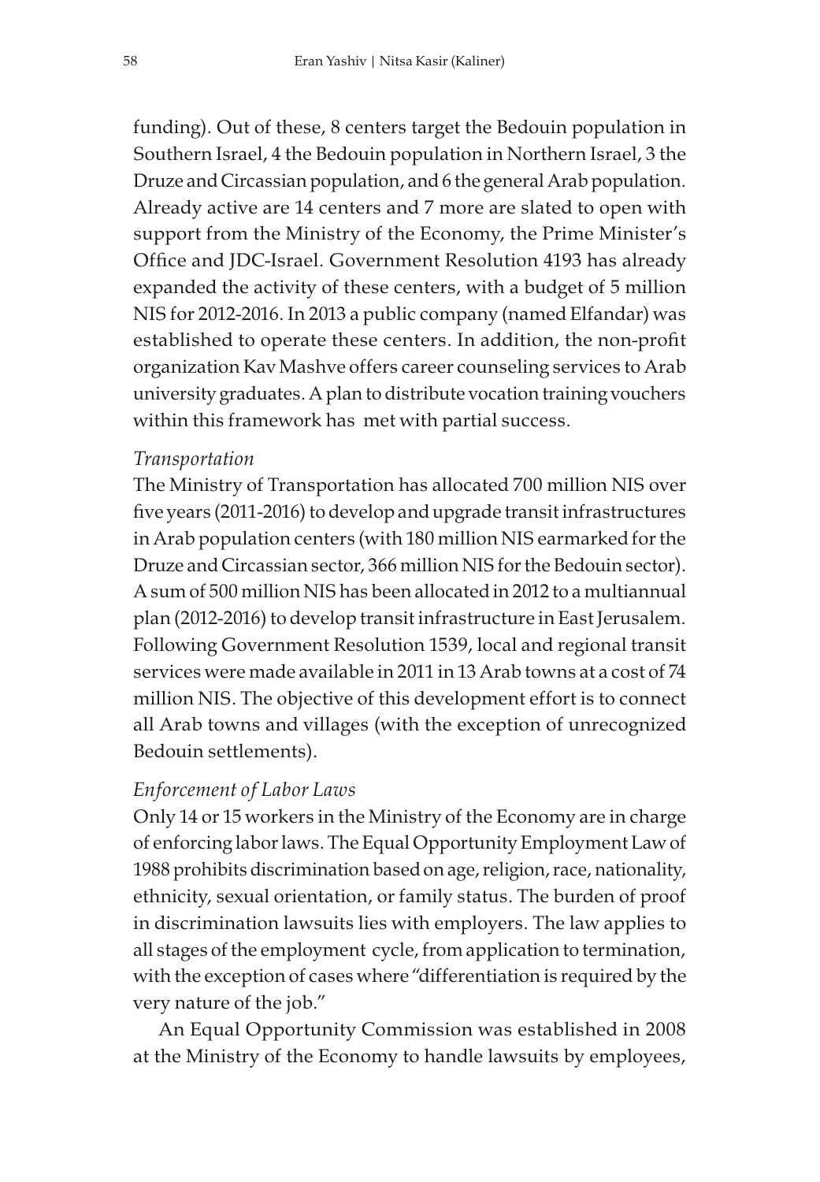funding). Out of these, 8 centers target the Bedouin population in Southern Israel, 4 the Bedouin population in Northern Israel, 3 the Druze and Circassian population, and 6 the general Arab population. Already active are 14 centers and 7 more are slated to open with support from the Ministry of the Economy, the Prime Minister's Office and JDC-Israel. Government Resolution 4193 has already expanded the activity of these centers, with a budget of 5 million NIS for 2012-2016. In 2013 a public company (named Elfandar) was established to operate these centers. In addition, the non-profit organization Kav Mashve offers career counseling services to Arab university graduates. A plan to distribute vocation training vouchers within this framework has met with partial success.

*Transportation*

The Ministry of Transportation has allocated 700 million NIS over five years (2011-2016) to develop and upgrade transit infrastructures in Arab population centers (with 180 million NIS earmarked for the Druze and Circassian sector, 366 million NIS for the Bedouin sector). A sum of 500 million NIS has been allocated in 2012 to a multiannual plan (2012-2016) to develop transit infrastructure in East Jerusalem. Following Government Resolution 1539, local and regional transit services were made available in 2011 in 13 Arab towns at a cost of 74 million NIS. The objective of this development effort is to connect all Arab towns and villages (with the exception of unrecognized Bedouin settlements).

*Enforcement of Labor Laws*

Only 14 or 15 workers in the Ministry of the Economy are in charge of enforcing labor laws. The Equal Opportunity Employment Law of 1988 prohibits discrimination based on age, religion, race, nationality, ethnicity, sexual orientation, or family status. The burden of proof in discrimination lawsuits lies with employers. The law applies to all stages of the employment cycle, from application to termination, with the exception of cases where "differentiation is required by the very nature of the job."

An Equal Opportunity Commission was established in 2008 at the Ministry of the Economy to handle lawsuits by employees,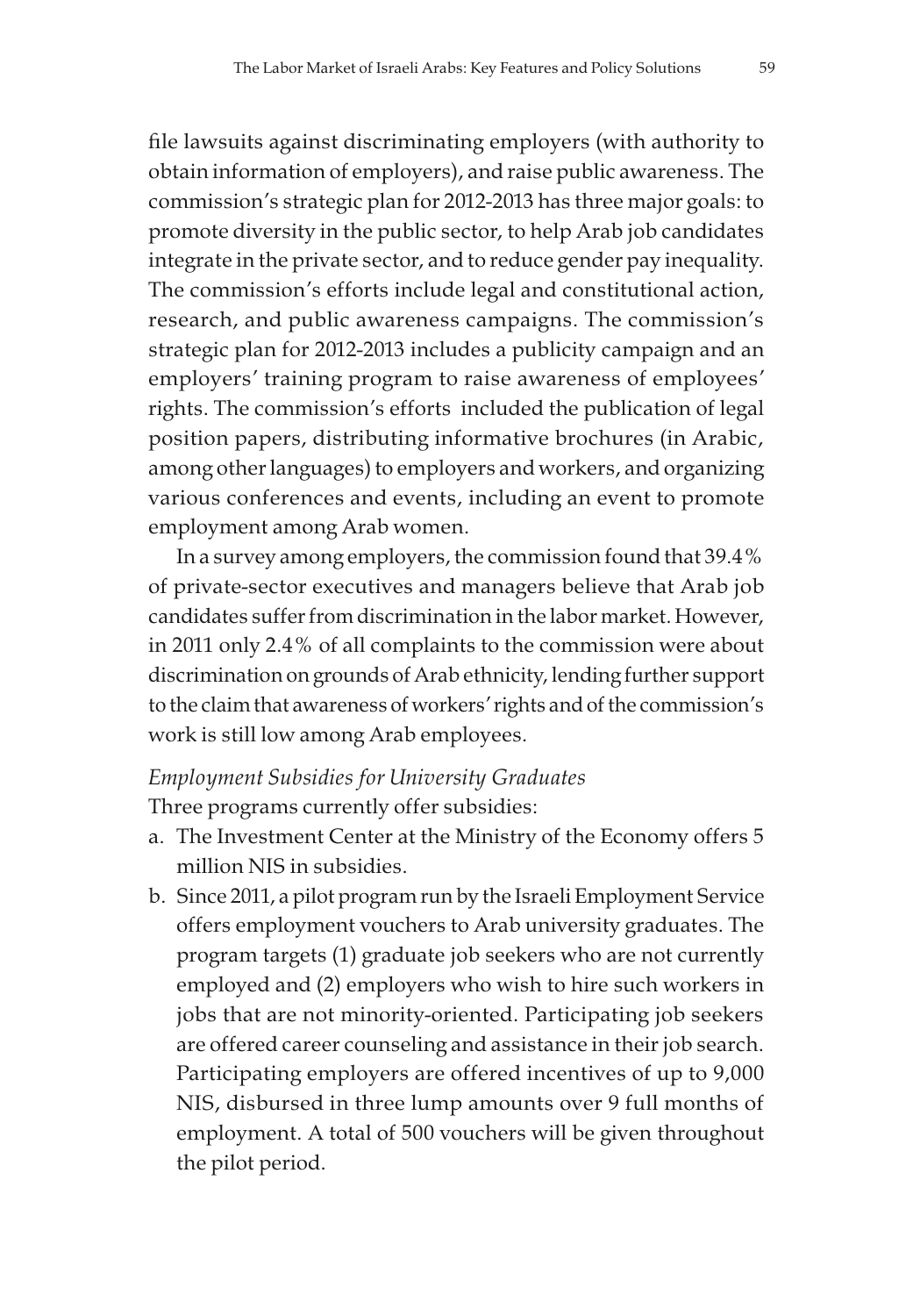file lawsuits against discriminating employers (with authority to obtain information of employers), and raise public awareness. The commission's strategic plan for 2012-2013 has three major goals: to promote diversity in the public sector, to help Arab job candidates integrate in the private sector, and to reduce gender pay inequality. The commission's efforts include legal and constitutional action, research, and public awareness campaigns. The commission's strategic plan for 2012-2013 includes a publicity campaign and an employers' training program to raise awareness of employees' rights. The commission's efforts included the publication of legal position papers, distributing informative brochures (in Arabic, among other languages) to employers and workers, and organizing various conferences and events, including an event to promote employment among Arab women.

In a survey among employers, the commission found that 39.4% of private-sector executives and managers believe that Arab job candidates suffer from discrimination in the labor market. However, in 2011 only 2.4% of all complaints to the commission were about discrimination on grounds of Arab ethnicity, lending further support to the claim that awareness of workers' rights and of the commission's work is still low among Arab employees.

*Employment Subsidies for University Graduates*

Three programs currently offer subsidies:

a. The Investment Center at the Ministry of the Economy offers 5 million NIS in subsidies.
b. Since 2011, a pilot program run by the Israeli Employment Service offers employment vouchers to Arab university graduates. The program targets (1) graduate job seekers who are not currently employed and (2) employers who wish to hire such workers in jobs that are not minority-oriented. Participating job seekers are offered career counseling and assistance in their job search. Participating employers are offered incentives of up to 9,000 NIS, disbursed in three lump amounts over 9 full months of employment. A total of 500 vouchers will be given throughout the pilot period.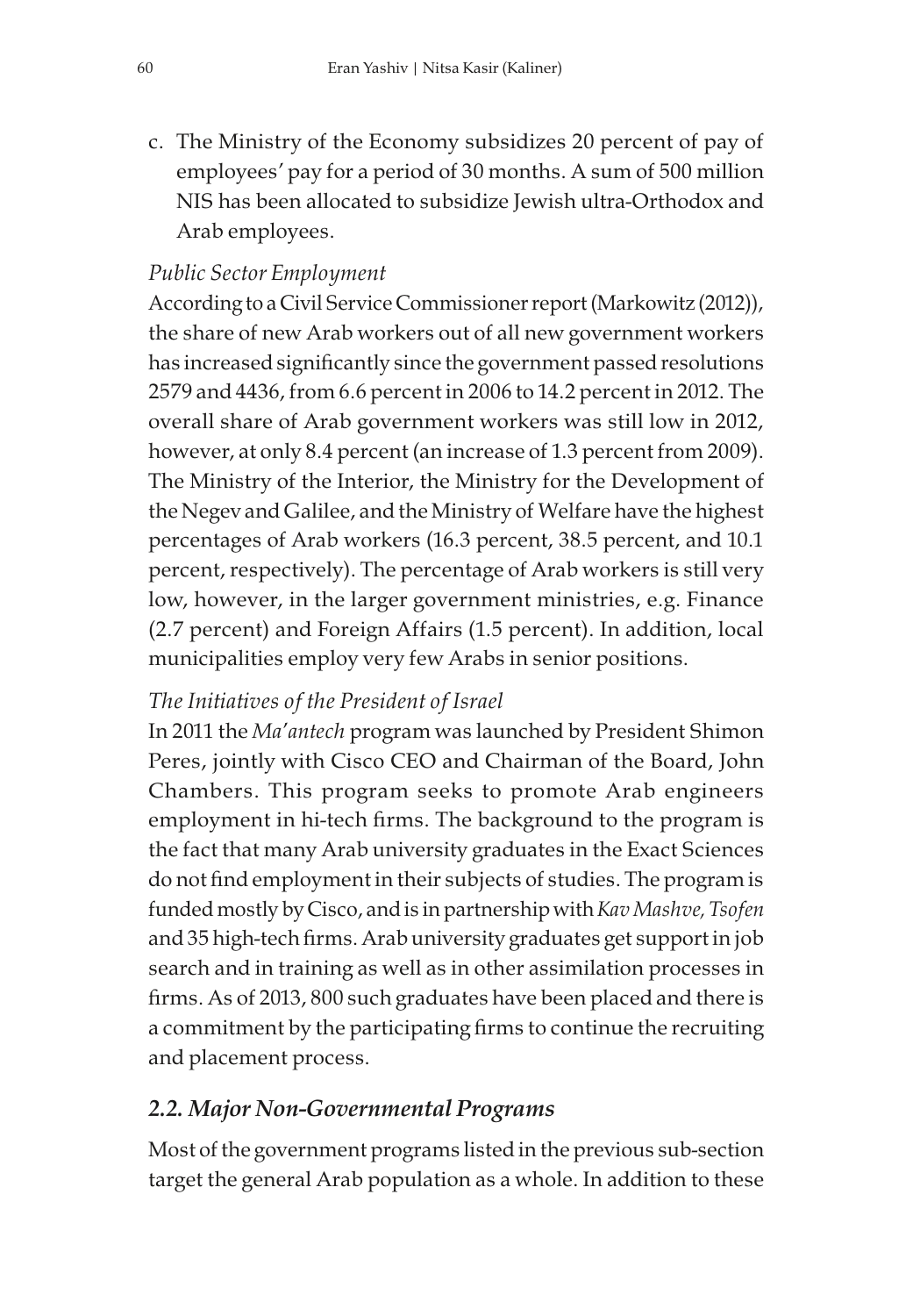c. The Ministry of the Economy subsidizes 20 percent of pay of employees' pay for a period of 30 months. A sum of 500 million NIS has been allocated to subsidize Jewish ultra-Orthodox and Arab employees.

*Public Sector Employment*

According to a Civil Service Commissioner report (Markowitz (2012)), the share of new Arab workers out of all new government workers has increased significantly since the government passed resolutions 2579 and 4436, from 6.6 percent in 2006 to 14.2 percent in 2012. The overall share of Arab government workers was still low in 2012, however, at only 8.4 percent (an increase of 1.3 percent from 2009). The Ministry of the Interior, the Ministry for the Development of the Negev and Galilee, and the Ministry of Welfare have the highest percentages of Arab workers (16.3 percent, 38.5 percent, and 10.1 percent, respectively). The percentage of Arab workers is still very low, however, in the larger government ministries, e.g. Finance (2.7 percent) and Foreign Affairs (1.5 percent). In addition, local municipalities employ very few Arabs in senior positions.

*The Initiatives of the President of Israel*

In 2011 the *Ma'antech* program was launched by President Shimon Peres, jointly with Cisco CEO and Chairman of the Board, John Chambers. This program seeks to promote Arab engineers employment in hi-tech firms. The background to the program is the fact that many Arab university graduates in the Exact Sciences do not find employment in their subjects of studies. The program is funded mostly by Cisco, and is in partnership with *Kav Mashve, Tsofen* and 35 high-tech firms. Arab university graduates get support in job search and in training as well as in other assimilation processes in firms. As of 2013, 800 such graduates have been placed and there is a commitment by the participating firms to continue the recruiting and placement process.

## *2.2. Major Non-Governmental Programs*

Most of the government programs listed in the previous sub-section target the general Arab population as a whole. In addition to these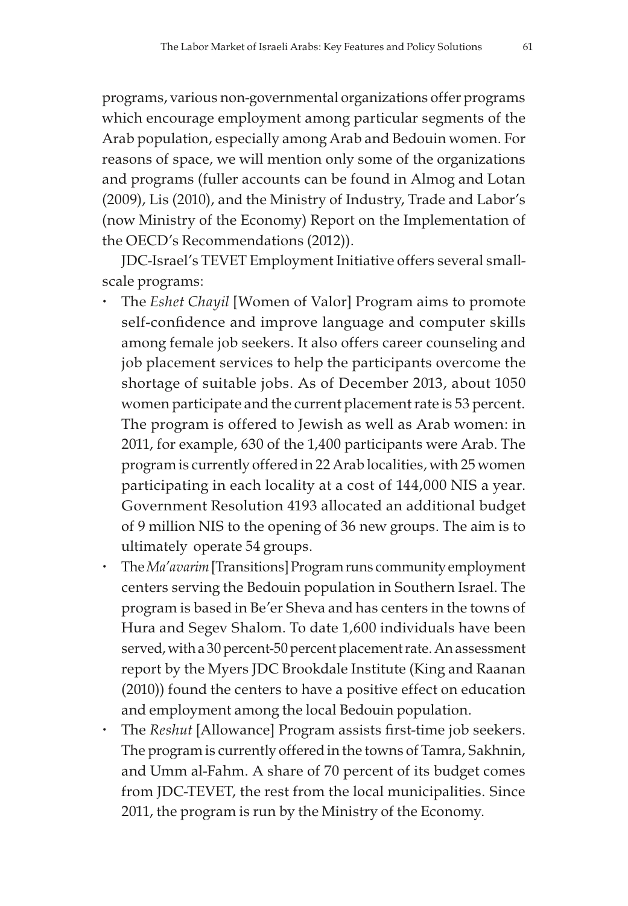programs, various non-governmental organizations offer programs which encourage employment among particular segments of the Arab population, especially among Arab and Bedouin women. For reasons of space, we will mention only some of the organizations and programs (fuller accounts can be found in Almog and Lotan (2009), Lis (2010), and the Ministry of Industry, Trade and Labor's (now Ministry of the Economy) Report on the Implementation of the OECD's Recommendations (2012)).

JDC-Israel's TEVET Employment Initiative offers several small-scale programs:

- The *Eshet Chayil* [Women of Valor] Program aims to promote self-confidence and improve language and computer skills among female job seekers. It also offers career counseling and job placement services to help the participants overcome the shortage of suitable jobs. As of December 2013, about 1050 women participate and the current placement rate is 53 percent. The program is offered to Jewish as well as Arab women: in 2011, for example, 630 of the 1,400 participants were Arab. The program is currently offered in 22 Arab localities, with 25 women participating in each locality at a cost of 144,000 NIS a year. Government Resolution 4193 allocated an additional budget of 9 million NIS to the opening of 36 new groups. The aim is to ultimately operate 54 groups.
- The *Ma'avarim* [Transitions] Program runs community employment centers serving the Bedouin population in Southern Israel. The program is based in Be'er Sheva and has centers in the towns of Hura and Segev Shalom. To date 1,600 individuals have been served, with a 30 percent-50 percent placement rate. An assessment report by the Myers JDC Brookdale Institute (King and Raanan (2010)) found the centers to have a positive effect on education and employment among the local Bedouin population.
- The *Reshut* [Allowance] Program assists first-time job seekers. The program is currently offered in the towns of Tamra, Sakhnin, and Umm al-Fahm. A share of 70 percent of its budget comes from JDC-TEVET, the rest from the local municipalities. Since 2011, the program is run by the Ministry of the Economy.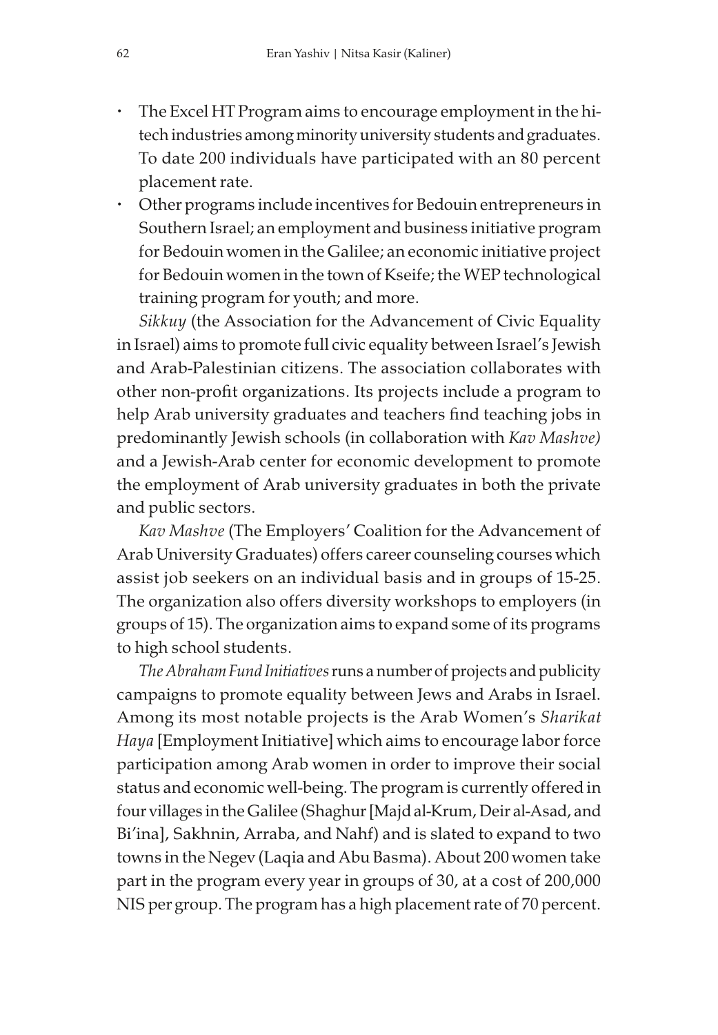- The Excel HT Program aims to encourage employment in the hi-tech industries among minority university students and graduates. To date 200 individuals have participated with an 80 percent placement rate.
- Other programs include incentives for Bedouin entrepreneurs in Southern Israel; an employment and business initiative program for Bedouin women in the Galilee; an economic initiative project for Bedouin women in the town of Kseife; the WEP technological training program for youth; and more.

*Sikkuy* (the Association for the Advancement of Civic Equality in Israel) aims to promote full civic equality between Israel's Jewish and Arab-Palestinian citizens. The association collaborates with other non-profit organizations. Its projects include a program to help Arab university graduates and teachers find teaching jobs in predominantly Jewish schools (in collaboration with *Kav Mashve)* and a Jewish-Arab center for economic development to promote the employment of Arab university graduates in both the private and public sectors.

*Kav Mashve* (The Employers' Coalition for the Advancement of Arab University Graduates) offers career counseling courses which assist job seekers on an individual basis and in groups of 15-25. The organization also offers diversity workshops to employers (in groups of 15). The organization aims to expand some of its programs to high school students.

*The Abraham Fund Initiatives* runs a number of projects and publicity campaigns to promote equality between Jews and Arabs in Israel. Among its most notable projects is the Arab Women's *Sharikat Haya* [Employment Initiative] which aims to encourage labor force participation among Arab women in order to improve their social status and economic well-being. The program is currently offered in four villages in the Galilee (Shaghur [Majd al-Krum, Deir al-Asad, and Bi'ina], Sakhnin, Arraba, and Nahf) and is slated to expand to two towns in the Negev (Laqia and Abu Basma). About 200 women take part in the program every year in groups of 30, at a cost of 200,000 NIS per group. The program has a high placement rate of 70 percent.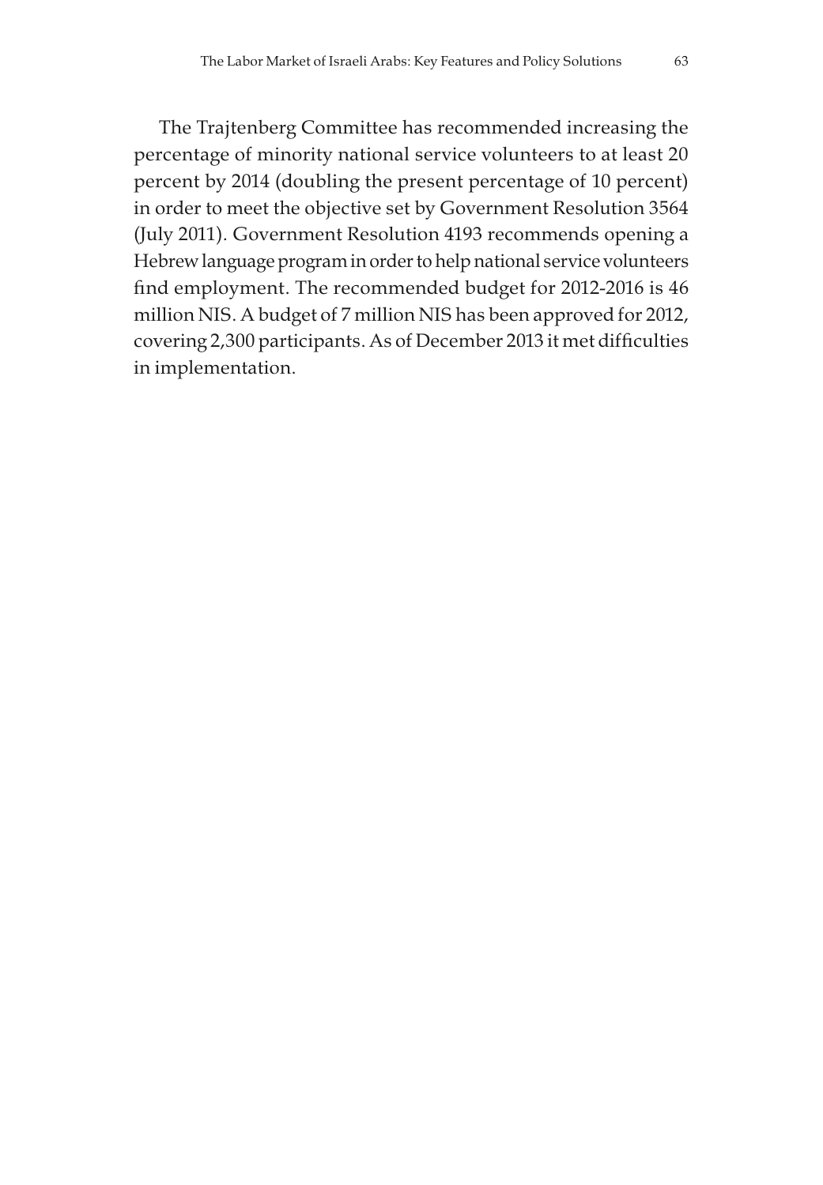The Trajtenberg Committee has recommended increasing the percentage of minority national service volunteers to at least 20 percent by 2014 (doubling the present percentage of 10 percent) in order to meet the objective set by Government Resolution 3564 (July 2011). Government Resolution 4193 recommends opening a Hebrew language program in order to help national service volunteers find employment. The recommended budget for 2012-2016 is 46 million NIS. A budget of 7 million NIS has been approved for 2012, covering 2,300 participants. As of December 2013 it met difficulties in implementation.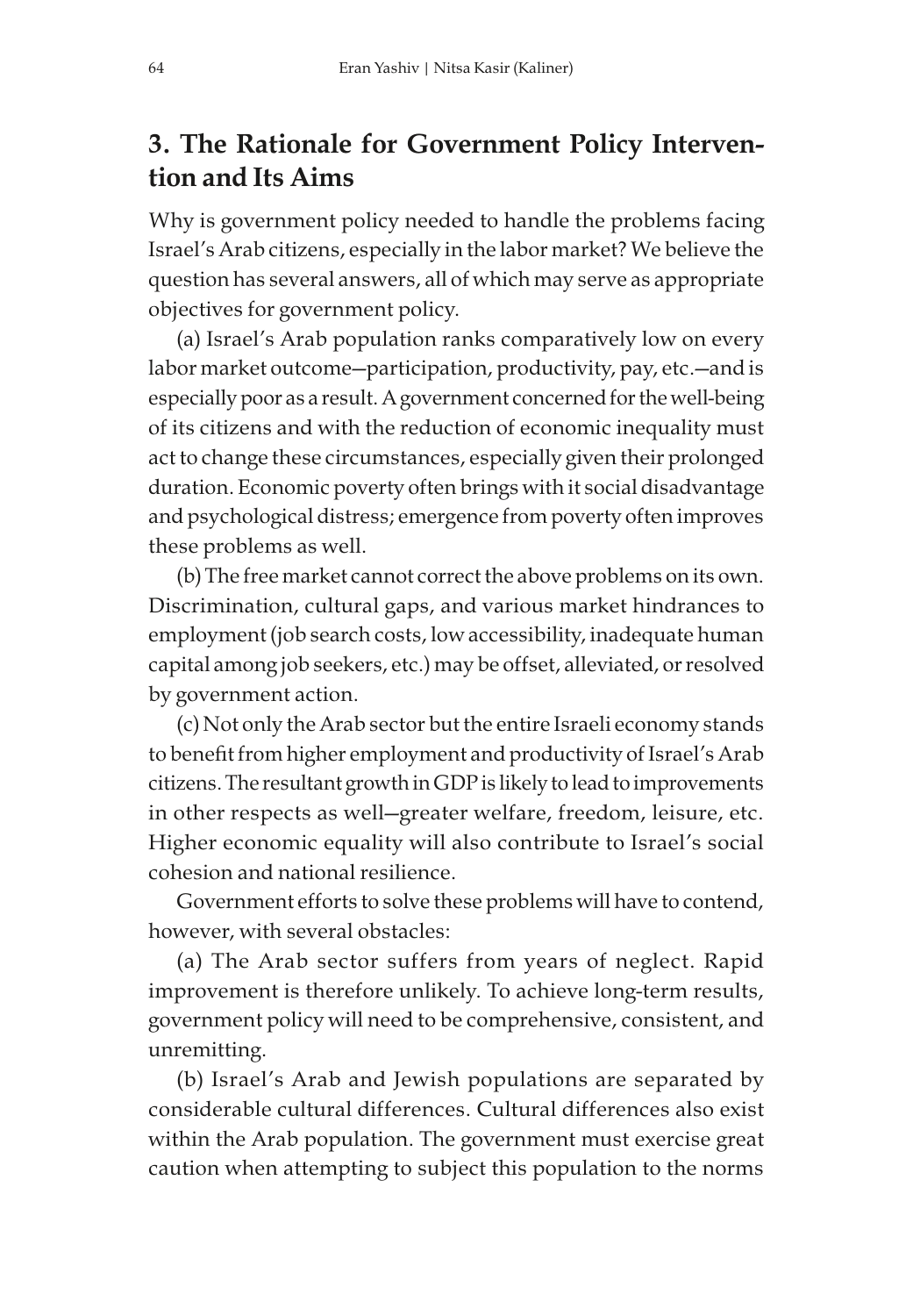## 3. The Rationale for Government Policy Intervention and Its Aims

Why is government policy needed to handle the problems facing Israel's Arab citizens, especially in the labor market? We believe the question has several answers, all of which may serve as appropriate objectives for government policy.

(a) Israel's Arab population ranks comparatively low on every labor market outcome—participation, productivity, pay, etc.—and is especially poor as a result. A government concerned for the well-being of its citizens and with the reduction of economic inequality must act to change these circumstances, especially given their prolonged duration. Economic poverty often brings with it social disadvantage and psychological distress; emergence from poverty often improves these problems as well.

(b) The free market cannot correct the above problems on its own. Discrimination, cultural gaps, and various market hindrances to employment (job search costs, low accessibility, inadequate human capital among job seekers, etc.) may be offset, alleviated, or resolved by government action.

(c) Not only the Arab sector but the entire Israeli economy stands to benefit from higher employment and productivity of Israel's Arab citizens. The resultant growth in GDP is likely to lead to improvements in other respects as well—greater welfare, freedom, leisure, etc. Higher economic equality will also contribute to Israel's social cohesion and national resilience.

Government efforts to solve these problems will have to contend, however, with several obstacles:

(a) The Arab sector suffers from years of neglect. Rapid improvement is therefore unlikely. To achieve long-term results, government policy will need to be comprehensive, consistent, and unremitting.

(b) Israel's Arab and Jewish populations are separated by considerable cultural differences. Cultural differences also exist within the Arab population. The government must exercise great caution when attempting to subject this population to the norms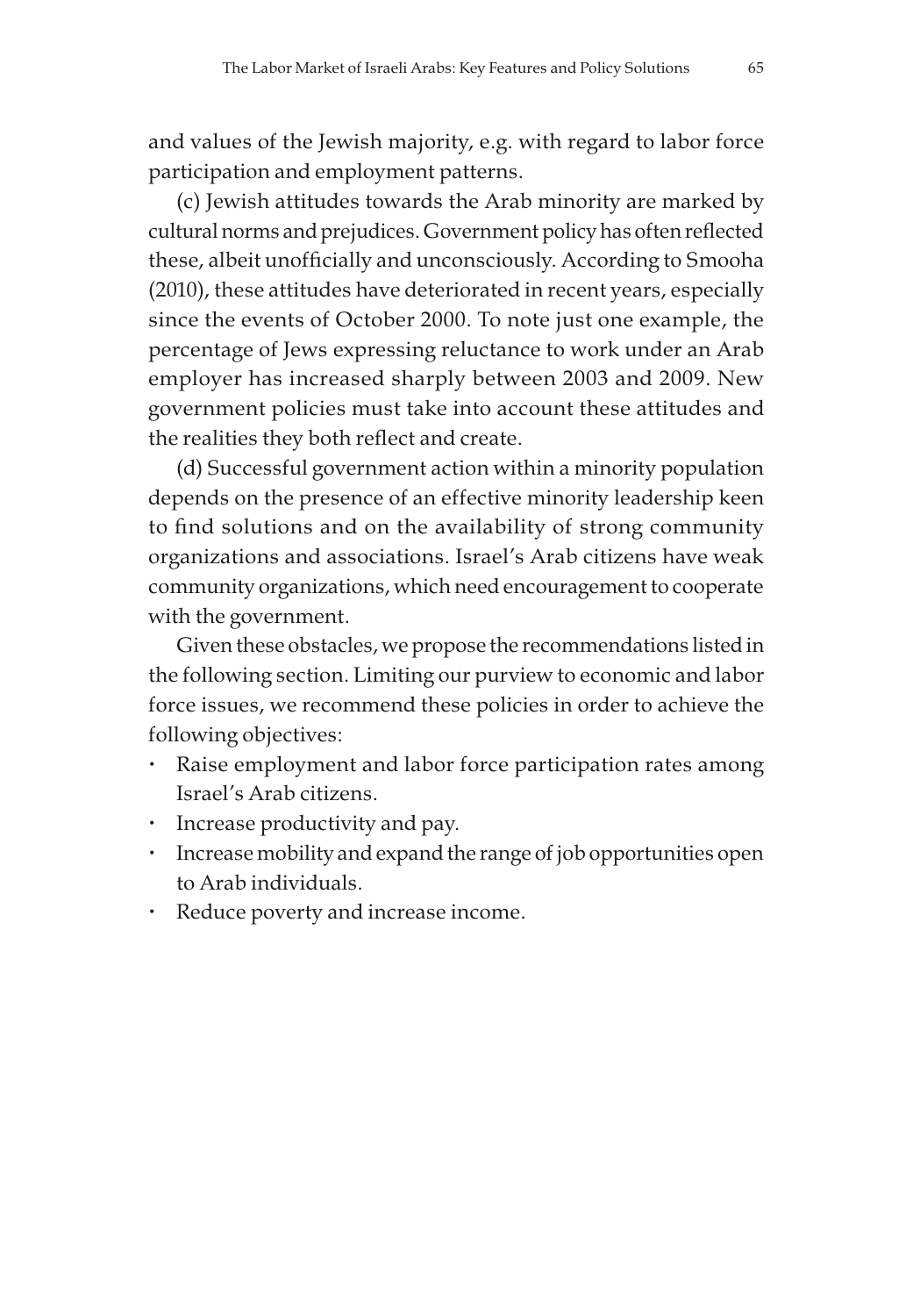and values of the Jewish majority, e.g. with regard to labor force participation and employment patterns.

(c) Jewish attitudes towards the Arab minority are marked by cultural norms and prejudices. Government policy has often reflected these, albeit unofficially and unconsciously. According to Smooha (2010), these attitudes have deteriorated in recent years, especially since the events of October 2000. To note just one example, the percentage of Jews expressing reluctance to work under an Arab employer has increased sharply between 2003 and 2009. New government policies must take into account these attitudes and the realities they both reflect and create.

(d) Successful government action within a minority population depends on the presence of an effective minority leadership keen to find solutions and on the availability of strong community organizations and associations. Israel's Arab citizens have weak community organizations, which need encouragement to cooperate with the government.

Given these obstacles, we propose the recommendations listed in the following section. Limiting our purview to economic and labor force issues, we recommend these policies in order to achieve the following objectives:

- Raise employment and labor force participation rates among Israel's Arab citizens.
- Increase productivity and pay.
- Increase mobility and expand the range of job opportunities open to Arab individuals.
- Reduce poverty and increase income.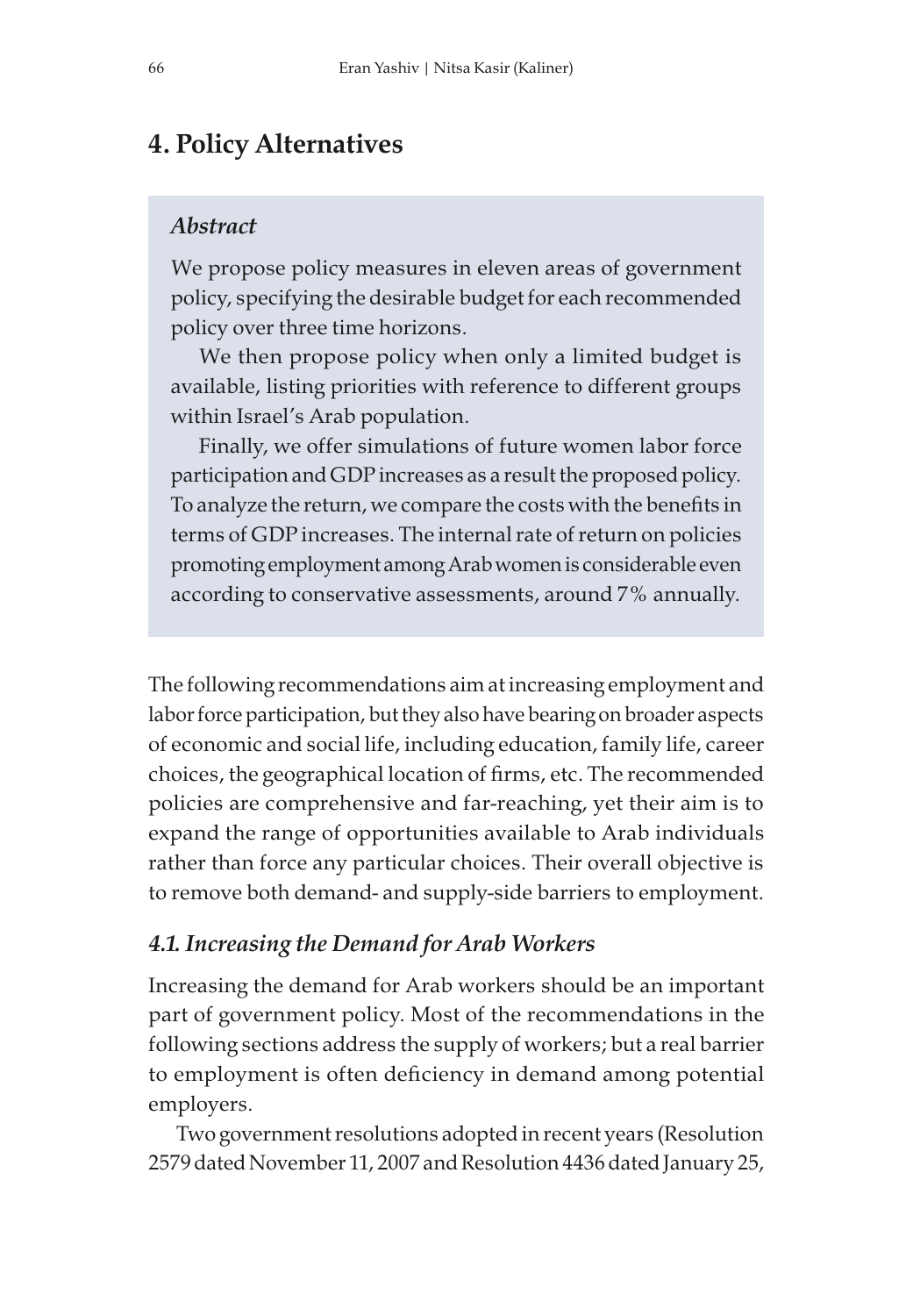# 4. Policy Alternatives

### *Abstract*

We propose policy measures in eleven areas of government policy, specifying the desirable budget for each recommended policy over three time horizons.

We then propose policy when only a limited budget is available, listing priorities with reference to different groups within Israel's Arab population.

Finally, we offer simulations of future women labor force participation and GDP increases as a result the proposed policy. To analyze the return, we compare the costs with the benefits in terms of GDP increases. The internal rate of return on policies promoting employment among Arab women is considerable even according to conservative assessments, around 7% annually.

The following recommendations aim at increasing employment and labor force participation, but they also have bearing on broader aspects of economic and social life, including education, family life, career choices, the geographical location of firms, etc. The recommended policies are comprehensive and far-reaching, yet their aim is to expand the range of opportunities available to Arab individuals rather than force any particular choices. Their overall objective is to remove both demand- and supply-side barriers to employment.

## *4.1. Increasing the Demand for Arab Workers*

Increasing the demand for Arab workers should be an important part of government policy. Most of the recommendations in the following sections address the supply of workers; but a real barrier to employment is often deficiency in demand among potential employers.

Two government resolutions adopted in recent years (Resolution 2579 dated November 11, 2007 and Resolution 4436 dated January 25,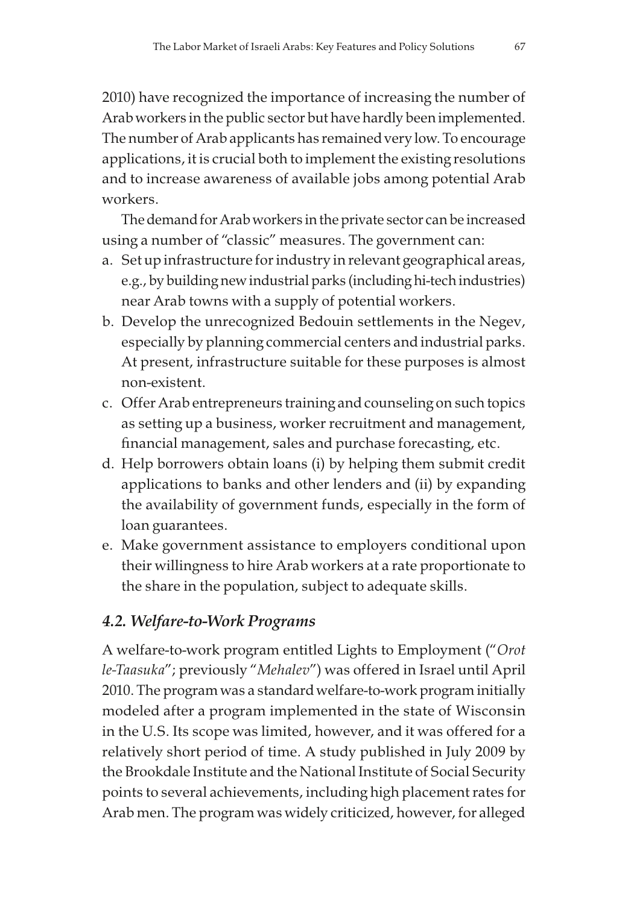2010) have recognized the importance of increasing the number of Arab workers in the public sector but have hardly been implemented. The number of Arab applicants has remained very low. To encourage applications, it is crucial both to implement the existing resolutions and to increase awareness of available jobs among potential Arab workers.

The demand for Arab workers in the private sector can be increased using a number of "classic" measures. The government can:

a. Set up infrastructure for industry in relevant geographical areas, e.g., by building new industrial parks (including hi-tech industries) near Arab towns with a supply of potential workers.
b. Develop the unrecognized Bedouin settlements in the Negev, especially by planning commercial centers and industrial parks. At present, infrastructure suitable for these purposes is almost non-existent.
c. Offer Arab entrepreneurs training and counseling on such topics as setting up a business, worker recruitment and management, financial management, sales and purchase forecasting, etc.
d. Help borrowers obtain loans (i) by helping them submit credit applications to banks and other lenders and (ii) by expanding the availability of government funds, especially in the form of loan guarantees.
e. Make government assistance to employers conditional upon their willingness to hire Arab workers at a rate proportionate to the share in the population, subject to adequate skills.

### *4.2. Welfare-to-Work Programs*

A welfare-to-work program entitled Lights to Employment ("*Orot le-Taasuka*"; previously "*Mehalev*") was offered in Israel until April 2010. The program was a standard welfare-to-work program initially modeled after a program implemented in the state of Wisconsin in the U.S. Its scope was limited, however, and it was offered for a relatively short period of time. A study published in July 2009 by the Brookdale Institute and the National Institute of Social Security points to several achievements, including high placement rates for Arab men. The program was widely criticized, however, for alleged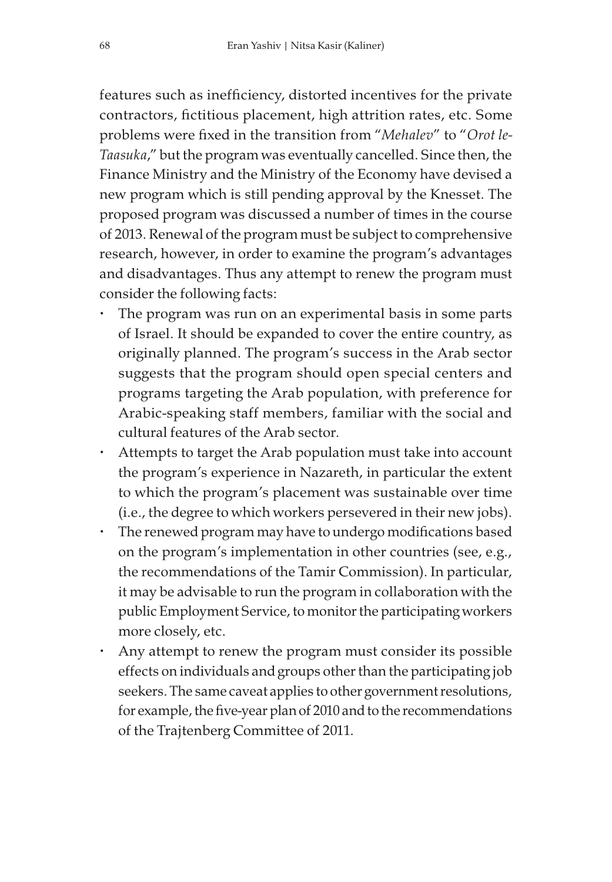features such as inefficiency, distorted incentives for the private contractors, fictitious placement, high attrition rates, etc. Some problems were fixed in the transition from "*Mehalev*" to "*Orot le-Taasuka*," but the program was eventually cancelled. Since then, the Finance Ministry and the Ministry of the Economy have devised a new program which is still pending approval by the Knesset. The proposed program was discussed a number of times in the course of 2013. Renewal of the program must be subject to comprehensive research, however, in order to examine the program's advantages and disadvantages. Thus any attempt to renew the program must consider the following facts:

- The program was run on an experimental basis in some parts of Israel. It should be expanded to cover the entire country, as originally planned. The program's success in the Arab sector suggests that the program should open special centers and programs targeting the Arab population, with preference for Arabic-speaking staff members, familiar with the social and cultural features of the Arab sector.
- Attempts to target the Arab population must take into account the program's experience in Nazareth, in particular the extent to which the program's placement was sustainable over time (i.e., the degree to which workers persevered in their new jobs).
- The renewed program may have to undergo modifications based on the program's implementation in other countries (see, e.g., the recommendations of the Tamir Commission). In particular, it may be advisable to run the program in collaboration with the public Employment Service, to monitor the participating workers more closely, etc.
- Any attempt to renew the program must consider its possible effects on individuals and groups other than the participating job seekers. The same caveat applies to other government resolutions, for example, the five-year plan of 2010 and to the recommendations of the Trajtenberg Committee of 2011.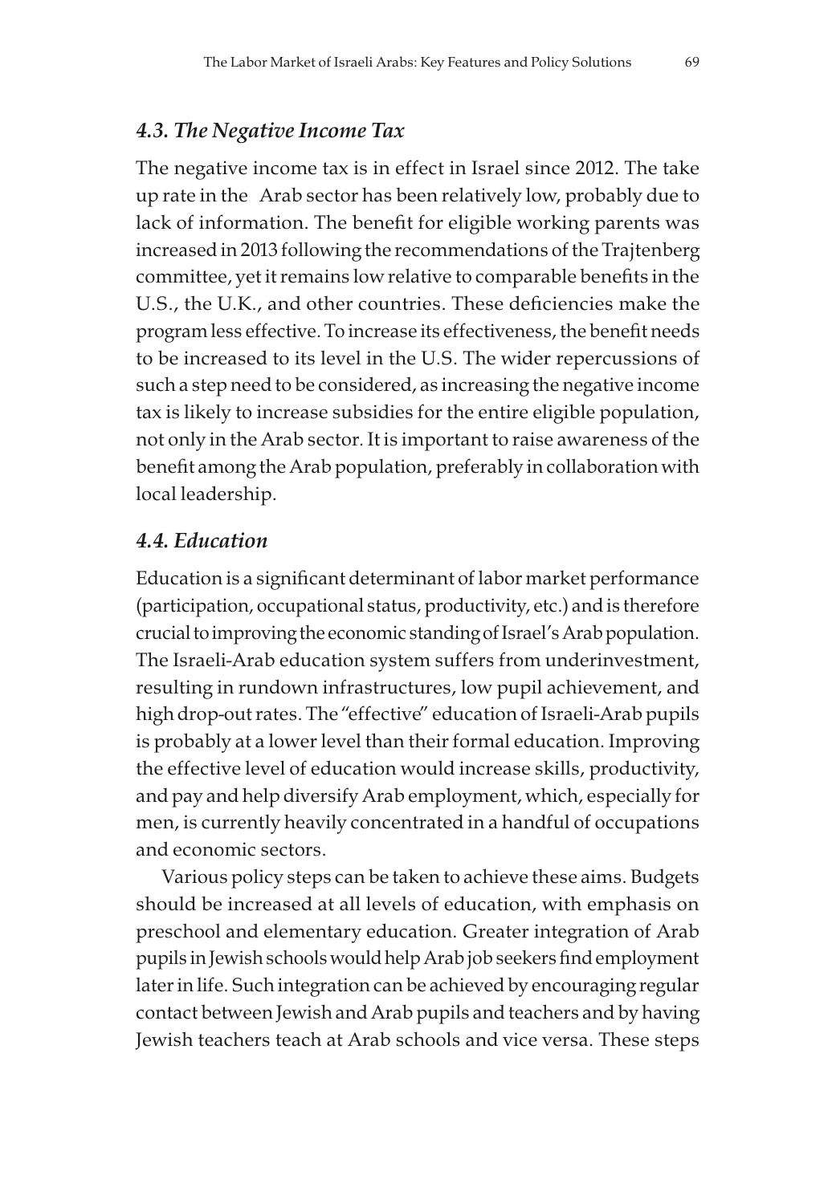### *4.3. The Negative Income Tax*

The negative income tax is in effect in Israel since 2012. The take up rate in the Arab sector has been relatively low, probably due to lack of information. The benefit for eligible working parents was increased in 2013 following the recommendations of the Trajtenberg committee, yet it remains low relative to comparable benefits in the U.S., the U.K., and other countries. These deficiencies make the program less effective. To increase its effectiveness, the benefit needs to be increased to its level in the U.S. The wider repercussions of such a step need to be considered, as increasing the negative income tax is likely to increase subsidies for the entire eligible population, not only in the Arab sector. It is important to raise awareness of the benefit among the Arab population, preferably in collaboration with local leadership.

### *4.4. Education*

Education is a significant determinant of labor market performance (participation, occupational status, productivity, etc.) and is therefore crucial to improving the economic standing of Israel's Arab population. The Israeli-Arab education system suffers from underinvestment, resulting in rundown infrastructures, low pupil achievement, and high drop-out rates. The "effective" education of Israeli-Arab pupils is probably at a lower level than their formal education. Improving the effective level of education would increase skills, productivity, and pay and help diversify Arab employment, which, especially for men, is currently heavily concentrated in a handful of occupations and economic sectors.

Various policy steps can be taken to achieve these aims. Budgets should be increased at all levels of education, with emphasis on preschool and elementary education. Greater integration of Arab pupils in Jewish schools would help Arab job seekers find employment later in life. Such integration can be achieved by encouraging regular contact between Jewish and Arab pupils and teachers and by having Jewish teachers teach at Arab schools and vice versa. These steps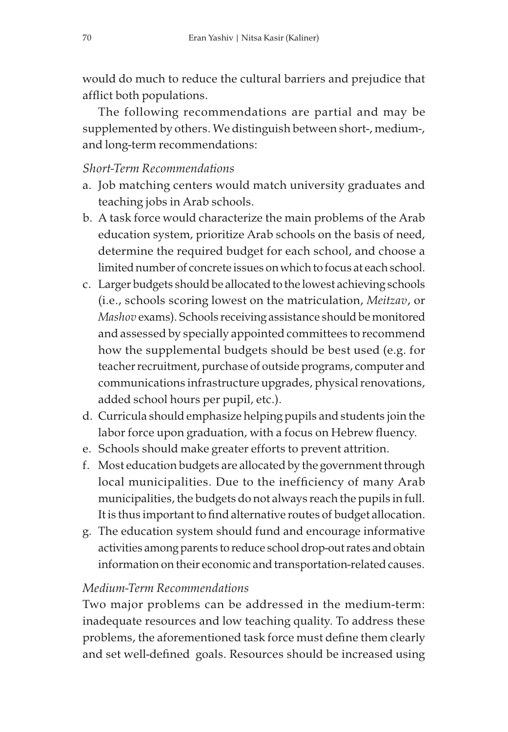would do much to reduce the cultural barriers and prejudice that afflict both populations.

The following recommendations are partial and may be supplemented by others. We distinguish between short-, medium-, and long-term recommendations:

*Short-Term Recommendations*

a. Job matching centers would match university graduates and teaching jobs in Arab schools.
b. A task force would characterize the main problems of the Arab education system, prioritize Arab schools on the basis of need, determine the required budget for each school, and choose a limited number of concrete issues on which to focus at each school.
c. Larger budgets should be allocated to the lowest achieving schools (i.e., schools scoring lowest on the matriculation, *Meitzav*, or *Mashov* exams). Schools receiving assistance should be monitored and assessed by specially appointed committees to recommend how the supplemental budgets should be best used (e.g. for teacher recruitment, purchase of outside programs, computer and communications infrastructure upgrades, physical renovations, added school hours per pupil, etc.).
d. Curricula should emphasize helping pupils and students join the labor force upon graduation, with a focus on Hebrew fluency.
e. Schools should make greater efforts to prevent attrition.
f. Most education budgets are allocated by the government through local municipalities. Due to the inefficiency of many Arab municipalities, the budgets do not always reach the pupils in full. It is thus important to find alternative routes of budget allocation.
g. The education system should fund and encourage informative activities among parents to reduce school drop-out rates and obtain information on their economic and transportation-related causes.

*Medium-Term Recommendations*

Two major problems can be addressed in the medium-term: inadequate resources and low teaching quality. To address these problems, the aforementioned task force must define them clearly and set well-defined goals. Resources should be increased using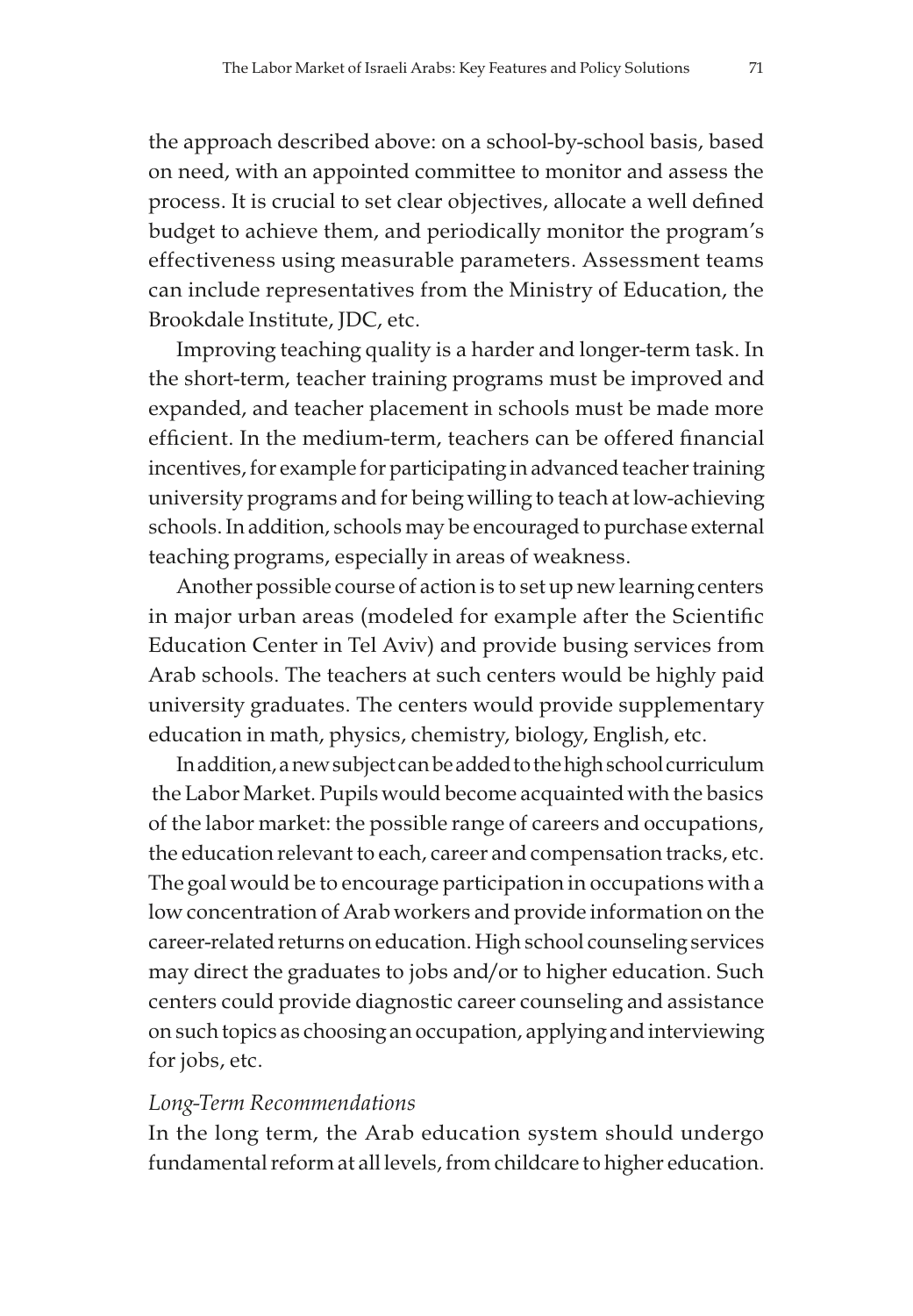the approach described above: on a school-by-school basis, based on need, with an appointed committee to monitor and assess the process. It is crucial to set clear objectives, allocate a well defined budget to achieve them, and periodically monitor the program's effectiveness using measurable parameters. Assessment teams can include representatives from the Ministry of Education, the Brookdale Institute, JDC, etc.

Improving teaching quality is a harder and longer-term task. In the short-term, teacher training programs must be improved and expanded, and teacher placement in schools must be made more efficient. In the medium-term, teachers can be offered financial incentives, for example for participating in advanced teacher training university programs and for being willing to teach at low-achieving schools. In addition, schools may be encouraged to purchase external teaching programs, especially in areas of weakness.

Another possible course of action is to set up new learning centers in major urban areas (modeled for example after the Scientific Education Center in Tel Aviv) and provide busing services from Arab schools. The teachers at such centers would be highly paid university graduates. The centers would provide supplementary education in math, physics, chemistry, biology, English, etc.

In addition, a new subject can be added to the high school curriculum the Labor Market. Pupils would become acquainted with the basics of the labor market: the possible range of careers and occupations, the education relevant to each, career and compensation tracks, etc. The goal would be to encourage participation in occupations with a low concentration of Arab workers and provide information on the career-related returns on education. High school counseling services may direct the graduates to jobs and/or to higher education. Such centers could provide diagnostic career counseling and assistance on such topics as choosing an occupation, applying and interviewing for jobs, etc.

*Long-Term Recommendations*

In the long term, the Arab education system should undergo fundamental reform at all levels, from childcare to higher education.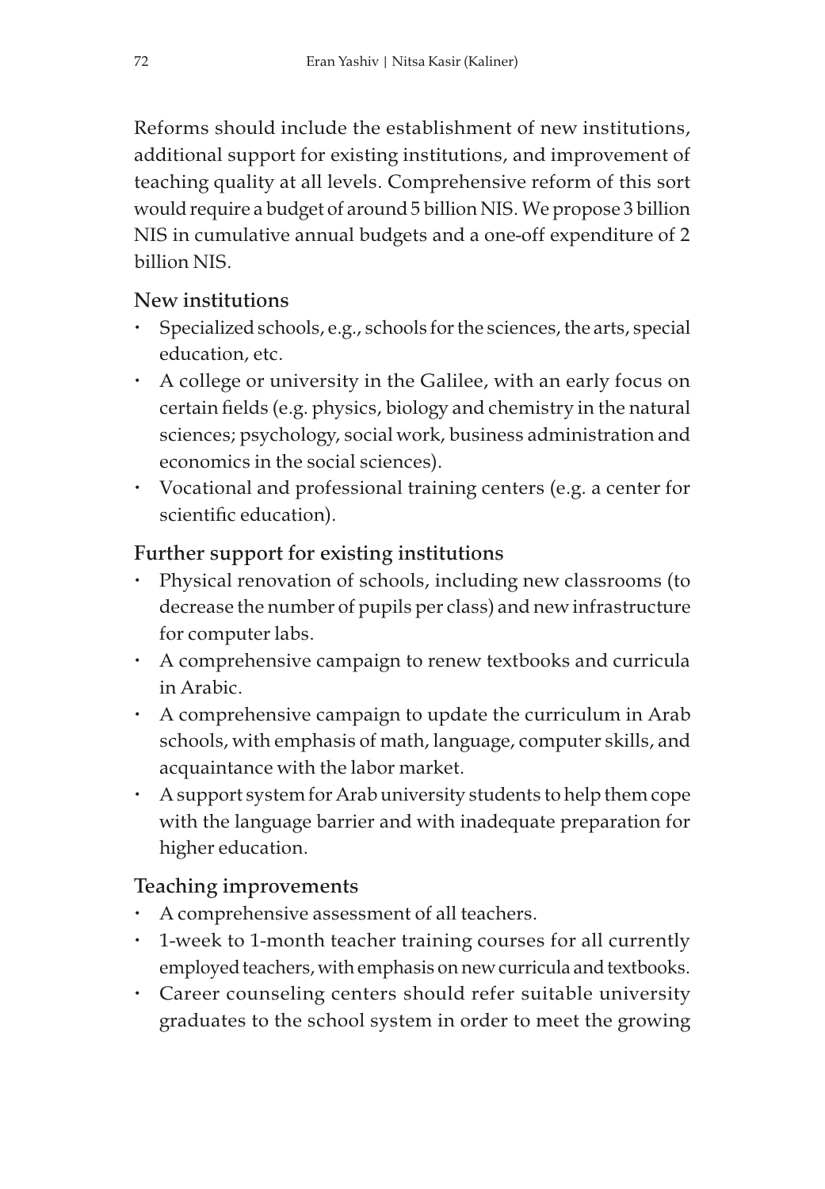Reforms should include the establishment of new institutions, additional support for existing institutions, and improvement of teaching quality at all levels. Comprehensive reform of this sort would require a budget of around 5 billion NIS. We propose 3 billion NIS in cumulative annual budgets and a one-off expenditure of 2 billion NIS.

### New institutions

- Specialized schools, e.g., schools for the sciences, the arts, special education, etc.
- A college or university in the Galilee, with an early focus on certain fields (e.g. physics, biology and chemistry in the natural sciences; psychology, social work, business administration and economics in the social sciences).
- Vocational and professional training centers (e.g. a center for scientific education).

### Further support for existing institutions

- Physical renovation of schools, including new classrooms (to decrease the number of pupils per class) and new infrastructure for computer labs.
- A comprehensive campaign to renew textbooks and curricula in Arabic.
- A comprehensive campaign to update the curriculum in Arab schools, with emphasis of math, language, computer skills, and acquaintance with the labor market.
- A support system for Arab university students to help them cope with the language barrier and with inadequate preparation for higher education.

### Teaching improvements

- A comprehensive assessment of all teachers.
- 1-week to 1-month teacher training courses for all currently employed teachers, with emphasis on new curricula and textbooks.
- Career counseling centers should refer suitable university graduates to the school system in order to meet the growing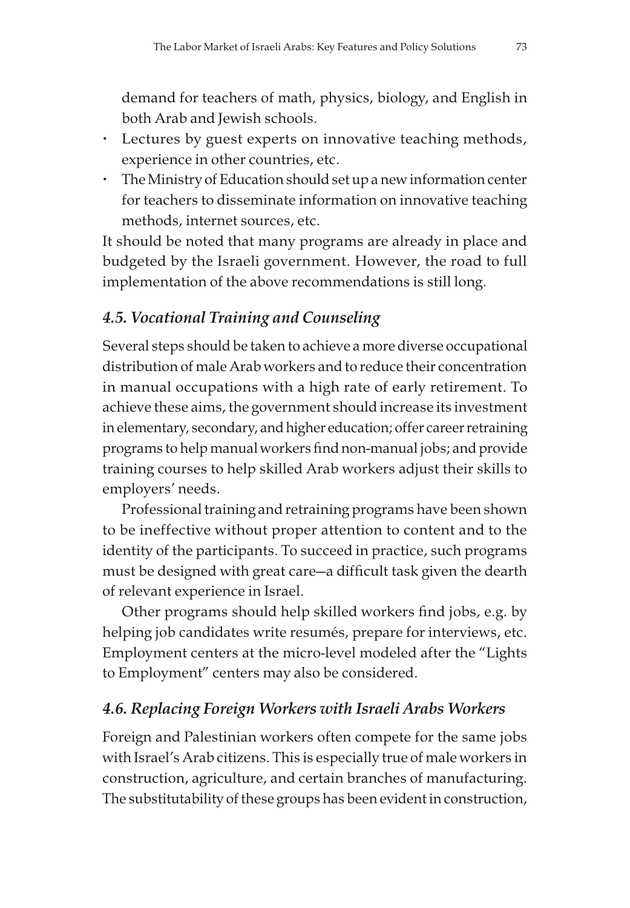demand for teachers of math, physics, biology, and English in both Arab and Jewish schools.

- Lectures by guest experts on innovative teaching methods, experience in other countries, etc.
- The Ministry of Education should set up a new information center for teachers to disseminate information on innovative teaching methods, internet sources, etc.

It should be noted that many programs are already in place and budgeted by the Israeli government. However, the road to full implementation of the above recommendations is still long.

### *4.5. Vocational Training and Counseling*

Several steps should be taken to achieve a more diverse occupational distribution of male Arab workers and to reduce their concentration in manual occupations with a high rate of early retirement. To achieve these aims, the government should increase its investment in elementary, secondary, and higher education; offer career retraining programs to help manual workers find non-manual jobs; and provide training courses to help skilled Arab workers adjust their skills to employers' needs.

Professional training and retraining programs have been shown to be ineffective without proper attention to content and to the identity of the participants. To succeed in practice, such programs must be designed with great care—a difficult task given the dearth of relevant experience in Israel.

Other programs should help skilled workers find jobs, e.g. by helping job candidates write resumés, prepare for interviews, etc. Employment centers at the micro-level modeled after the "Lights to Employment" centers may also be considered.

### *4.6. Replacing Foreign Workers with Israeli Arabs Workers*

Foreign and Palestinian workers often compete for the same jobs with Israel's Arab citizens. This is especially true of male workers in construction, agriculture, and certain branches of manufacturing. The substitutability of these groups has been evident in construction,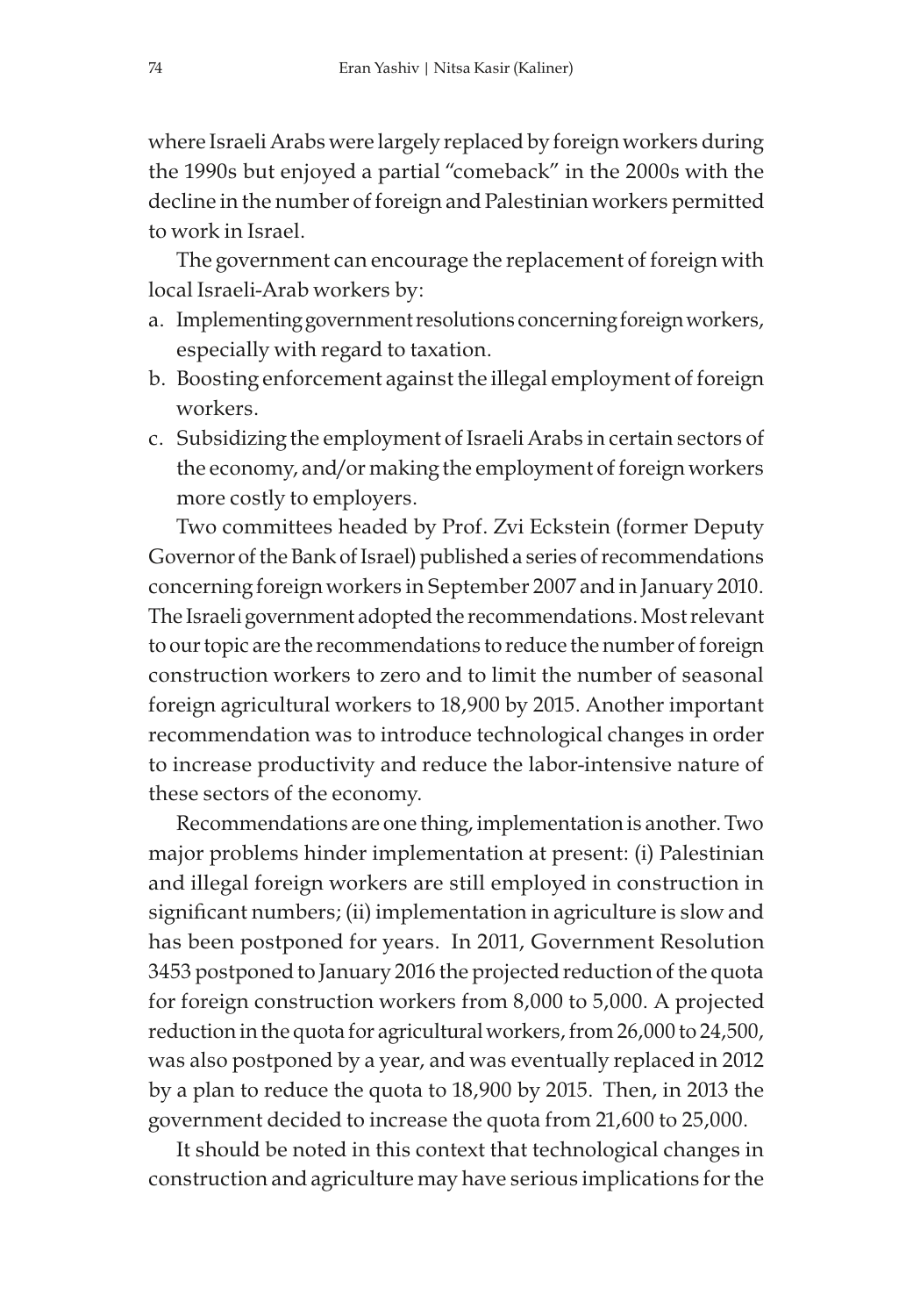where Israeli Arabs were largely replaced by foreign workers during the 1990s but enjoyed a partial "comeback" in the 2000s with the decline in the number of foreign and Palestinian workers permitted to work in Israel.

The government can encourage the replacement of foreign with local Israeli-Arab workers by:

a. Implementing government resolutions concerning foreign workers, especially with regard to taxation.
b. Boosting enforcement against the illegal employment of foreign workers.
c. Subsidizing the employment of Israeli Arabs in certain sectors of the economy, and/or making the employment of foreign workers more costly to employers.

Two committees headed by Prof. Zvi Eckstein (former Deputy Governor of the Bank of Israel) published a series of recommendations concerning foreign workers in September 2007 and in January 2010. The Israeli government adopted the recommendations. Most relevant to our topic are the recommendations to reduce the number of foreign construction workers to zero and to limit the number of seasonal foreign agricultural workers to 18,900 by 2015. Another important recommendation was to introduce technological changes in order to increase productivity and reduce the labor-intensive nature of these sectors of the economy.

Recommendations are one thing, implementation is another. Two major problems hinder implementation at present: (i) Palestinian and illegal foreign workers are still employed in construction in significant numbers; (ii) implementation in agriculture is slow and has been postponed for years. In 2011, Government Resolution 3453 postponed to January 2016 the projected reduction of the quota for foreign construction workers from 8,000 to 5,000. A projected reduction in the quota for agricultural workers, from 26,000 to 24,500, was also postponed by a year, and was eventually replaced in 2012 by a plan to reduce the quota to 18,900 by 2015. Then, in 2013 the government decided to increase the quota from 21,600 to 25,000.

It should be noted in this context that technological changes in construction and agriculture may have serious implications for the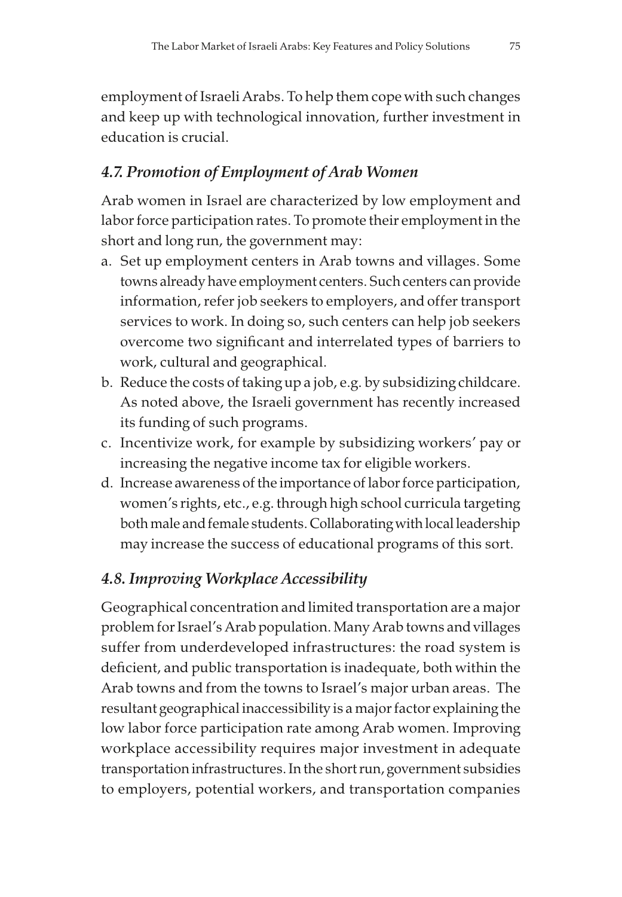employment of Israeli Arabs. To help them cope with such changes and keep up with technological innovation, further investment in education is crucial.

### *4.7. Promotion of Employment of Arab Women*

Arab women in Israel are characterized by low employment and labor force participation rates. To promote their employment in the short and long run, the government may:

a. Set up employment centers in Arab towns and villages. Some towns already have employment centers. Such centers can provide information, refer job seekers to employers, and offer transport services to work. In doing so, such centers can help job seekers overcome two significant and interrelated types of barriers to work, cultural and geographical.
b. Reduce the costs of taking up a job, e.g. by subsidizing childcare. As noted above, the Israeli government has recently increased its funding of such programs.
c. Incentivize work, for example by subsidizing workers' pay or increasing the negative income tax for eligible workers.
d. Increase awareness of the importance of labor force participation, women's rights, etc., e.g. through high school curricula targeting both male and female students. Collaborating with local leadership may increase the success of educational programs of this sort.

### *4.8. Improving Workplace Accessibility*

Geographical concentration and limited transportation are a major problem for Israel's Arab population. Many Arab towns and villages suffer from underdeveloped infrastructures: the road system is deficient, and public transportation is inadequate, both within the Arab towns and from the towns to Israel's major urban areas. The resultant geographical inaccessibility is a major factor explaining the low labor force participation rate among Arab women. Improving workplace accessibility requires major investment in adequate transportation infrastructures. In the short run, government subsidies to employers, potential workers, and transportation companies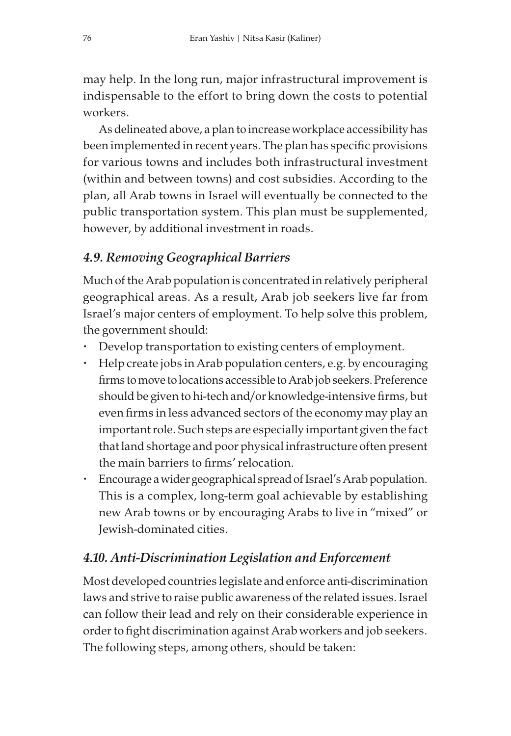may help. In the long run, major infrastructural improvement is indispensable to the effort to bring down the costs to potential workers.

As delineated above, a plan to increase workplace accessibility has been implemented in recent years. The plan has specific provisions for various towns and includes both infrastructural investment (within and between towns) and cost subsidies. According to the plan, all Arab towns in Israel will eventually be connected to the public transportation system. This plan must be supplemented, however, by additional investment in roads.

### *4.9. Removing Geographical Barriers*

Much of the Arab population is concentrated in relatively peripheral geographical areas. As a result, Arab job seekers live far from Israel's major centers of employment. To help solve this problem, the government should:

- Develop transportation to existing centers of employment.
- Help create jobs in Arab population centers, e.g. by encouraging firms to move to locations accessible to Arab job seekers. Preference should be given to hi-tech and/or knowledge-intensive firms, but even firms in less advanced sectors of the economy may play an important role. Such steps are especially important given the fact that land shortage and poor physical infrastructure often present the main barriers to firms' relocation.
- Encourage a wider geographical spread of Israel's Arab population. This is a complex, long-term goal achievable by establishing new Arab towns or by encouraging Arabs to live in "mixed" or Jewish-dominated cities.

### *4.10. Anti-Discrimination Legislation and Enforcement*

Most developed countries legislate and enforce anti-discrimination laws and strive to raise public awareness of the related issues. Israel can follow their lead and rely on their considerable experience in order to fight discrimination against Arab workers and job seekers. The following steps, among others, should be taken: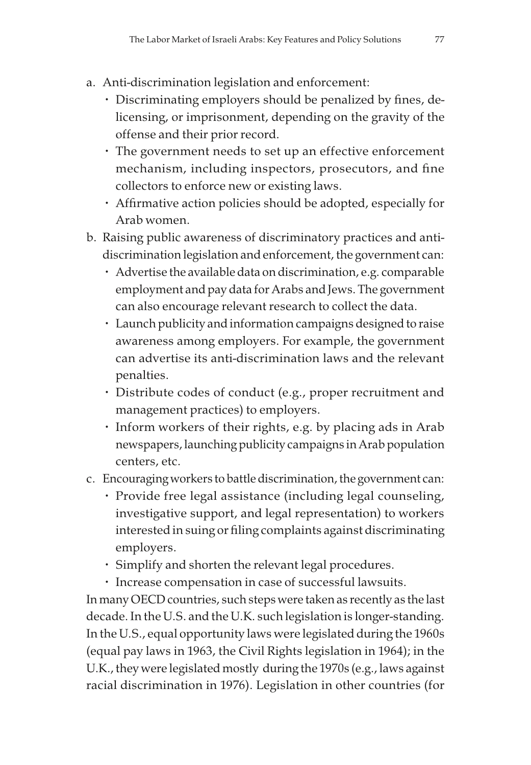a. Anti-discrimination legislation and enforcement:
   - Discriminating employers should be penalized by fines, delicensing, or imprisonment, depending on the gravity of the offense and their prior record.
   - The government needs to set up an effective enforcement mechanism, including inspectors, prosecutors, and fine collectors to enforce new or existing laws.
   - Affirmative action policies should be adopted, especially for Arab women.
b. Raising public awareness of discriminatory practices and anti-discrimination legislation and enforcement, the government can:
   - Advertise the available data on discrimination, e.g. comparable employment and pay data for Arabs and Jews. The government can also encourage relevant research to collect the data.
   - Launch publicity and information campaigns designed to raise awareness among employers. For example, the government can advertise its anti-discrimination laws and the relevant penalties.
   - Distribute codes of conduct (e.g., proper recruitment and management practices) to employers.
   - Inform workers of their rights, e.g. by placing ads in Arab newspapers, launching publicity campaigns in Arab population centers, etc.
c. Encouraging workers to battle discrimination, the government can:
   - Provide free legal assistance (including legal counseling, investigative support, and legal representation) to workers interested in suing or filing complaints against discriminating employers.
   - Simplify and shorten the relevant legal procedures.
   - Increase compensation in case of successful lawsuits.

In many OECD countries, such steps were taken as recently as the last decade. In the U.S. and the U.K. such legislation is longer-standing. In the U.S., equal opportunity laws were legislated during the 1960s (equal pay laws in 1963, the Civil Rights legislation in 1964); in the U.K., they were legislated mostly during the 1970s (e.g., laws against racial discrimination in 1976). Legislation in other countries (for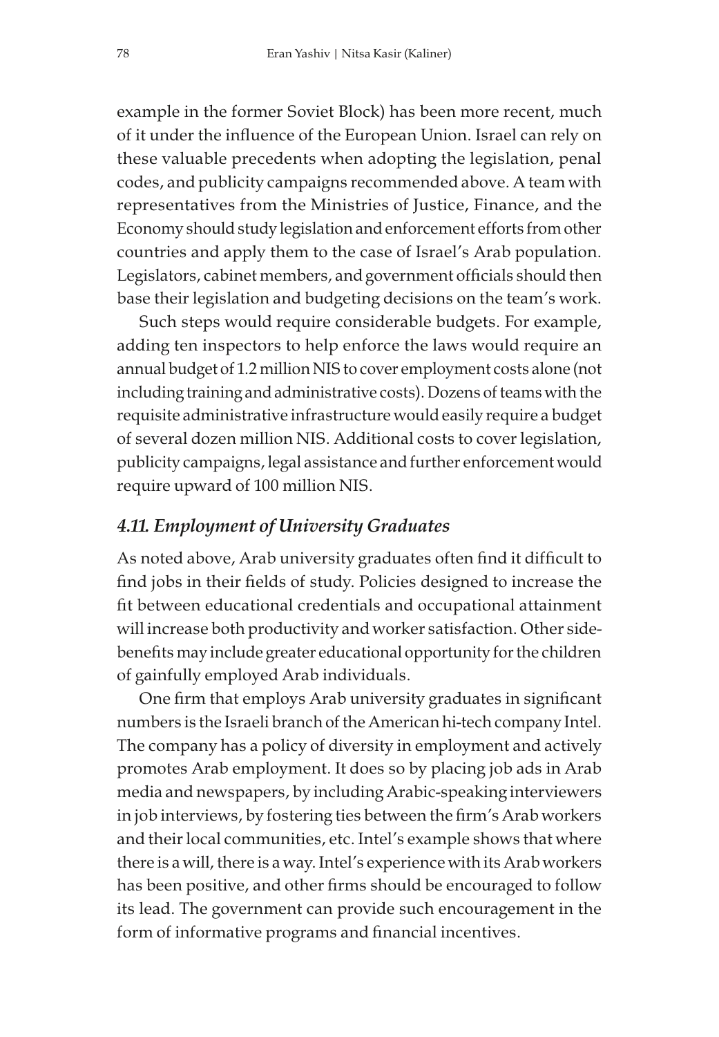example in the former Soviet Block) has been more recent, much of it under the influence of the European Union. Israel can rely on these valuable precedents when adopting the legislation, penal codes, and publicity campaigns recommended above. A team with representatives from the Ministries of Justice, Finance, and the Economy should study legislation and enforcement efforts from other countries and apply them to the case of Israel's Arab population. Legislators, cabinet members, and government officials should then base their legislation and budgeting decisions on the team's work.

Such steps would require considerable budgets. For example, adding ten inspectors to help enforce the laws would require an annual budget of 1.2 million NIS to cover employment costs alone (not including training and administrative costs). Dozens of teams with the requisite administrative infrastructure would easily require a budget of several dozen million NIS. Additional costs to cover legislation, publicity campaigns, legal assistance and further enforcement would require upward of 100 million NIS.

### *4.11. Employment of University Graduates*

As noted above, Arab university graduates often find it difficult to find jobs in their fields of study. Policies designed to increase the fit between educational credentials and occupational attainment will increase both productivity and worker satisfaction. Other side-benefits may include greater educational opportunity for the children of gainfully employed Arab individuals.

One firm that employs Arab university graduates in significant numbers is the Israeli branch of the American hi-tech company Intel. The company has a policy of diversity in employment and actively promotes Arab employment. It does so by placing job ads in Arab media and newspapers, by including Arabic-speaking interviewers in job interviews, by fostering ties between the firm's Arab workers and their local communities, etc. Intel's example shows that where there is a will, there is a way. Intel's experience with its Arab workers has been positive, and other firms should be encouraged to follow its lead. The government can provide such encouragement in the form of informative programs and financial incentives.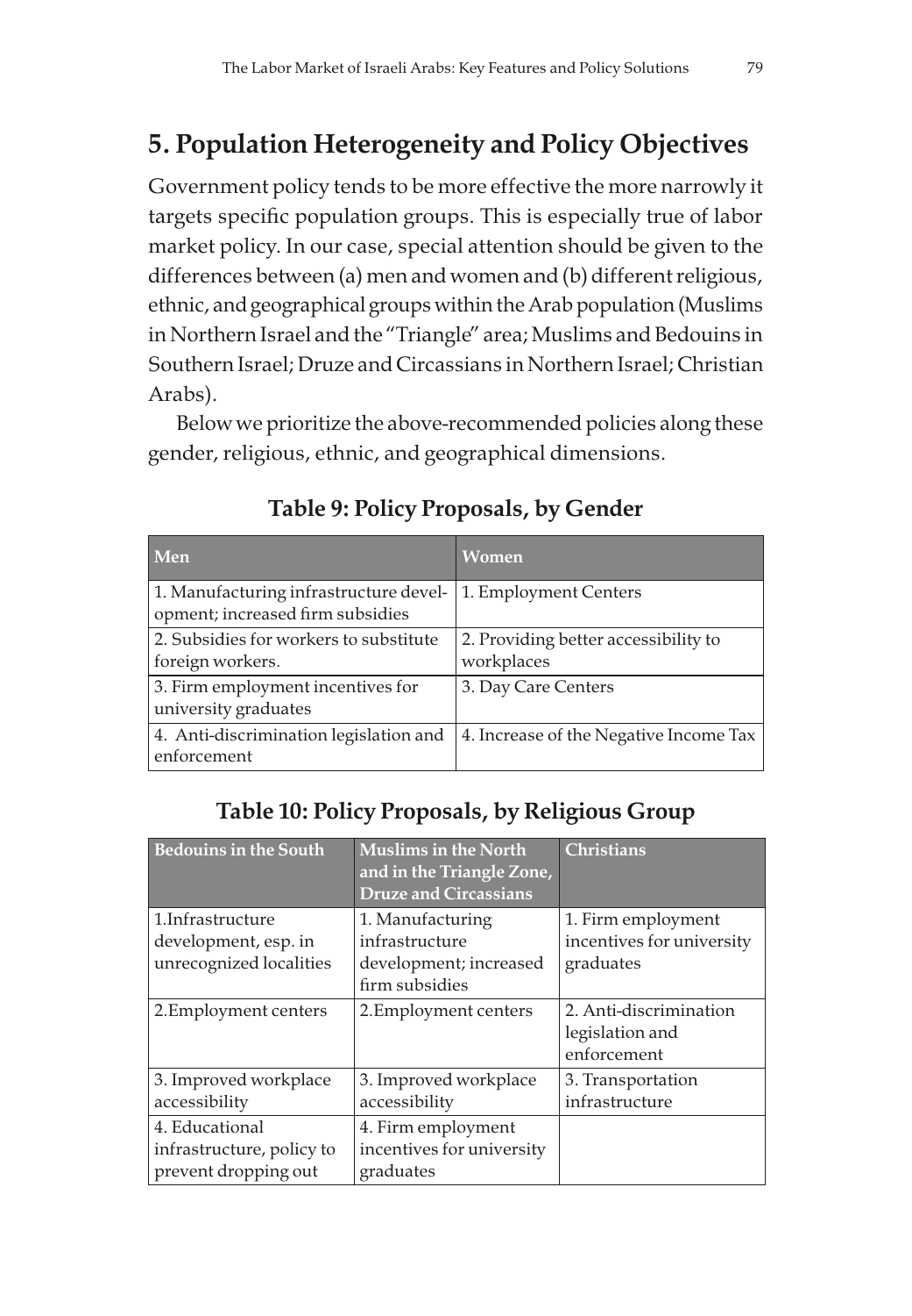## 5. Population Heterogeneity and Policy Objectives

Government policy tends to be more effective the more narrowly it targets specific population groups. This is especially true of labor market policy. In our case, special attention should be given to the differences between (a) men and women and (b) different religious, ethnic, and geographical groups within the Arab population (Muslims in Northern Israel and the "Triangle" area; Muslims and Bedouins in Southern Israel; Druze and Circassians in Northern Israel; Christian Arabs).

Below we prioritize the above-recommended policies along these gender, religious, ethnic, and geographical dimensions.

**Table 9: Policy Proposals, by Gender**

| Men | Women |
|---|---|
| 1. Manufacturing infrastructure development; increased firm subsidies | 1. Employment Centers |
| 2. Subsidies for workers to substitute foreign workers. | 2. Providing better accessibility to workplaces |
| 3. Firm employment incentives for university graduates | 3. Day Care Centers |
| 4. Anti-discrimination legislation and enforcement | 4. Increase of the Negative Income Tax |

**Table 10: Policy Proposals, by Religious Group**

| Bedouins in the South | Muslims in the North and in the Triangle Zone, Druze and Circassians | Christians |
|---|---|---|
| 1.Infrastructure development, esp. in unrecognized localities | 1. Manufacturing infrastructure development; increased firm subsidies | 1. Firm employment incentives for university graduates |
| 2.Employment centers | 2.Employment centers | 2. Anti-discrimination legislation and enforcement |
| 3. Improved workplace accessibility | 3. Improved workplace accessibility | 3. Transportation infrastructure |
| 4. Educational infrastructure, policy to prevent dropping out | 4. Firm employment incentives for university graduates | |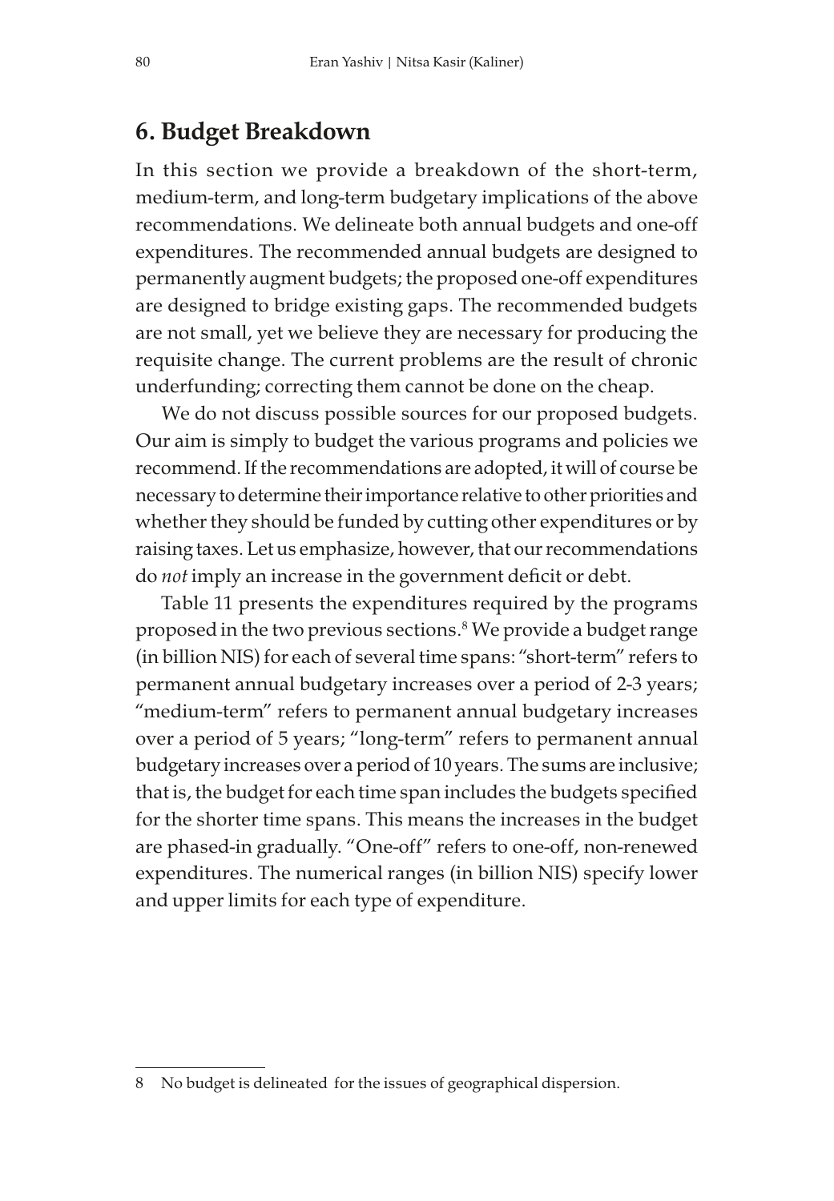## 6. Budget Breakdown

In this section we provide a breakdown of the short-term, medium-term, and long-term budgetary implications of the above recommendations. We delineate both annual budgets and one-off expenditures. The recommended annual budgets are designed to permanently augment budgets; the proposed one-off expenditures are designed to bridge existing gaps. The recommended budgets are not small, yet we believe they are necessary for producing the requisite change. The current problems are the result of chronic underfunding; correcting them cannot be done on the cheap.

We do not discuss possible sources for our proposed budgets. Our aim is simply to budget the various programs and policies we recommend. If the recommendations are adopted, it will of course be necessary to determine their importance relative to other priorities and whether they should be funded by cutting other expenditures or by raising taxes. Let us emphasize, however, that our recommendations do *not* imply an increase in the government deficit or debt.

Table 11 presents the expenditures required by the programs proposed in the two previous sections.[8] We provide a budget range (in billion NIS) for each of several time spans: "short-term" refers to permanent annual budgetary increases over a period of 2-3 years; "medium-term" refers to permanent annual budgetary increases over a period of 5 years; "long-term" refers to permanent annual budgetary increases over a period of 10 years. The sums are inclusive; that is, the budget for each time span includes the budgets specified for the shorter time spans. This means the increases in the budget are phased-in gradually. "One-off" refers to one-off, non-renewed expenditures. The numerical ranges (in billion NIS) specify lower and upper limits for each type of expenditure.

8 No budget is delineated for the issues of geographical dispersion.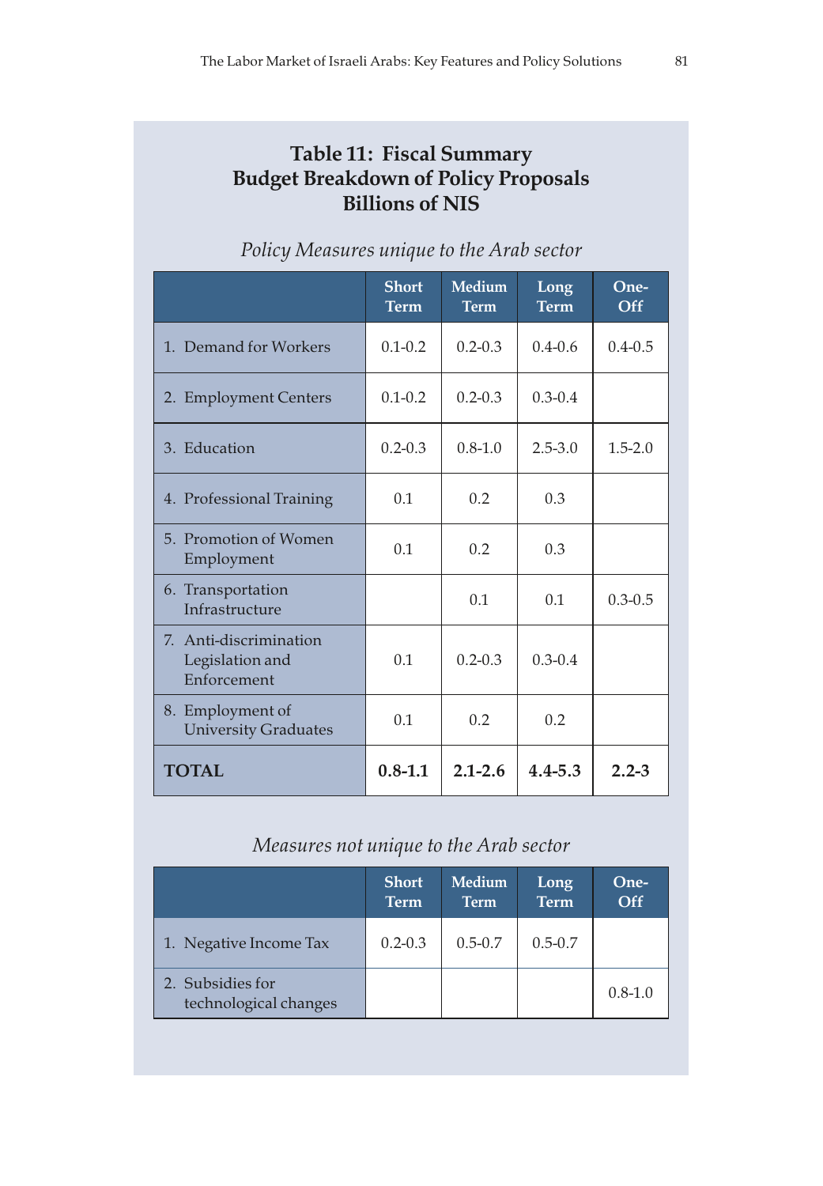## Table 11: Fiscal Summary
## Budget Breakdown of Policy Proposals
## Billions of NIS

*Policy Measures unique to the Arab sector*

| | Short Term | Medium Term | Long Term | One-Off |
|---|---|---|---|---|
| 1. Demand for Workers | 0.1-0.2 | 0.2-0.3 | 0.4-0.6 | 0.4-0.5 |
| 2. Employment Centers | 0.1-0.2 | 0.2-0.3 | 0.3-0.4 | |
| 3. Education | 0.2-0.3 | 0.8-1.0 | 2.5-3.0 | 1.5-2.0 |
| 4. Professional Training | 0.1 | 0.2 | 0.3 | |
| 5. Promotion of Women Employment | 0.1 | 0.2 | 0.3 | |
| 6. Transportation Infrastructure | | 0.1 | 0.1 | 0.3-0.5 |
| 7. Anti-discrimination Legislation and Enforcement | 0.1 | 0.2-0.3 | 0.3-0.4 | |
| 8. Employment of University Graduates | 0.1 | 0.2 | 0.2 | |
| **TOTAL** | **0.8-1.1** | **2.1-2.6** | **4.4-5.3** | **2.2-3** |

*Measures not unique to the Arab sector*

| | Short Term | Medium Term | Long Term | One-Off |
|---|---|---|---|---|
| 1. Negative Income Tax | 0.2-0.3 | 0.5-0.7 | 0.5-0.7 | |
| 2. Subsidies for technological changes | | | | 0.8-1.0 |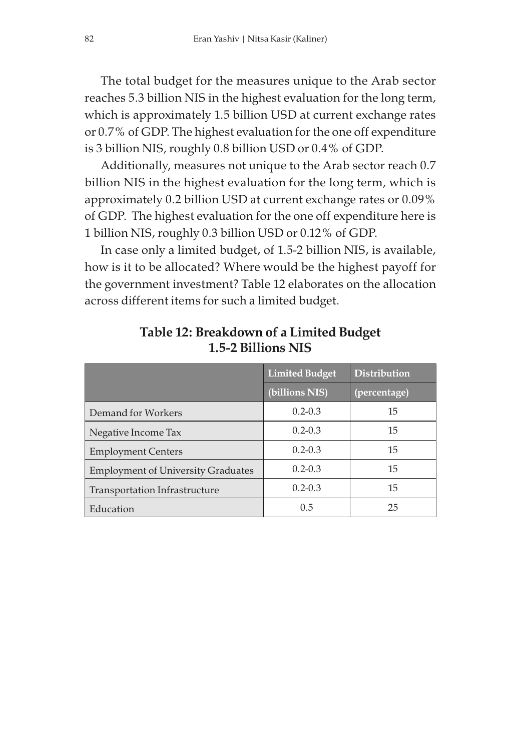The total budget for the measures unique to the Arab sector reaches 5.3 billion NIS in the highest evaluation for the long term, which is approximately 1.5 billion USD at current exchange rates or 0.7% of GDP. The highest evaluation for the one off expenditure is 3 billion NIS, roughly 0.8 billion USD or 0.4% of GDP.

Additionally, measures not unique to the Arab sector reach 0.7 billion NIS in the highest evaluation for the long term, which is approximately 0.2 billion USD at current exchange rates or 0.09% of GDP. The highest evaluation for the one off expenditure here is 1 billion NIS, roughly 0.3 billion USD or 0.12% of GDP.

In case only a limited budget, of 1.5-2 billion NIS, is available, how is it to be allocated? Where would be the highest payoff for the government investment? Table 12 elaborates on the allocation across different items for such a limited budget.

**Table 12: Breakdown of a Limited Budget 1.5-2 Billions NIS**

| | Limited Budget (billions NIS) | Distribution (percentage) |
|---|---|---|
| Demand for Workers | 0.2-0.3 | 15 |
| Negative Income Tax | 0.2-0.3 | 15 |
| Employment Centers | 0.2-0.3 | 15 |
| Employment of University Graduates | 0.2-0.3 | 15 |
| Transportation Infrastructure | 0.2-0.3 | 15 |
| Education | 0.5 | 25 |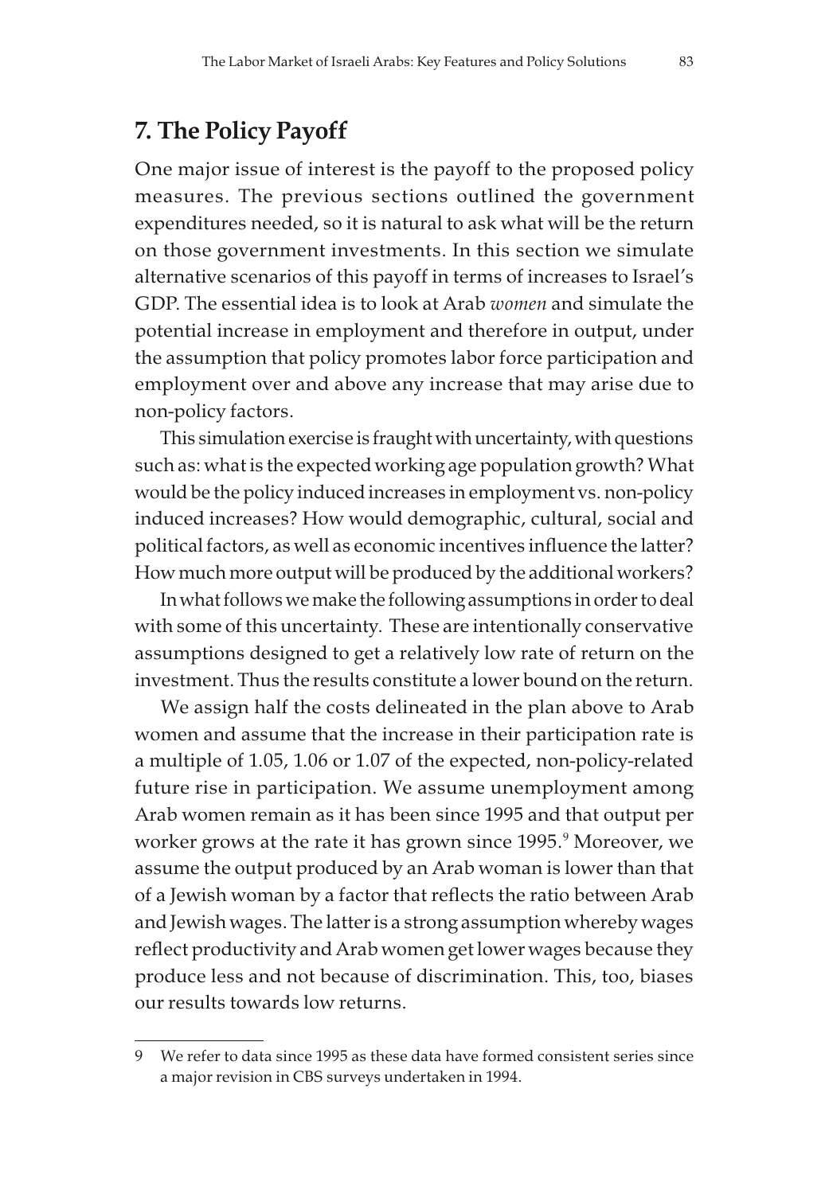## 7. The Policy Payoff

One major issue of interest is the payoff to the proposed policy measures. The previous sections outlined the government expenditures needed, so it is natural to ask what will be the return on those government investments. In this section we simulate alternative scenarios of this payoff in terms of increases to Israel's GDP. The essential idea is to look at Arab *women* and simulate the potential increase in employment and therefore in output, under the assumption that policy promotes labor force participation and employment over and above any increase that may arise due to non-policy factors.

This simulation exercise is fraught with uncertainty, with questions such as: what is the expected working age population growth? What would be the policy induced increases in employment vs. non-policy induced increases? How would demographic, cultural, social and political factors, as well as economic incentives influence the latter? How much more output will be produced by the additional workers?

In what follows we make the following assumptions in order to deal with some of this uncertainty. These are intentionally conservative assumptions designed to get a relatively low rate of return on the investment. Thus the results constitute a lower bound on the return.

We assign half the costs delineated in the plan above to Arab women and assume that the increase in their participation rate is a multiple of 1.05, 1.06 or 1.07 of the expected, non-policy-related future rise in participation. We assume unemployment among Arab women remain as it has been since 1995 and that output per worker grows at the rate it has grown since 1995.[9] Moreover, we assume the output produced by an Arab woman is lower than that of a Jewish woman by a factor that reflects the ratio between Arab and Jewish wages. The latter is a strong assumption whereby wages reflect productivity and Arab women get lower wages because they produce less and not because of discrimination. This, too, biases our results towards low returns.

---

9 We refer to data since 1995 as these data have formed consistent series since a major revision in CBS surveys undertaken in 1994.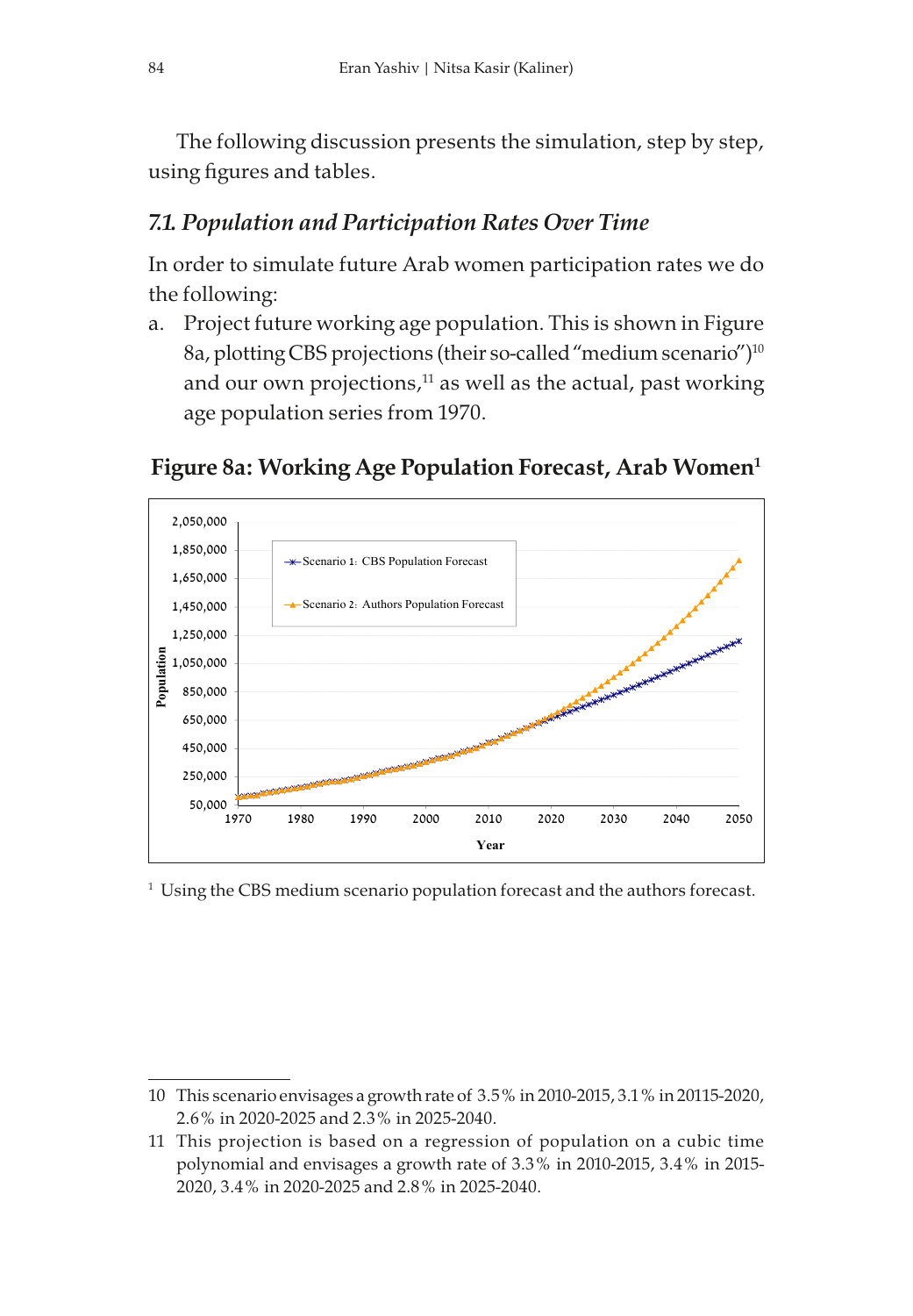The following discussion presents the simulation, step by step, using figures and tables.

### *7.1. Population and Participation Rates Over Time*

In order to simulate future Arab women participation rates we do the following:

a. Project future working age population. This is shown in Figure 8a, plotting CBS projections (their so-called "medium scenario")[10] and our own projections,[11] as well as the actual, past working age population series from 1970.

**Figure 8a: Working Age Population Forecast, Arab Women[1]**

[1] Using the CBS medium scenario population forecast and the authors forecast.

---

10 This scenario envisages a growth rate of 3.5% in 2010-2015, 3.1% in 20115-2020, 2.6% in 2020-2025 and 2.3% in 2025-2040.

11 This projection is based on a regression of population on a cubic time polynomial and envisages a growth rate of 3.3% in 2010-2015, 3.4% in 2015-2020, 3.4% in 2020-2025 and 2.8% in 2025-2040.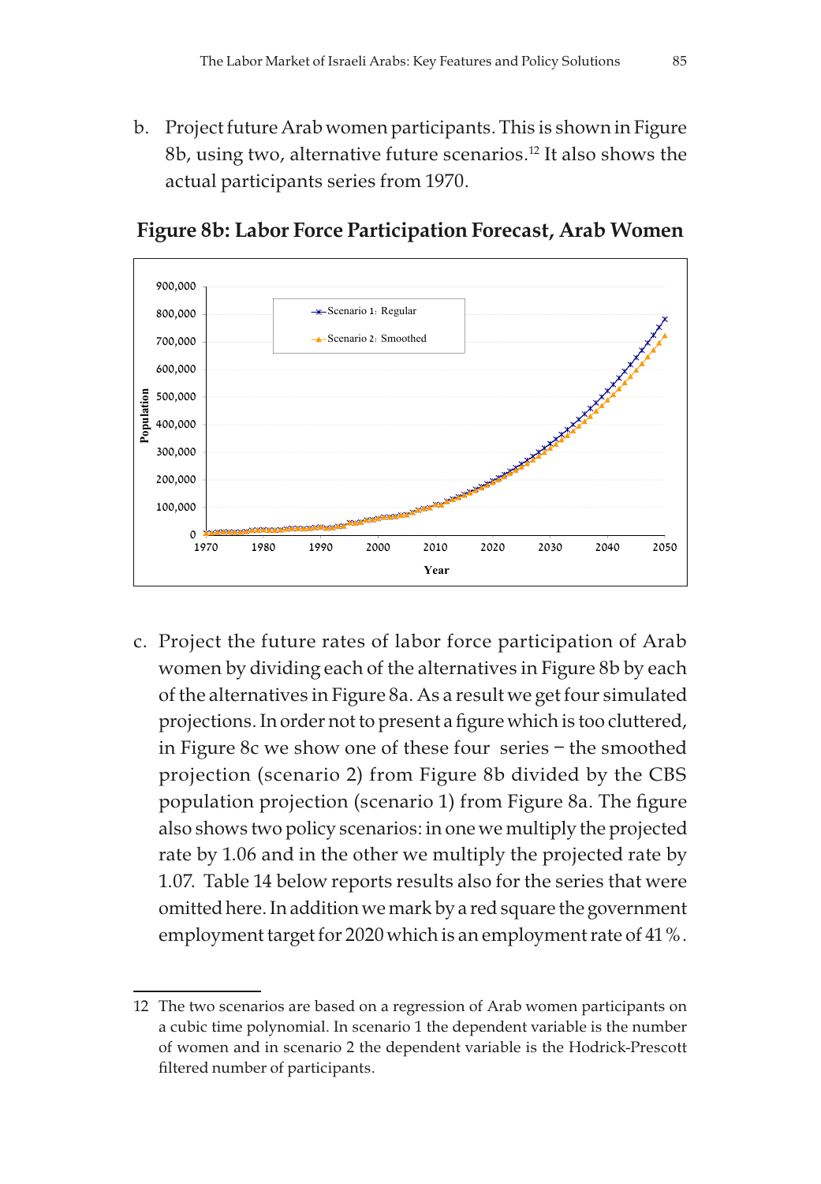b. Project future Arab women participants. This is shown in Figure 8b, using two, alternative future scenarios.[12] It also shows the actual participants series from 1970.

**Figure 8b: Labor Force Participation Forecast, Arab Women**

c. Project the future rates of labor force participation of Arab women by dividing each of the alternatives in Figure 8b by each of the alternatives in Figure 8a. As a result we get four simulated projections. In order not to present a figure which is too cluttered, in Figure 8c we show one of these four series – the smoothed projection (scenario 2) from Figure 8b divided by the CBS population projection (scenario 1) from Figure 8a. The figure also shows two policy scenarios: in one we multiply the projected rate by 1.06 and in the other we multiply the projected rate by 1.07. Table 14 below reports results also for the series that were omitted here. In addition we mark by a red square the government employment target for 2020 which is an employment rate of 41%.

---

12 The two scenarios are based on a regression of Arab women participants on a cubic time polynomial. In scenario 1 the dependent variable is the number of women and in scenario 2 the dependent variable is the Hodrick-Prescott filtered number of participants.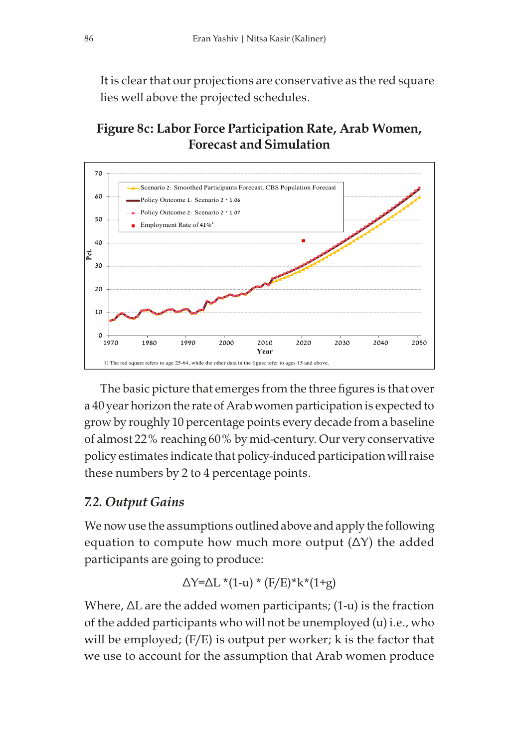It is clear that our projections are conservative as the red square lies well above the projected schedules.

**Figure 8c: Labor Force Participation Rate, Arab Women, Forecast and Simulation**

1) The red square refers to age 25-64, while the other data in the figure refer to ages 15 and above.

The basic picture that emerges from the three figures is that over a 40 year horizon the rate of Arab women participation is expected to grow by roughly 10 percentage points every decade from a baseline of almost 22% reaching 60% by mid-century. Our very conservative policy estimates indicate that policy-induced participation will raise these numbers by 2 to 4 percentage points.

### *7.2. Output Gains*

We now use the assumptions outlined above and apply the following equation to compute how much more output ($\Delta Y$) the added participants are going to produce:

$$\Delta Y = \Delta L * (1-u) * (F/E) * k * (1+g)$$

Where, $\Delta L$ are the added women participants; $(1-u)$ is the fraction of the added participants who will not be unemployed ($u$) i.e., who will be employed; $(F/E)$ is output per worker; $k$ is the factor that we use to account for the assumption that Arab women produce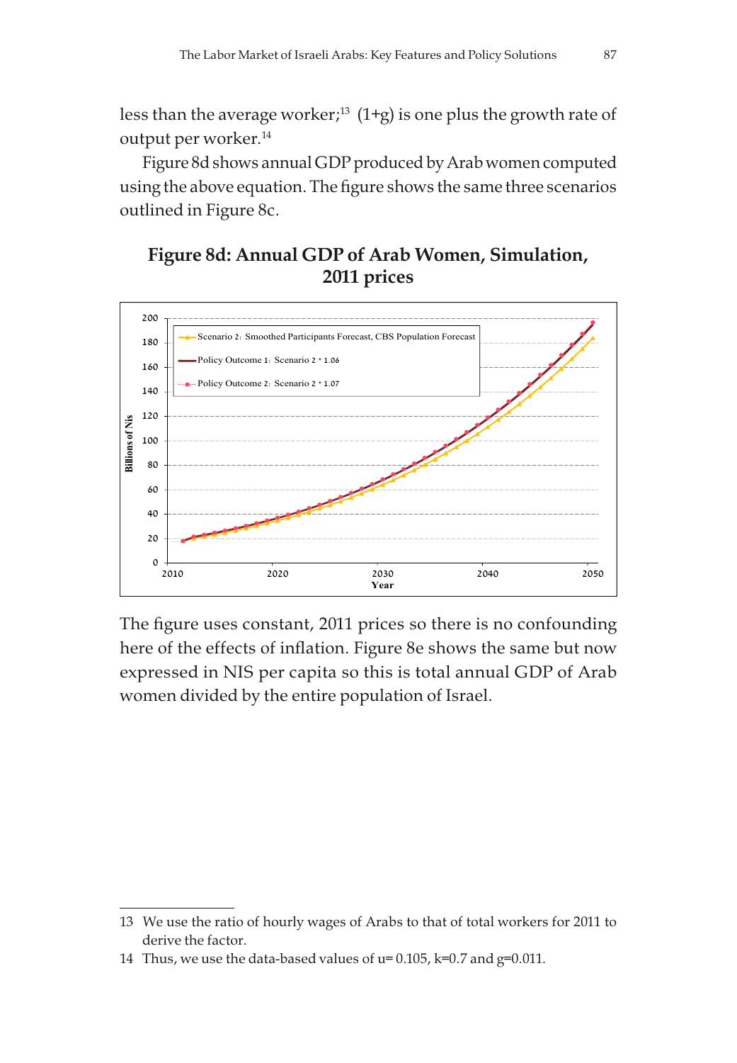less than the average worker;[13] (1+g) is one plus the growth rate of output per worker.[14]

Figure 8d shows annual GDP produced by Arab women computed using the above equation. The figure shows the same three scenarios outlined in Figure 8c.

**Figure 8d: Annual GDP of Arab Women, Simulation, 2011 prices**

The figure uses constant, 2011 prices so there is no confounding here of the effects of inflation. Figure 8e shows the same but now expressed in NIS per capita so this is total annual GDP of Arab women divided by the entire population of Israel.

---

13 We use the ratio of hourly wages of Arabs to that of total workers for 2011 to derive the factor.

14 Thus, we use the data-based values of u= 0.105, k=0.7 and g=0.011.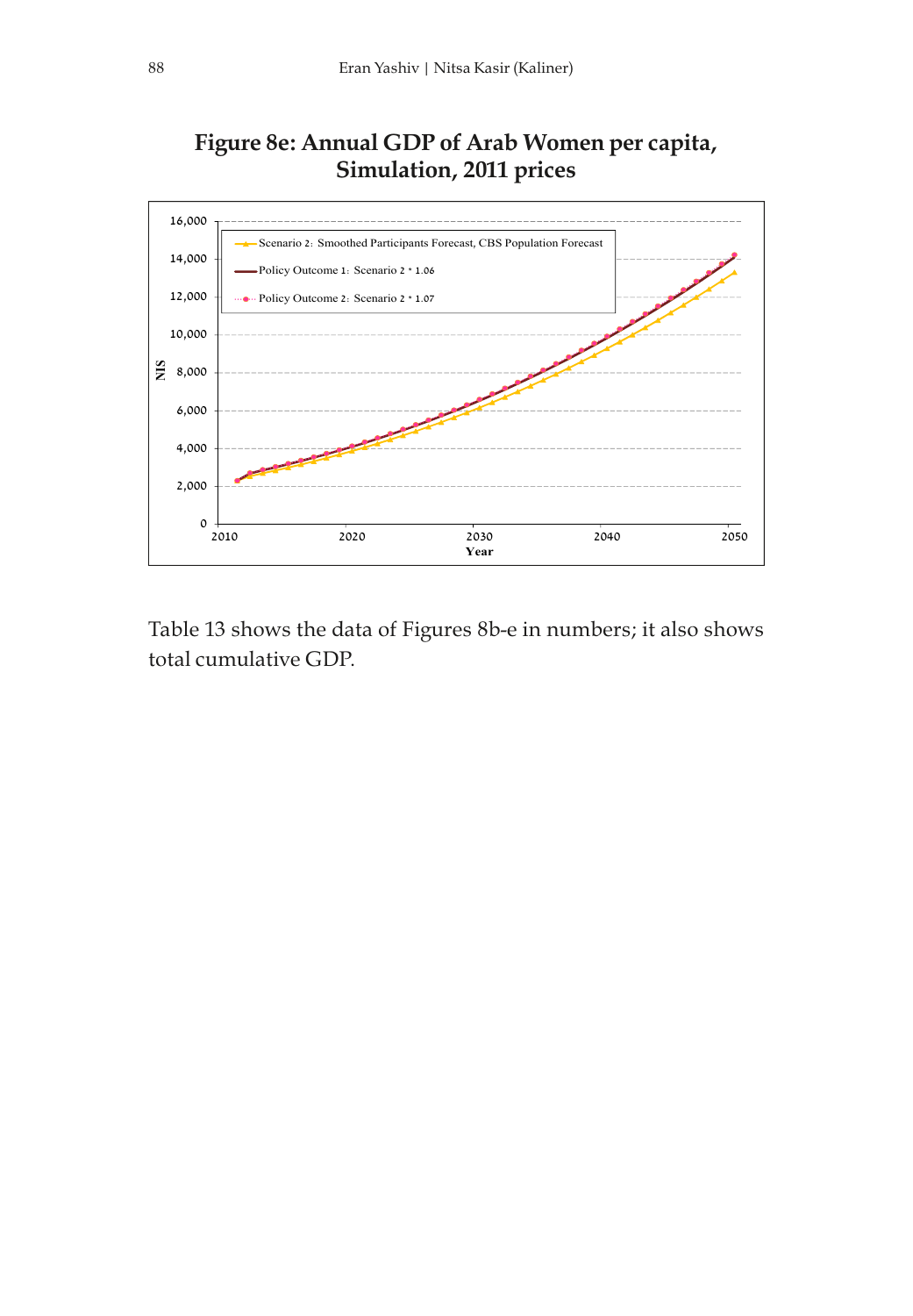**Figure 8e: Annual GDP of Arab Women per capita, Simulation, 2011 prices**

Table 13 shows the data of Figures 8b-e in numbers; it also shows total cumulative GDP.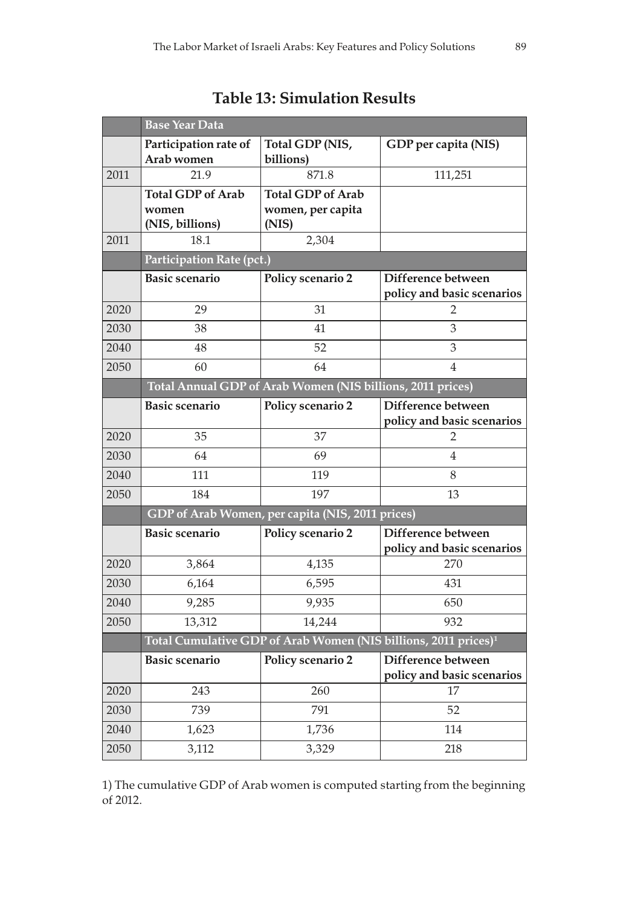## Table 13: Simulation Results

| | Base Year Data | | |
|---|---|---|---|
| | **Participation rate of Arab women** | **Total GDP (NIS, billions)** | **GDP per capita (NIS)** |
| 2011 | 21.9 | 871.8 | 111,251 |
| | **Total GDP of Arab women (NIS, billions)** | **Total GDP of Arab women, per capita (NIS)** | |
| 2011 | 18.1 | 2,304 | |
| | **Participation Rate (pct.)** | | |
| | **Basic scenario** | **Policy scenario 2** | **Difference between policy and basic scenarios** |
| 2020 | 29 | 31 | 2 |
| 2030 | 38 | 41 | 3 |
| 2040 | 48 | 52 | 3 |
| 2050 | 60 | 64 | 4 |
| | **Total Annual GDP of Arab Women (NIS billions, 2011 prices)** | | |
| | **Basic scenario** | **Policy scenario 2** | **Difference between policy and basic scenarios** |
| 2020 | 35 | 37 | 2 |
| 2030 | 64 | 69 | 4 |
| 2040 | 111 | 119 | 8 |
| 2050 | 184 | 197 | 13 |
| | **GDP of Arab Women, per capita (NIS, 2011 prices)** | | |
| | **Basic scenario** | **Policy scenario 2** | **Difference between policy and basic scenarios** |
| 2020 | 3,864 | 4,135 | 270 |
| 2030 | 6,164 | 6,595 | 431 |
| 2040 | 9,285 | 9,935 | 650 |
| 2050 | 13,312 | 14,244 | 932 |
| | **Total Cumulative GDP of Arab Women (NIS billions, 2011 prices)[1]** | | |
| | **Basic scenario** | **Policy scenario 2** | **Difference between policy and basic scenarios** |
| 2020 | 243 | 260 | 17 |
| 2030 | 739 | 791 | 52 |
| 2040 | 1,623 | 1,736 | 114 |
| 2050 | 3,112 | 3,329 | 218 |

1) The cumulative GDP of Arab women is computed starting from the beginning of 2012.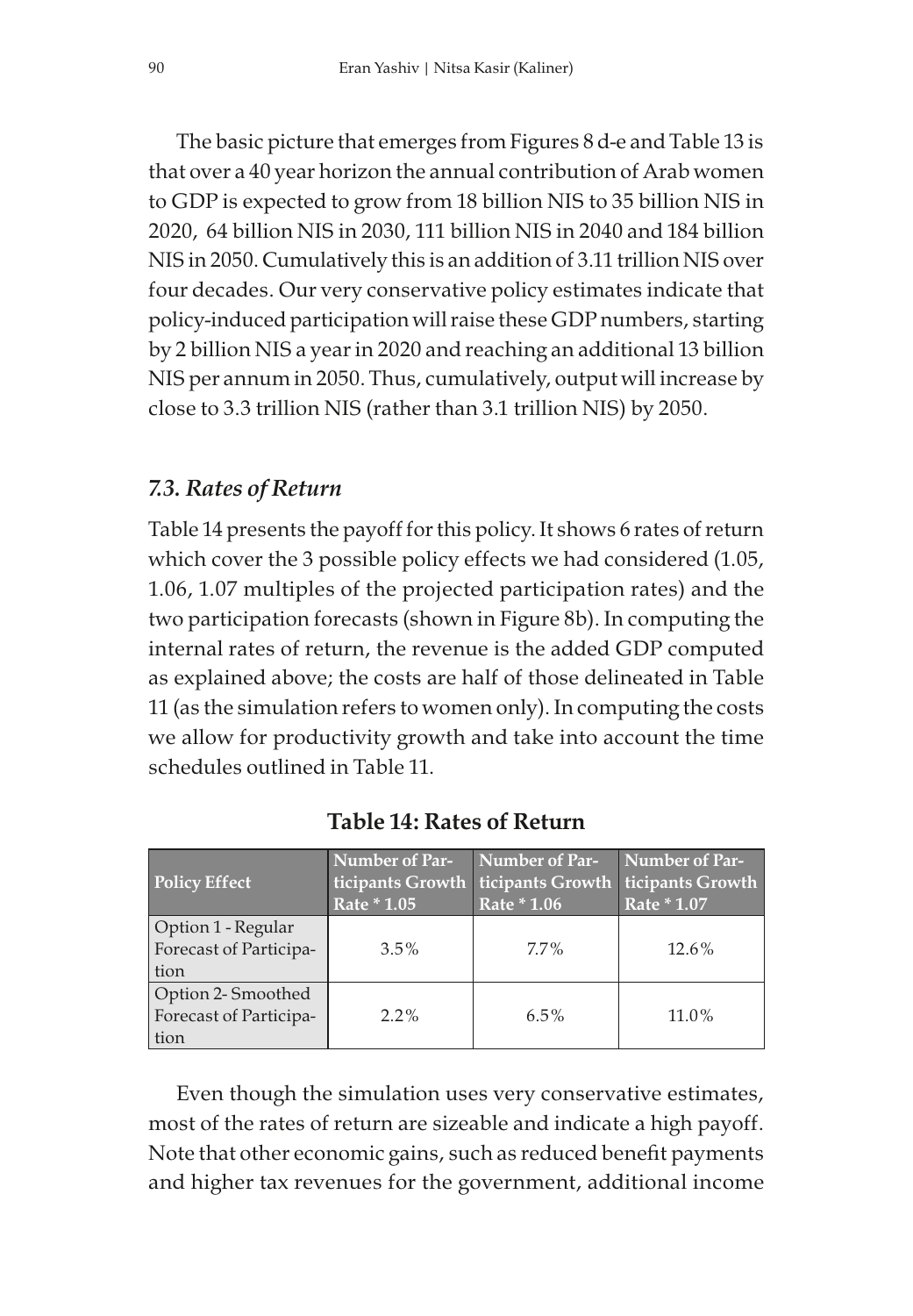The basic picture that emerges from Figures 8 d-e and Table 13 is that over a 40 year horizon the annual contribution of Arab women to GDP is expected to grow from 18 billion NIS to 35 billion NIS in 2020, 64 billion NIS in 2030, 111 billion NIS in 2040 and 184 billion NIS in 2050. Cumulatively this is an addition of 3.11 trillion NIS over four decades. Our very conservative policy estimates indicate that policy-induced participation will raise these GDP numbers, starting by 2 billion NIS a year in 2020 and reaching an additional 13 billion NIS per annum in 2050. Thus, cumulatively, output will increase by close to 3.3 trillion NIS (rather than 3.1 trillion NIS) by 2050.

### *7.3. Rates of Return*

Table 14 presents the payoff for this policy. It shows 6 rates of return which cover the 3 possible policy effects we had considered (1.05, 1.06, 1.07 multiples of the projected participation rates) and the two participation forecasts (shown in Figure 8b). In computing the internal rates of return, the revenue is the added GDP computed as explained above; the costs are half of those delineated in Table 11 (as the simulation refers to women only). In computing the costs we allow for productivity growth and take into account the time schedules outlined in Table 11.

**Table 14: Rates of Return**

| Policy Effect | Number of Participants Growth Rate * 1.05 | Number of Participants Growth Rate * 1.06 | Number of Participants Growth Rate * 1.07 |
|---|---|---|---|
| Option 1 - Regular Forecast of Participation | 3.5% | 7.7% | 12.6% |
| Option 2- Smoothed Forecast of Participation | 2.2% | 6.5% | 11.0% |

Even though the simulation uses very conservative estimates, most of the rates of return are sizeable and indicate a high payoff. Note that other economic gains, such as reduced benefit payments and higher tax revenues for the government, additional income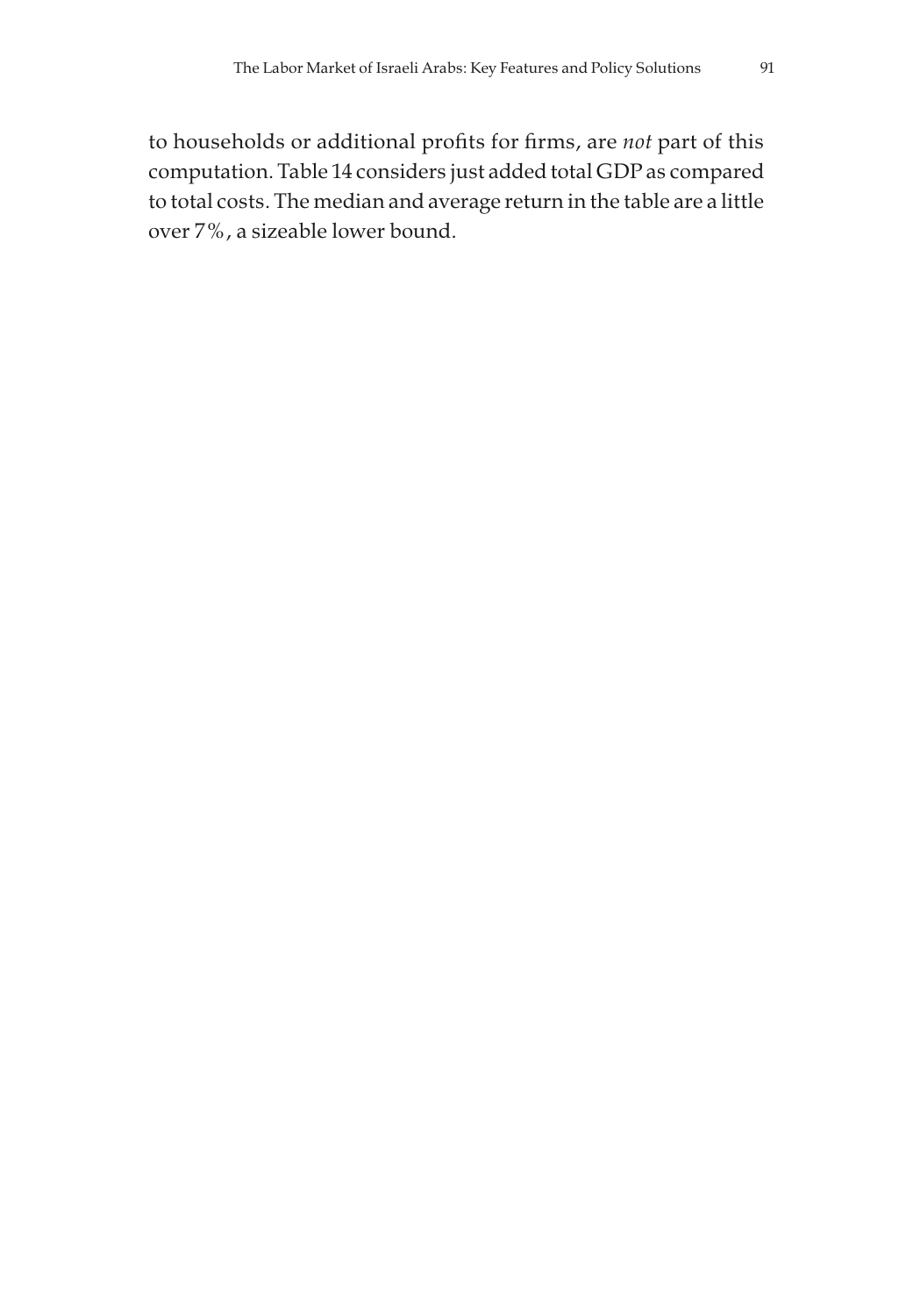to households or additional profits for firms, are *not* part of this computation. Table 14 considers just added total GDP as compared to total costs. The median and average return in the table are a little over 7%, a sizeable lower bound.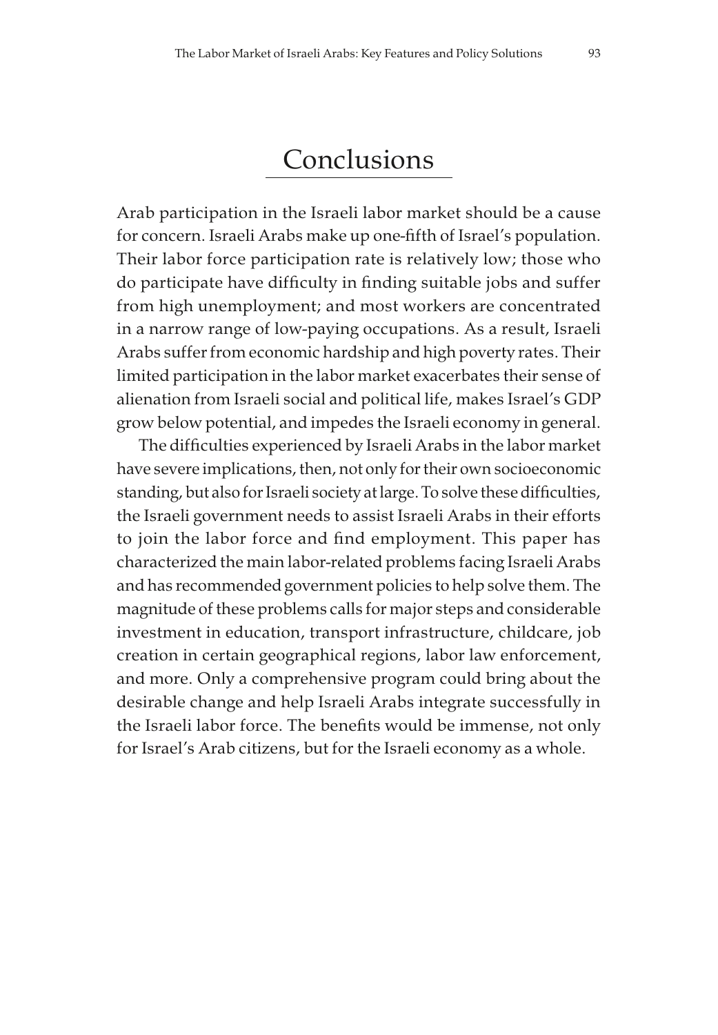# Conclusions

Arab participation in the Israeli labor market should be a cause for concern. Israeli Arabs make up one-fifth of Israel's population. Their labor force participation rate is relatively low; those who do participate have difficulty in finding suitable jobs and suffer from high unemployment; and most workers are concentrated in a narrow range of low-paying occupations. As a result, Israeli Arabs suffer from economic hardship and high poverty rates. Their limited participation in the labor market exacerbates their sense of alienation from Israeli social and political life, makes Israel's GDP grow below potential, and impedes the Israeli economy in general.

The difficulties experienced by Israeli Arabs in the labor market have severe implications, then, not only for their own socioeconomic standing, but also for Israeli society at large. To solve these difficulties, the Israeli government needs to assist Israeli Arabs in their efforts to join the labor force and find employment. This paper has characterized the main labor-related problems facing Israeli Arabs and has recommended government policies to help solve them. The magnitude of these problems calls for major steps and considerable investment in education, transport infrastructure, childcare, job creation in certain geographical regions, labor law enforcement, and more. Only a comprehensive program could bring about the desirable change and help Israeli Arabs integrate successfully in the Israeli labor force. The benefits would be immense, not only for Israel's Arab citizens, but for the Israeli economy as a whole.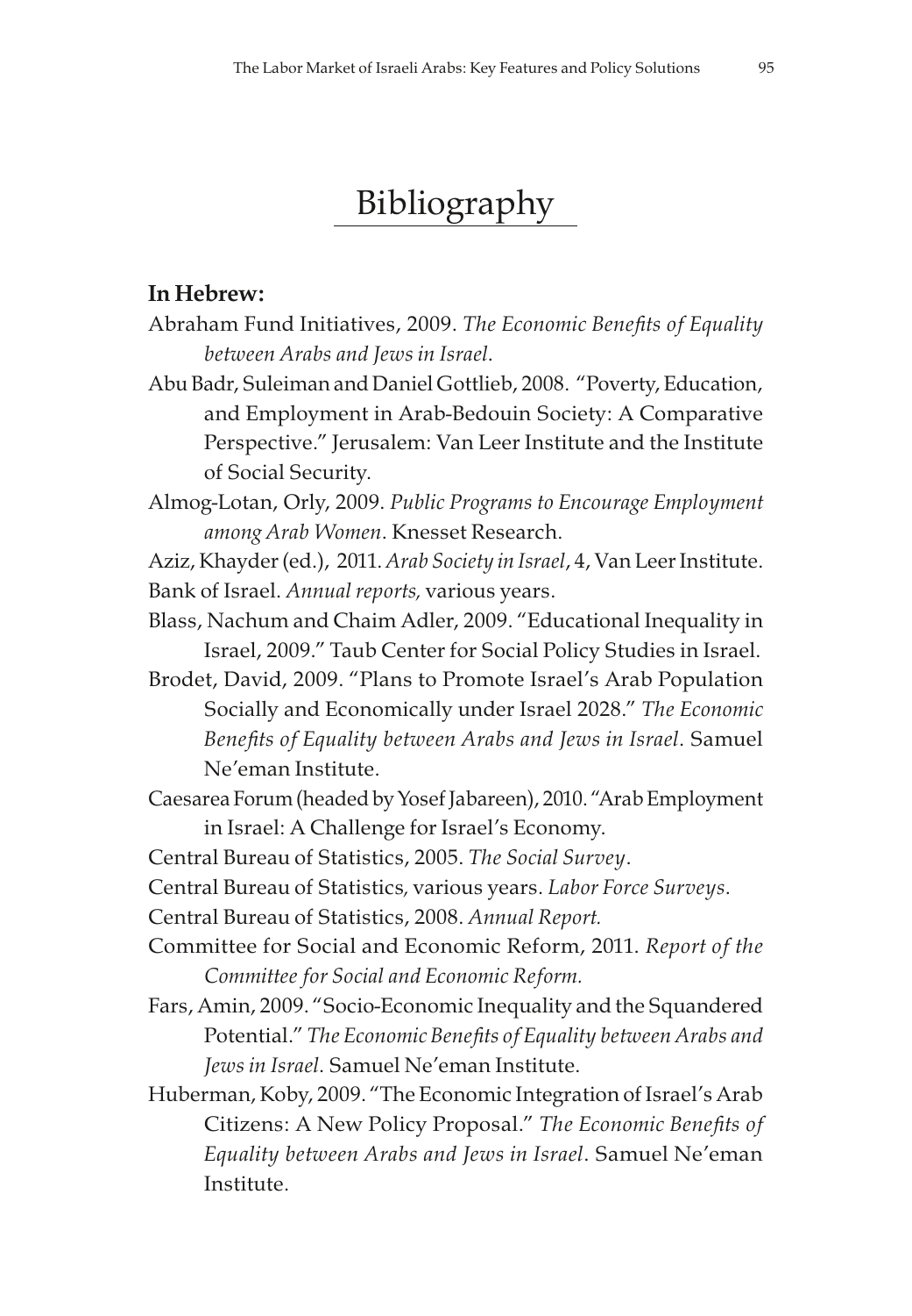# Bibliography

**In Hebrew:**

Abraham Fund Initiatives, 2009. *The Economic Benefits of Equality between Arabs and Jews in Israel*.

Abu Badr, Suleiman and Daniel Gottlieb, 2008. "Poverty, Education, and Employment in Arab-Bedouin Society: A Comparative Perspective." Jerusalem: Van Leer Institute and the Institute of Social Security.

Almog-Lotan, Orly, 2009. *Public Programs to Encourage Employment among Arab Women*. Knesset Research.

Aziz, Khayder (ed.), 2011. *Arab Society in Israel*, 4, Van Leer Institute.

Bank of Israel. *Annual reports,* various years.

Blass, Nachum and Chaim Adler, 2009. "Educational Inequality in Israel, 2009." Taub Center for Social Policy Studies in Israel.

Brodet, David, 2009. "Plans to Promote Israel's Arab Population Socially and Economically under Israel 2028." *The Economic Benefits of Equality between Arabs and Jews in Israel*. Samuel Ne'eman Institute.

Caesarea Forum (headed by Yosef Jabareen), 2010. "Arab Employment in Israel: A Challenge for Israel's Economy.

Central Bureau of Statistics, 2005. *The Social Survey*.

Central Bureau of Statistics, various years. *Labor Force Surveys*.

Central Bureau of Statistics, 2008. *Annual Report.*

Committee for Social and Economic Reform, 2011. *Report of the Committee for Social and Economic Reform.*

Fars, Amin, 2009. "Socio-Economic Inequality and the Squandered Potential." *The Economic Benefits of Equality between Arabs and Jews in Israel*. Samuel Ne'eman Institute.

Huberman, Koby, 2009. "The Economic Integration of Israel's Arab Citizens: A New Policy Proposal." *The Economic Benefits of Equality between Arabs and Jews in Israel*. Samuel Ne'eman Institute.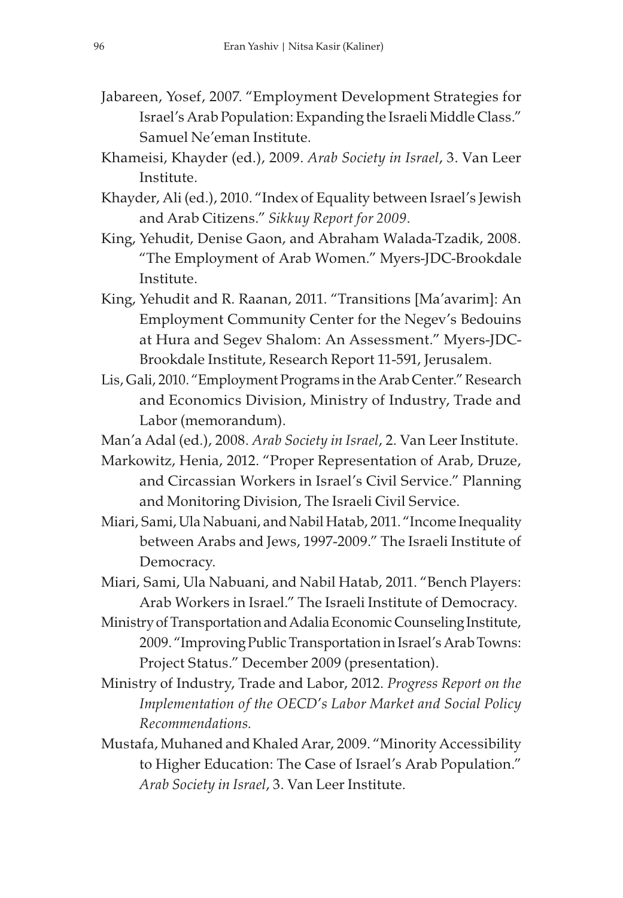Jabareen, Yosef, 2007. "Employment Development Strategies for Israel's Arab Population: Expanding the Israeli Middle Class." Samuel Ne'eman Institute.

Khameisi, Khayder (ed.), 2009. *Arab Society in Israel*, 3. Van Leer Institute.

Khayder, Ali (ed.), 2010. "Index of Equality between Israel's Jewish and Arab Citizens." *Sikkuy Report for 2009*.

King, Yehudit, Denise Gaon, and Abraham Walada-Tzadik, 2008. "The Employment of Arab Women." Myers-JDC-Brookdale Institute.

King, Yehudit and R. Raanan, 2011. "Transitions [Ma'avarim]: An Employment Community Center for the Negev's Bedouins at Hura and Segev Shalom: An Assessment." Myers-JDC-Brookdale Institute, Research Report 11-591, Jerusalem.

Lis, Gali, 2010. "Employment Programs in the Arab Center." Research and Economics Division, Ministry of Industry, Trade and Labor (memorandum).

Man'a Adal (ed.), 2008. *Arab Society in Israel*, 2. Van Leer Institute.

Markowitz, Henia, 2012. "Proper Representation of Arab, Druze, and Circassian Workers in Israel's Civil Service." Planning and Monitoring Division, The Israeli Civil Service.

Miari, Sami, Ula Nabuani, and Nabil Hatab, 2011. "Income Inequality between Arabs and Jews, 1997-2009." The Israeli Institute of Democracy.

Miari, Sami, Ula Nabuani, and Nabil Hatab, 2011. "Bench Players: Arab Workers in Israel." The Israeli Institute of Democracy.

Ministry of Transportation and Adalia Economic Counseling Institute, 2009. "Improving Public Transportation in Israel's Arab Towns: Project Status." December 2009 (presentation).

Ministry of Industry, Trade and Labor, 2012. *Progress Report on the Implementation of the OECD's Labor Market and Social Policy Recommendations.*

Mustafa, Muhaned and Khaled Arar, 2009. "Minority Accessibility to Higher Education: The Case of Israel's Arab Population." *Arab Society in Israel*, 3. Van Leer Institute.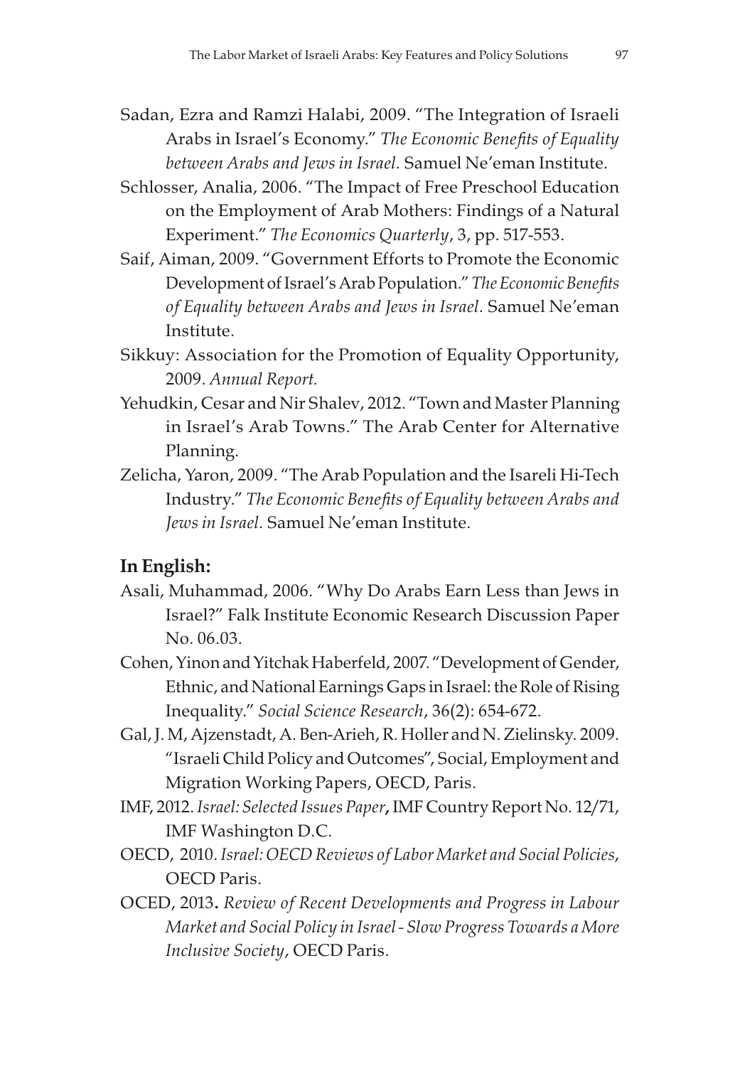Sadan, Ezra and Ramzi Halabi, 2009. "The Integration of Israeli Arabs in Israel's Economy." *The Economic Benefits of Equality between Arabs and Jews in Israel*. Samuel Ne'eman Institute.

Schlosser, Analia, 2006. "The Impact of Free Preschool Education on the Employment of Arab Mothers: Findings of a Natural Experiment." *The Economics Quarterly*, 3, pp. 517-553.

Saif, Aiman, 2009. "Government Efforts to Promote the Economic Development of Israel's Arab Population." *The Economic Benefits of Equality between Arabs and Jews in Israel*. Samuel Ne'eman Institute.

Sikkuy: Association for the Promotion of Equality Opportunity, 2009. *Annual Report.*

Yehudkin, Cesar and Nir Shalev, 2012. "Town and Master Planning in Israel's Arab Towns." The Arab Center for Alternative Planning.

Zelicha, Yaron, 2009. "The Arab Population and the Isareli Hi-Tech Industry." *The Economic Benefits of Equality between Arabs and Jews in Israel*. Samuel Ne'eman Institute.

## In English:

Asali, Muhammad, 2006. "Why Do Arabs Earn Less than Jews in Israel?" Falk Institute Economic Research Discussion Paper No. 06.03.

Cohen, Yinon and Yitchak Haberfeld, 2007. "Development of Gender, Ethnic, and National Earnings Gaps in Israel: the Role of Rising Inequality." *Social Science Research*, 36(2): 654-672.

Gal, J. M, Ajzenstadt, A. Ben-Arieh, R. Holler and N. Zielinsky. 2009. "Israeli Child Policy and Outcomes", Social, Employment and Migration Working Papers, OECD, Paris.

IMF, 2012. *Israel: Selected Issues Paper*, IMF Country Report No. 12/71, IMF Washington D.C.

OECD, 2010. *Israel: OECD Reviews of Labor Market and Social Policies*, OECD Paris.

OCED, 2013. *Review of Recent Developments and Progress in Labour Market and Social Policy in Israel - Slow Progress Towards a More Inclusive Society*, OECD Paris.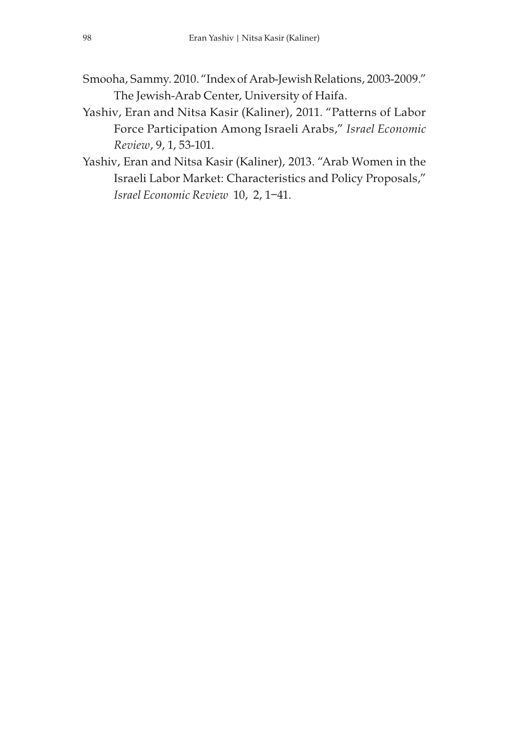Smooha, Sammy. 2010. "Index of Arab-Jewish Relations, 2003-2009." The Jewish-Arab Center, University of Haifa.

Yashiv, Eran and Nitsa Kasir (Kaliner), 2011. "Patterns of Labor Force Participation Among Israeli Arabs," *Israel Economic Review*, 9, 1, 53-101.

Yashiv, Eran and Nitsa Kasir (Kaliner), 2013. "Arab Women in the Israeli Labor Market: Characteristics and Policy Proposals," *Israel Economic Review* 10, 2, 1–41.